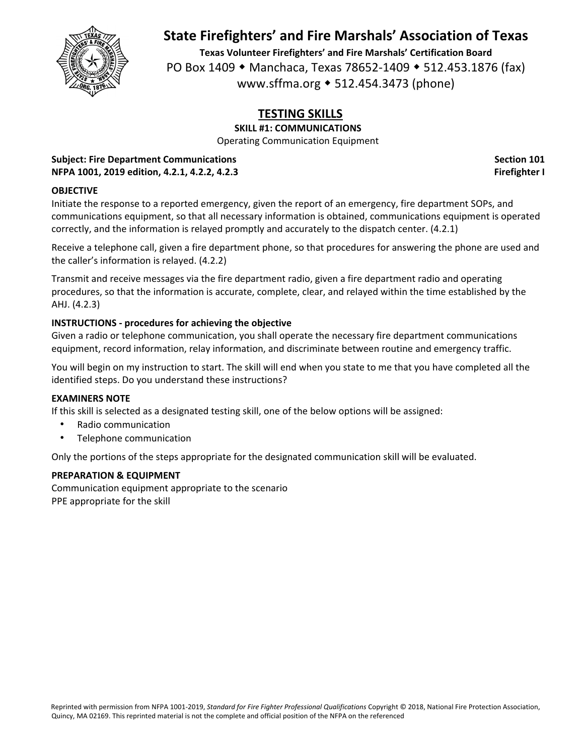# State Firefighters' and Fire Marshals' Association of Texas

**Texas Volunteer Firefighters' and Fire Marshals' Certification Board**

PO Box 1409 ◆ Manchaca, Texas 78652-1409 ◆ 512.453.1876 (fax)

www.sffma.org ◆ 512.454.3473 (phone)

## TESTING SKILLS

**SKILL #1: COMMUNICATIONS**

Operating Communication Equipment

**Subject: Fire Department Communications** **Section 101**

**NFPA 1001, 2019 edition, 4.2.1, 4.2.2, 4.2.3** **Firefighter I**

**OBJECTIVE**

Initiate the response to a reported emergency, given the report of an emergency, fire department SOPs, and communications equipment, so that all necessary information is obtained, communications equipment is operated correctly, and the information is relayed promptly and accurately to the dispatch center. (4.2.1)

Receive a telephone call, given a fire department phone, so that procedures for answering the phone are used and the caller's information is relayed. (4.2.2)

Transmit and receive messages via the fire department radio, given a fire department radio and operating procedures, so that the information is accurate, complete, clear, and relayed within the time established by the AHJ. (4.2.3)

**INSTRUCTIONS - procedures for achieving the objective**

Given a radio or telephone communication, you shall operate the necessary fire department communications equipment, record information, relay information, and discriminate between routine and emergency traffic.

You will begin on my instruction to start. The skill will end when you state to me that you have completed all the identified steps. Do you understand these instructions?

**EXAMINERS NOTE**

If this skill is selected as a designated testing skill, one of the below options will be assigned:

- Radio communication
- Telephone communication

Only the portions of the steps appropriate for the designated communication skill will be evaluated.

**PREPARATION & EQUIPMENT**

Communication equipment appropriate to the scenario

PPE appropriate for the skill

Reprinted with permission from NFPA 1001-2019, *Standard for Fire Fighter Professional Qualifications* Copyright © 2018, National Fire Protection Association, Quincy, MA 02169. This reprinted material is not the complete and official position of the NFPA on the referenced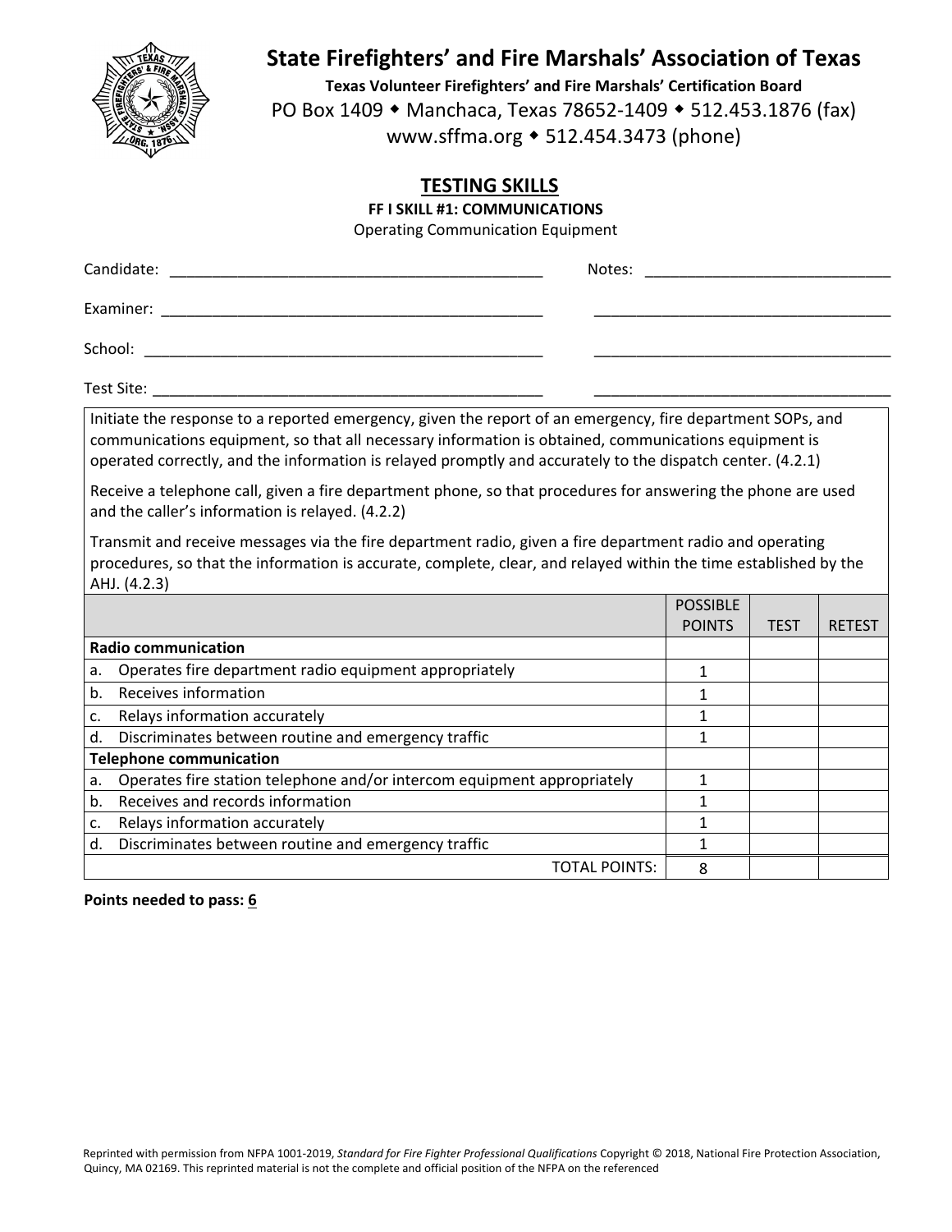# State Firefighters' and Fire Marshals' Association of Texas

**Texas Volunteer Firefighters' and Fire Marshals' Certification Board**

PO Box 1409 ◆ Manchaca, Texas 78652-1409 ◆ 512.453.1876 (fax)

www.sffma.org ◆ 512.454.3473 (phone)

## TESTING SKILLS

**FF I SKILL #1: COMMUNICATIONS**

Operating Communication Equipment

Candidate: ____________________________________________ Notes: ______________________________

Examiner: ____________________________________________ ______________________________

School: ____________________________________________ ______________________________

Test Site: ____________________________________________ ______________________________

Initiate the response to a reported emergency, given the report of an emergency, fire department SOPs, and communications equipment, so that all necessary information is obtained, communications equipment is operated correctly, and the information is relayed promptly and accurately to the dispatch center. (4.2.1)

Receive a telephone call, given a fire department phone, so that procedures for answering the phone are used and the caller's information is relayed. (4.2.2)

Transmit and receive messages via the fire department radio, given a fire department radio and operating procedures, so that the information is accurate, complete, clear, and relayed within the time established by the AHJ. (4.2.3)

| | POSSIBLE POINTS | TEST | RETEST |
|---|---|---|---|
| **Radio communication** | | | |
| a. Operates fire department radio equipment appropriately | 1 | | |
| b. Receives information | 1 | | |
| c. Relays information accurately | 1 | | |
| d. Discriminates between routine and emergency traffic | 1 | | |
| **Telephone communication** | | | |
| a. Operates fire station telephone and/or intercom equipment appropriately | 1 | | |
| b. Receives and records information | 1 | | |
| c. Relays information accurately | 1 | | |
| d. Discriminates between routine and emergency traffic | 1 | | |
| TOTAL POINTS: | 8 | | |

**Points needed to pass: 6**

Reprinted with permission from NFPA 1001-2019, *Standard for Fire Fighter Professional Qualifications* Copyright © 2018, National Fire Protection Association, Quincy, MA 02169. This reprinted material is not the complete and official position of the NFPA on the referenced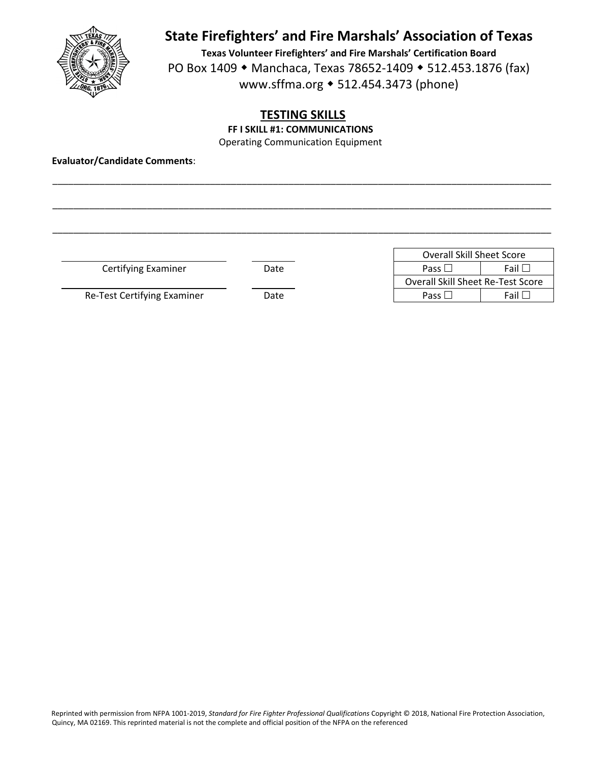# State Firefighters' and Fire Marshals' Association of Texas

**Texas Volunteer Firefighters' and Fire Marshals' Certification Board**

PO Box 1409 ◆ Manchaca, Texas 78652-1409 ◆ 512.453.1876 (fax)

www.sffma.org ◆ 512.454.3473 (phone)

## TESTING SKILLS

**FF I SKILL #1: COMMUNICATIONS**

Operating Communication Equipment

**Evaluator/Candidate Comments**:

\_\_\_\_\_\_\_\_\_\_\_\_\_\_\_\_\_\_\_\_\_\_\_\_\_\_\_\_\_\_\_\_\_\_\_\_\_\_\_\_\_\_\_\_\_\_\_\_\_\_\_\_\_\_\_\_\_\_\_\_\_\_\_\_\_\_\_\_\_\_\_\_\_\_\_\_\_\_

\_\_\_\_\_\_\_\_\_\_\_\_\_\_\_\_\_\_\_\_\_\_\_\_\_\_\_\_\_\_\_\_\_\_\_\_\_\_\_\_\_\_\_\_\_\_\_\_\_\_\_\_\_\_\_\_\_\_\_\_\_\_\_\_\_\_\_\_\_\_\_\_\_\_\_\_\_\_

\_\_\_\_\_\_\_\_\_\_\_\_\_\_\_\_\_\_\_\_\_\_\_\_\_\_\_\_\_\_\_\_\_\_\_\_\_\_\_\_\_\_\_\_\_\_\_\_\_\_\_\_\_\_\_\_\_\_\_\_\_\_\_\_\_\_\_\_\_\_\_\_\_\_\_\_\_\_

\_\_\_\_\_\_\_\_\_\_\_\_\_\_\_\_\_\_\_\_\_\_\_\_\_\_ \_\_\_\_\_\_\_\_\_\_

Certifying Examiner Date

\_\_\_\_\_\_\_\_\_\_\_\_\_\_\_\_\_\_\_\_\_\_\_\_\_\_ \_\_\_\_\_\_\_\_\_\_

Re-Test Certifying Examiner Date

| Overall Skill Sheet Score | |
|---|---|
| Pass ☐ | Fail ☐ |
| Overall Skill Sheet Re-Test Score | |
| Pass ☐ | Fail ☐ |

Reprinted with permission from NFPA 1001-2019, *Standard for Fire Fighter Professional Qualifications* Copyright © 2018, National Fire Protection Association, Quincy, MA 02169. This reprinted material is not the complete and official position of the NFPA on the referenced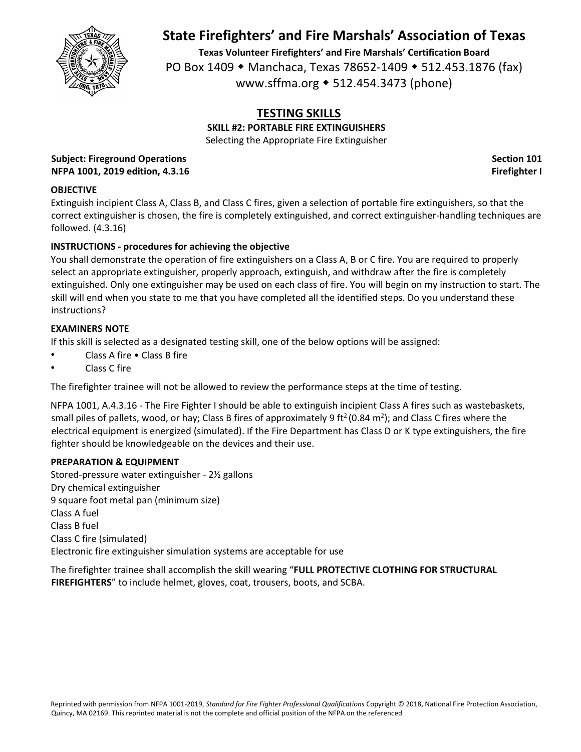# State Firefighters' and Fire Marshals' Association of Texas

**Texas Volunteer Firefighters' and Fire Marshals' Certification Board**

PO Box 1409 ◆ Manchaca, Texas 78652-1409 ◆ 512.453.1876 (fax)

www.sffma.org ◆ 512.454.3473 (phone)

## TESTING SKILLS

**SKILL #2: PORTABLE FIRE EXTINGUISHERS**

Selecting the Appropriate Fire Extinguisher

**Subject: Fireground Operations** **Section 101**

**NFPA 1001, 2019 edition, 4.3.16** **Firefighter I**

**OBJECTIVE**

Extinguish incipient Class A, Class B, and Class C fires, given a selection of portable fire extinguishers, so that the correct extinguisher is chosen, the fire is completely extinguished, and correct extinguisher-handling techniques are followed. (4.3.16)

**INSTRUCTIONS - procedures for achieving the objective**

You shall demonstrate the operation of fire extinguishers on a Class A, B or C fire. You are required to properly select an appropriate extinguisher, properly approach, extinguish, and withdraw after the fire is completely extinguished. Only one extinguisher may be used on each class of fire. You will begin on my instruction to start. The skill will end when you state to me that you have completed all the identified steps. Do you understand these instructions?

**EXAMINERS NOTE**

If this skill is selected as a designated testing skill, one of the below options will be assigned:

- Class A fire • Class B fire
- Class C fire

The firefighter trainee will not be allowed to review the performance steps at the time of testing.

NFPA 1001, A.4.3.16 - The Fire Fighter I should be able to extinguish incipient Class A fires such as wastebaskets, small piles of pallets, wood, or hay; Class B fires of approximately 9 $ft^2$ (0.84 $m^2$); and Class C fires where the electrical equipment is energized (simulated). If the Fire Department has Class D or K type extinguishers, the fire fighter should be knowledgeable on the devices and their use.

**PREPARATION & EQUIPMENT**

Stored-pressure water extinguisher - 2½ gallons
Dry chemical extinguisher
9 square foot metal pan (minimum size)
Class A fuel
Class B fuel
Class C fire (simulated)
Electronic fire extinguisher simulation systems are acceptable for use

The firefighter trainee shall accomplish the skill wearing "**FULL PROTECTIVE CLOTHING FOR STRUCTURAL FIREFIGHTERS**" to include helmet, gloves, coat, trousers, boots, and SCBA.

Reprinted with permission from NFPA 1001-2019, *Standard for Fire Fighter Professional Qualifications* Copyright © 2018, National Fire Protection Association, Quincy, MA 02169. This reprinted material is not the complete and official position of the NFPA on the referenced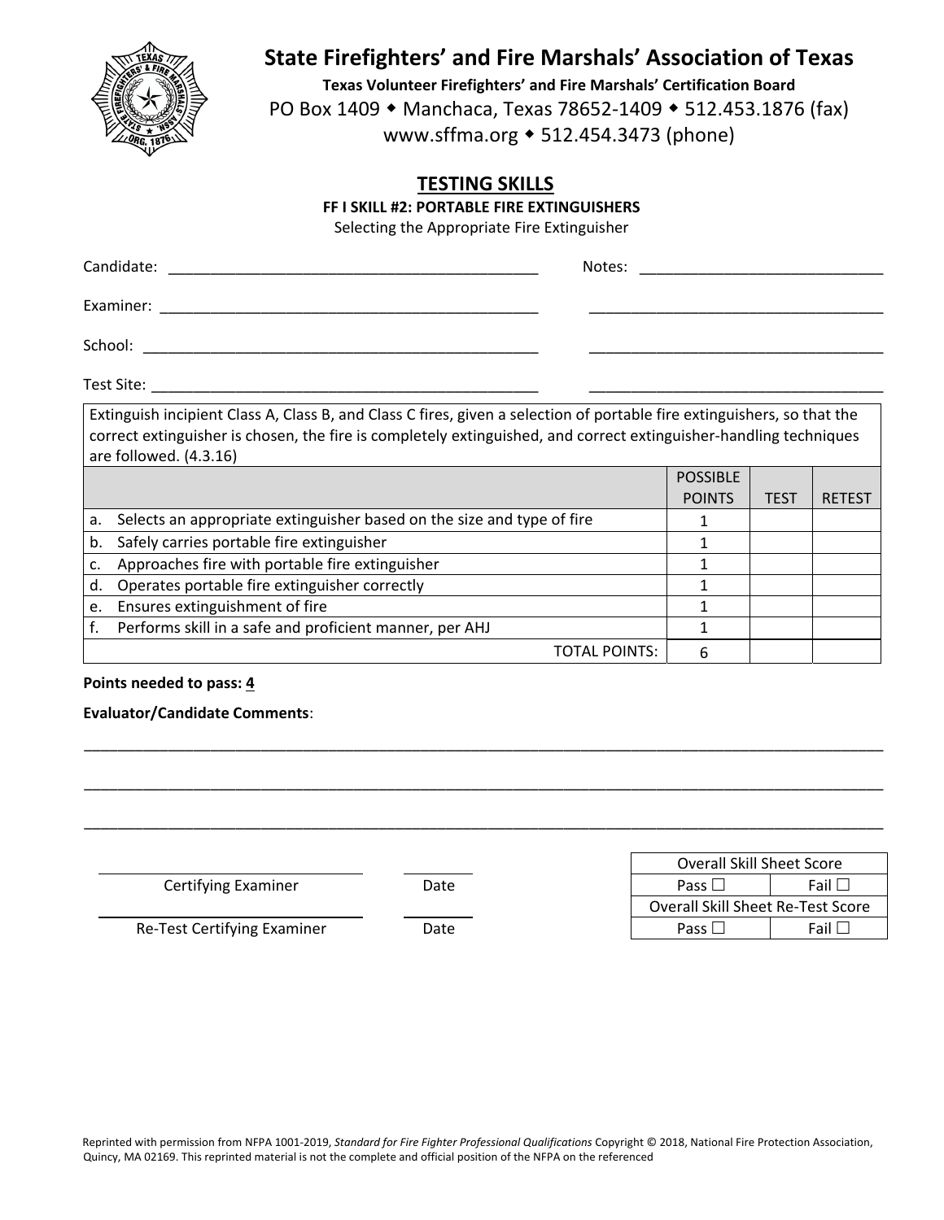# State Firefighters' and Fire Marshals' Association of Texas

**Texas Volunteer Firefighters' and Fire Marshals' Certification Board**

PO Box 1409 ◆ Manchaca, Texas 78652-1409 ◆ 512.453.1876 (fax)

www.sffma.org ◆ 512.454.3473 (phone)

## TESTING SKILLS

**FF I SKILL #2: PORTABLE FIRE EXTINGUISHERS**

Selecting the Appropriate Fire Extinguisher

Candidate: ____________________________________________ Notes: ____________________________

Examiner: ____________________________________________ ____________________________________

School: ______________________________________________ ____________________________________

Test Site: _____________________________________________ ____________________________________

| Extinguish incipient Class A, Class B, and Class C fires, given a selection of portable fire extinguishers, so that the correct extinguisher is chosen, the fire is completely extinguished, and correct extinguisher-handling techniques are followed. (4.3.16) | | | |
|---|---|---|---|
| | POSSIBLE POINTS | TEST | RETEST |
| a. Selects an appropriate extinguisher based on the size and type of fire | 1 | | |
| b. Safely carries portable fire extinguisher | 1 | | |
| c. Approaches fire with portable fire extinguisher | 1 | | |
| d. Operates portable fire extinguisher correctly | 1 | | |
| e. Ensures extinguishment of fire | 1 | | |
| f. Performs skill in a safe and proficient manner, per AHJ | 1 | | |
| TOTAL POINTS: | 6 | | |

**Points needed to pass: 4**

**Evaluator/Candidate Comments**:

______________________________________________________________________________________

______________________________________________________________________________________

______________________________________________________________________________________

Certifying Examiner ________________ Date ________

Re-Test Certifying Examiner ________________ Date ________

| Overall Skill Sheet Score | |
|---|---|
| Pass ☐ | Fail ☐ |
| Overall Skill Sheet Re-Test Score | |
| Pass ☐ | Fail ☐ |

Reprinted with permission from NFPA 1001-2019, *Standard for Fire Fighter Professional Qualifications* Copyright © 2018, National Fire Protection Association, Quincy, MA 02169. This reprinted material is not the complete and official position of the NFPA on the referenced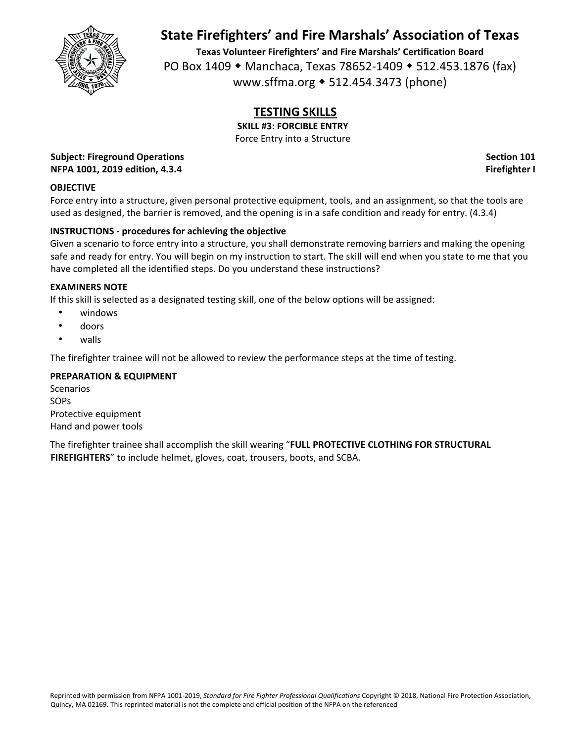# State Firefighters' and Fire Marshals' Association of Texas

**Texas Volunteer Firefighters' and Fire Marshals' Certification Board**

PO Box 1409 ◆ Manchaca, Texas 78652-1409 ◆ 512.453.1876 (fax)

www.sffma.org ◆ 512.454.3473 (phone)

## TESTING SKILLS

**SKILL #3: FORCIBLE ENTRY**

Force Entry into a Structure

**Subject: Fireground Operations** — **Section 101**

**NFPA 1001, 2019 edition, 4.3.4** — **Firefighter I**

**OBJECTIVE**

Force entry into a structure, given personal protective equipment, tools, and an assignment, so that the tools are used as designed, the barrier is removed, and the opening is in a safe condition and ready for entry. (4.3.4)

**INSTRUCTIONS - procedures for achieving the objective**

Given a scenario to force entry into a structure, you shall demonstrate removing barriers and making the opening safe and ready for entry. You will begin on my instruction to start. The skill will end when you state to me that you have completed all the identified steps. Do you understand these instructions?

**EXAMINERS NOTE**

If this skill is selected as a designated testing skill, one of the below options will be assigned:

- windows
- doors
- walls

The firefighter trainee will not be allowed to review the performance steps at the time of testing.

**PREPARATION & EQUIPMENT**

Scenarios

SOPs

Protective equipment

Hand and power tools

The firefighter trainee shall accomplish the skill wearing "**FULL PROTECTIVE CLOTHING FOR STRUCTURAL FIREFIGHTERS**" to include helmet, gloves, coat, trousers, boots, and SCBA.

Reprinted with permission from NFPA 1001-2019, *Standard for Fire Fighter Professional Qualifications* Copyright © 2018, National Fire Protection Association, Quincy, MA 02169. This reprinted material is not the complete and official position of the NFPA on the referenced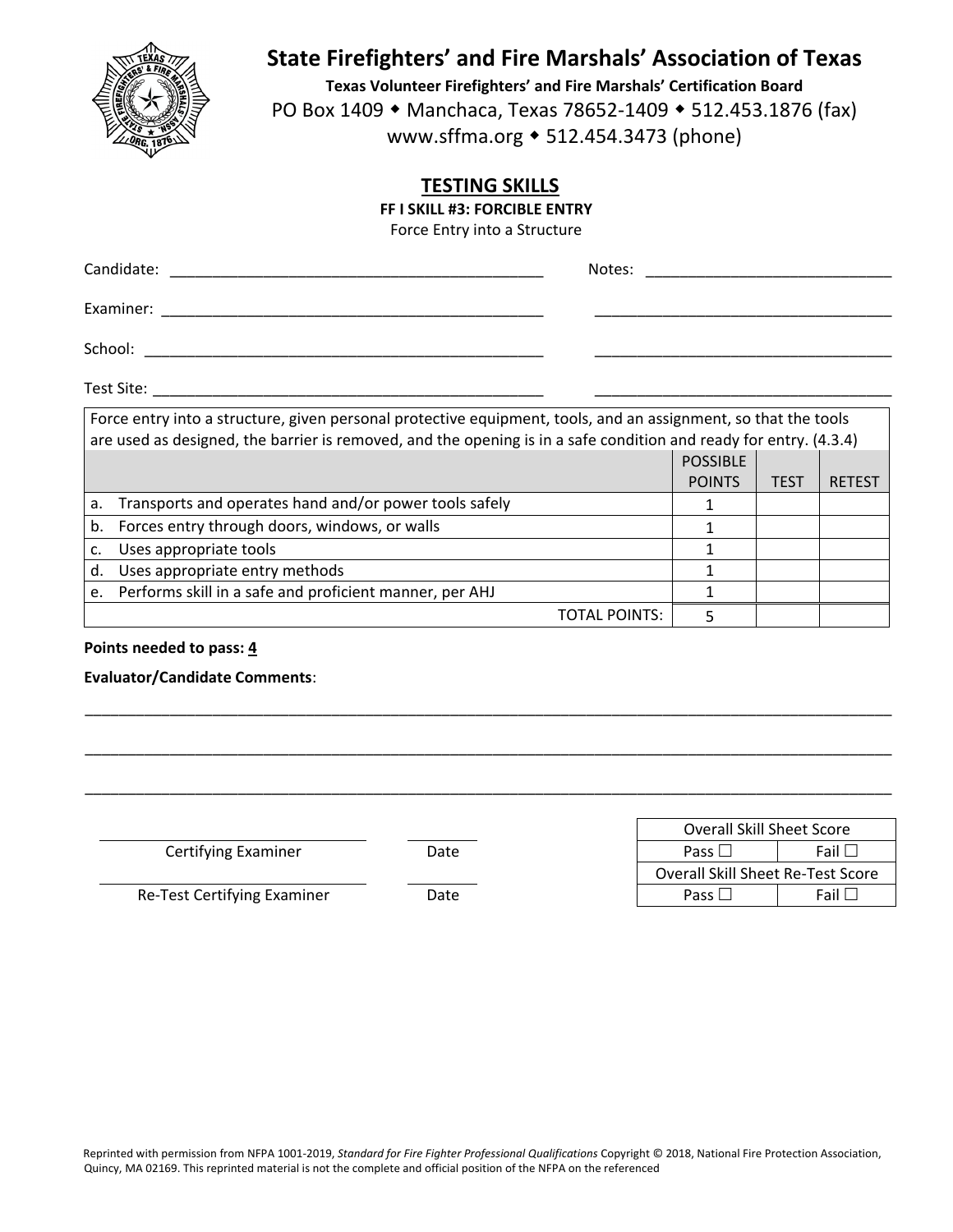# State Firefighters' and Fire Marshals' Association of Texas

**Texas Volunteer Firefighters' and Fire Marshals' Certification Board**

PO Box 1409 ◆ Manchaca, Texas 78652-1409 ◆ 512.453.1876 (fax)

www.sffma.org ◆ 512.454.3473 (phone)

## TESTING SKILLS

**FF I SKILL #3: FORCIBLE ENTRY**

Force Entry into a Structure

Candidate: ____________________________________________ Notes: ______________________________

Examiner: ____________________________________________ ______________________________

School: ____________________________________________ ______________________________

Test Site: ____________________________________________ ______________________________

| Force entry into a structure, given personal protective equipment, tools, and an assignment, so that the tools are used as designed, the barrier is removed, and the opening is in a safe condition and ready for entry. (4.3.4) | POSSIBLE POINTS | TEST | RETEST |
|---|---|---|---|
| a. Transports and operates hand and/or power tools safely | 1 | | |
| b. Forces entry through doors, windows, or walls | 1 | | |
| c. Uses appropriate tools | 1 | | |
| d. Uses appropriate entry methods | 1 | | |
| e. Performs skill in a safe and proficient manner, per AHJ | 1 | | |
| TOTAL POINTS: | 5 | | |

**Points needed to pass: 4**

**Evaluator/Candidate Comments**:

_______________________________________________________________________________________

_______________________________________________________________________________________

_______________________________________________________________________________________

| | |
|---|---|
| Certifying Examiner | Date |
| Re-Test Certifying Examiner | Date |

| Overall Skill Sheet Score | |
|---|---|
| Pass ☐ | Fail ☐ |
| Overall Skill Sheet Re-Test Score | |
| Pass ☐ | Fail ☐ |

Reprinted with permission from NFPA 1001-2019, *Standard for Fire Fighter Professional Qualifications* Copyright © 2018, National Fire Protection Association, Quincy, MA 02169. This reprinted material is not the complete and official position of the NFPA on the referenced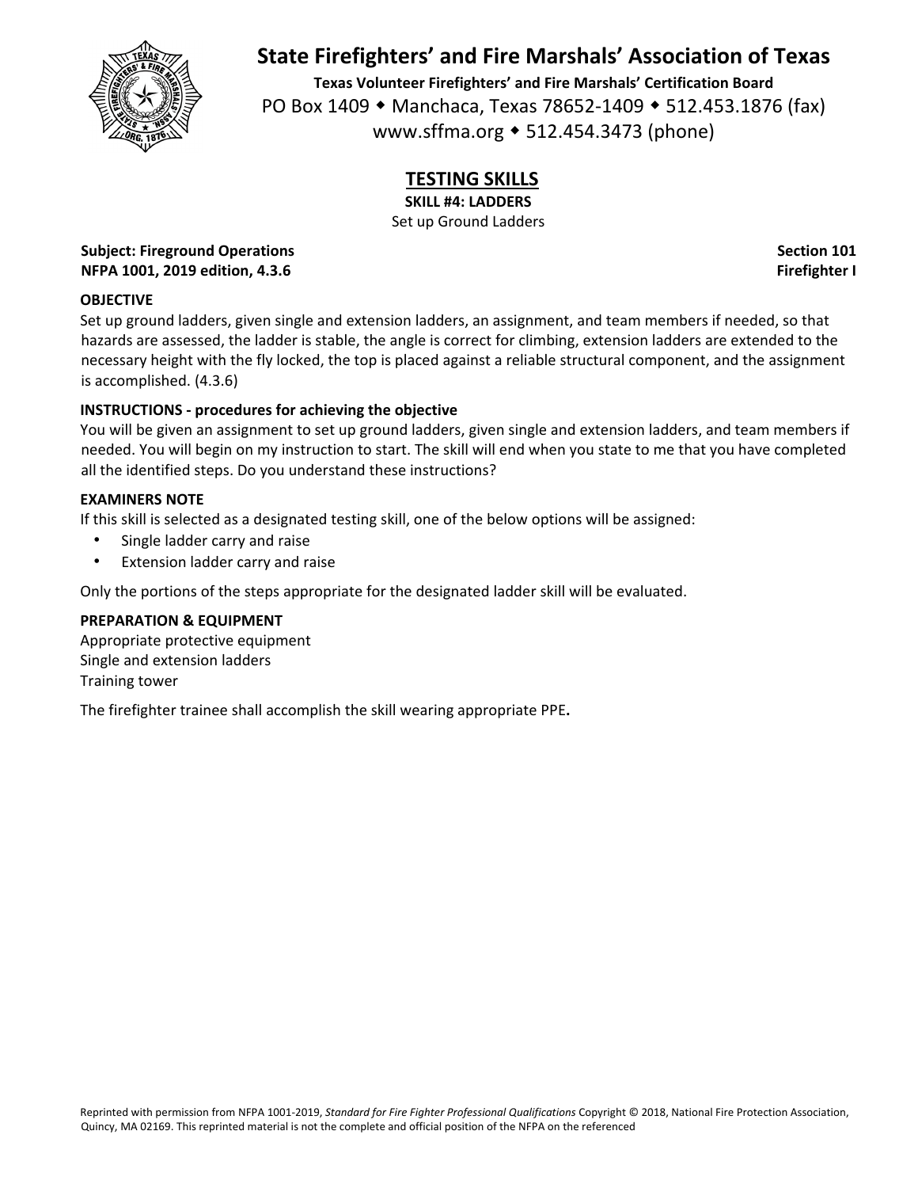# State Firefighters' and Fire Marshals' Association of Texas

**Texas Volunteer Firefighters' and Fire Marshals' Certification Board**

PO Box 1409 ◆ Manchaca, Texas 78652-1409 ◆ 512.453.1876 (fax)

www.sffma.org ◆ 512.454.3473 (phone)

## TESTING SKILLS

**SKILL #4: LADDERS**

Set up Ground Ladders

**Subject: Fireground Operations** — **Section 101**

**NFPA 1001, 2019 edition, 4.3.6** — **Firefighter I**

### OBJECTIVE

Set up ground ladders, given single and extension ladders, an assignment, and team members if needed, so that hazards are assessed, the ladder is stable, the angle is correct for climbing, extension ladders are extended to the necessary height with the fly locked, the top is placed against a reliable structural component, and the assignment is accomplished. (4.3.6)

### INSTRUCTIONS - procedures for achieving the objective

You will be given an assignment to set up ground ladders, given single and extension ladders, and team members if needed. You will begin on my instruction to start. The skill will end when you state to me that you have completed all the identified steps. Do you understand these instructions?

### EXAMINERS NOTE

If this skill is selected as a designated testing skill, one of the below options will be assigned:

- Single ladder carry and raise
- Extension ladder carry and raise

Only the portions of the steps appropriate for the designated ladder skill will be evaluated.

### PREPARATION & EQUIPMENT

Appropriate protective equipment

Single and extension ladders

Training tower

The firefighter trainee shall accomplish the skill wearing appropriate PPE**.**

Reprinted with permission from NFPA 1001-2019, *Standard for Fire Fighter Professional Qualifications* Copyright © 2018, National Fire Protection Association, Quincy, MA 02169. This reprinted material is not the complete and official position of the NFPA on the referenced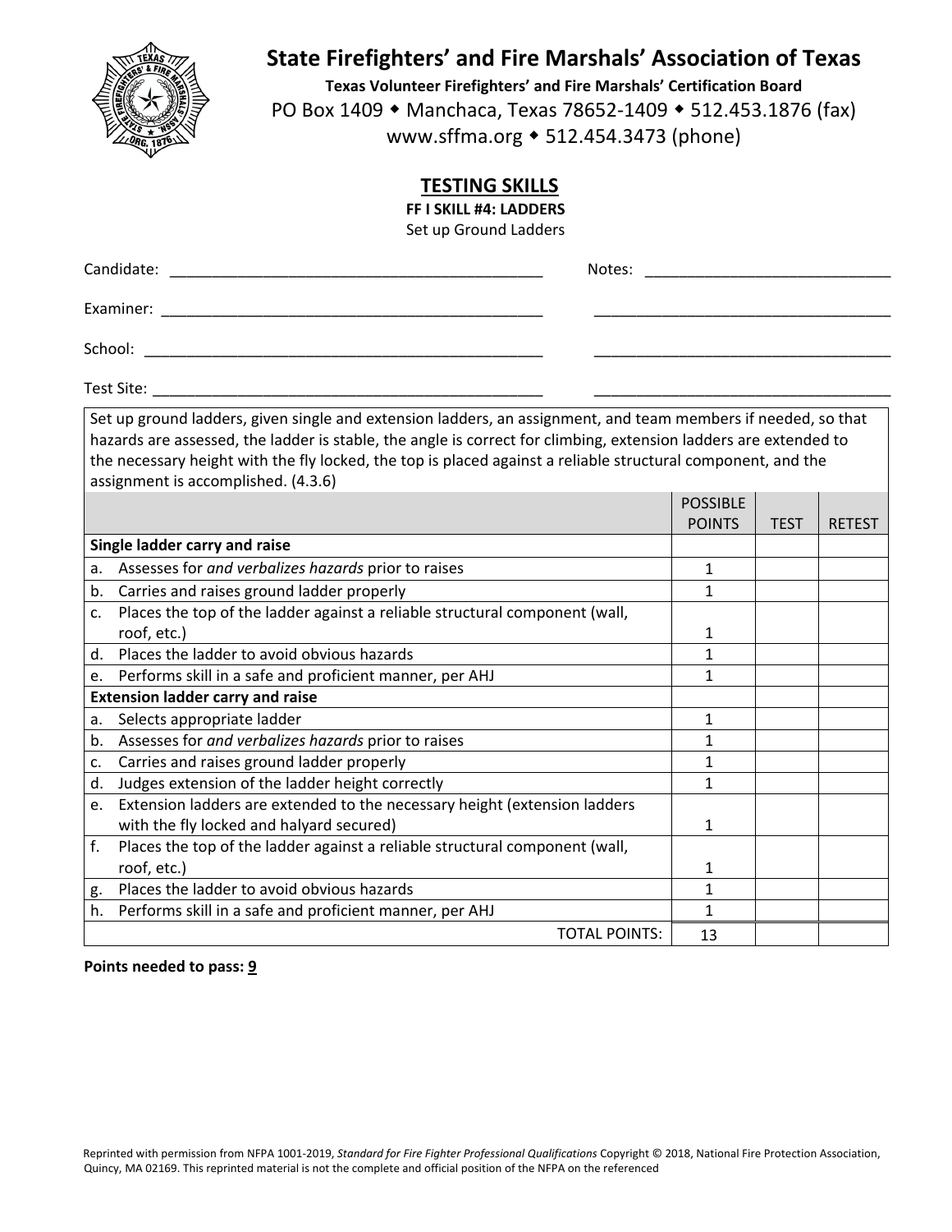# State Firefighters' and Fire Marshals' Association of Texas

**Texas Volunteer Firefighters' and Fire Marshals' Certification Board**

PO Box 1409 ◆ Manchaca, Texas 78652-1409 ◆ 512.453.1876 (fax)

www.sffma.org ◆ 512.454.3473 (phone)

## TESTING SKILLS

**FF I SKILL #4: LADDERS**

Set up Ground Ladders

Candidate: ____________________ Notes: ____________________

Examiner: ____________________ ____________________

School: ____________________ ____________________

Test Site: ____________________ ____________________

Set up ground ladders, given single and extension ladders, an assignment, and team members if needed, so that hazards are assessed, the ladder is stable, the angle is correct for climbing, extension ladders are extended to the necessary height with the fly locked, the top is placed against a reliable structural component, and the assignment is accomplished. (4.3.6)

| | POSSIBLE POINTS | TEST | RETEST |
|---|---|---|---|
| **Single ladder carry and raise** | | | |
| a. Assesses for *and verbalizes hazards* prior to raises | 1 | | |
| b. Carries and raises ground ladder properly | 1 | | |
| c. Places the top of the ladder against a reliable structural component (wall, roof, etc.) | 1 | | |
| d. Places the ladder to avoid obvious hazards | 1 | | |
| e. Performs skill in a safe and proficient manner, per AHJ | 1 | | |
| **Extension ladder carry and raise** | | | |
| a. Selects appropriate ladder | 1 | | |
| b. Assesses for *and verbalizes hazards* prior to raises | 1 | | |
| c. Carries and raises ground ladder properly | 1 | | |
| d. Judges extension of the ladder height correctly | 1 | | |
| e. Extension ladders are extended to the necessary height (extension ladders with the fly locked and halyard secured) | 1 | | |
| f. Places the top of the ladder against a reliable structural component (wall, roof, etc.) | 1 | | |
| g. Places the ladder to avoid obvious hazards | 1 | | |
| h. Performs skill in a safe and proficient manner, per AHJ | 1 | | |
| TOTAL POINTS: | 13 | | |

**Points needed to pass: 9**

Reprinted with permission from NFPA 1001-2019, *Standard for Fire Fighter Professional Qualifications* Copyright © 2018, National Fire Protection Association, Quincy, MA 02169. This reprinted material is not the complete and official position of the NFPA on the referenced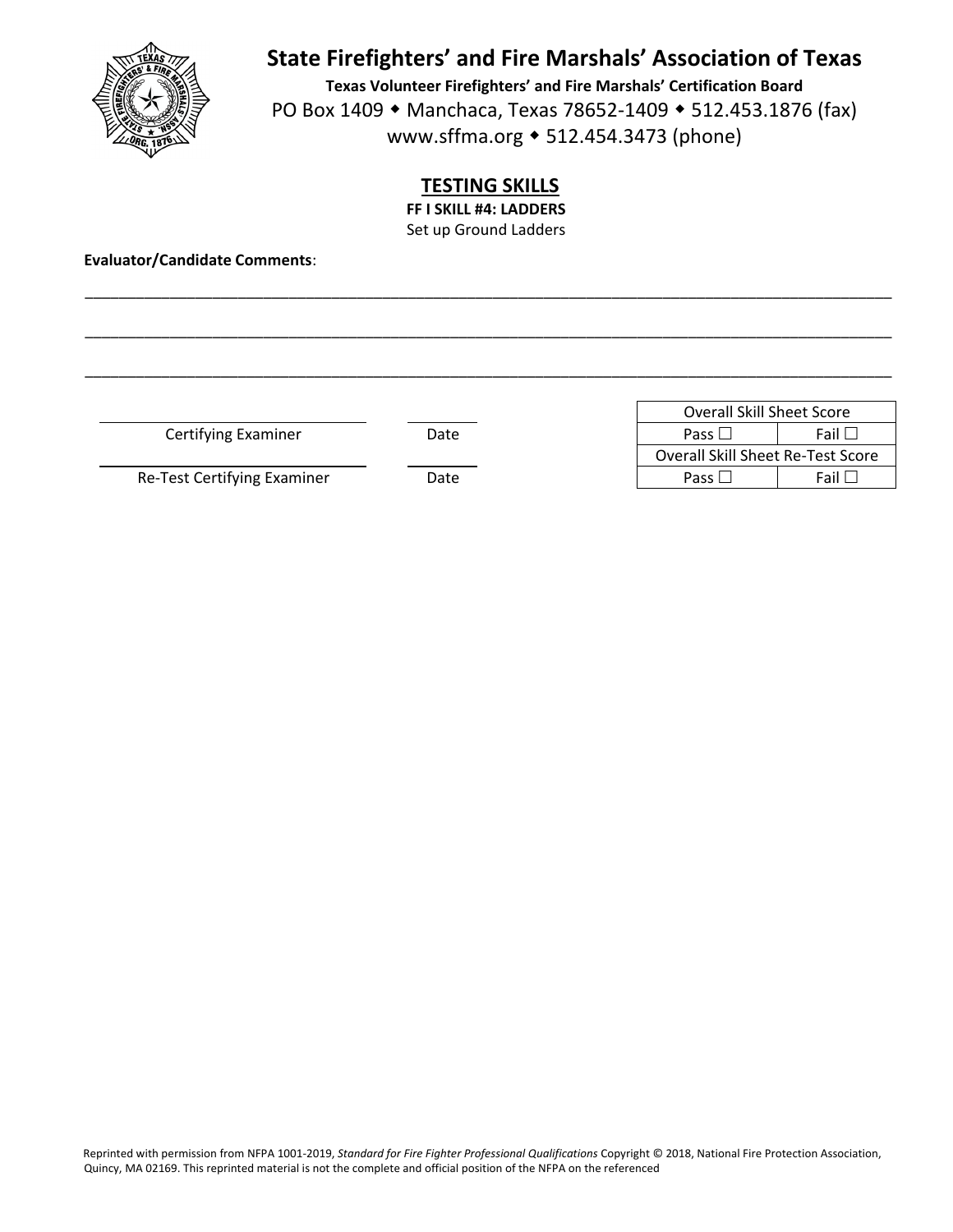# State Firefighters' and Fire Marshals' Association of Texas

**Texas Volunteer Firefighters' and Fire Marshals' Certification Board**

PO Box 1409 ◆ Manchaca, Texas 78652-1409 ◆ 512.453.1876 (fax)

www.sffma.org ◆ 512.454.3473 (phone)

## TESTING SKILLS

**FF I SKILL #4: LADDERS**

Set up Ground Ladders

**Evaluator/Candidate Comments**:

______________________________________________________________________________

______________________________________________________________________________

______________________________________________________________________________

| | | |
|---|---|---|
| Certifying Examiner | Date | |
| Re-Test Certifying Examiner | Date | |

| Overall Skill Sheet Score | |
|---|---|
| Pass ☐ | Fail ☐ |
| Overall Skill Sheet Re-Test Score | |
| Pass ☐ | Fail ☐ |

Reprinted with permission from NFPA 1001-2019, *Standard for Fire Fighter Professional Qualifications* Copyright © 2018, National Fire Protection Association, Quincy, MA 02169. This reprinted material is not the complete and official position of the NFPA on the referenced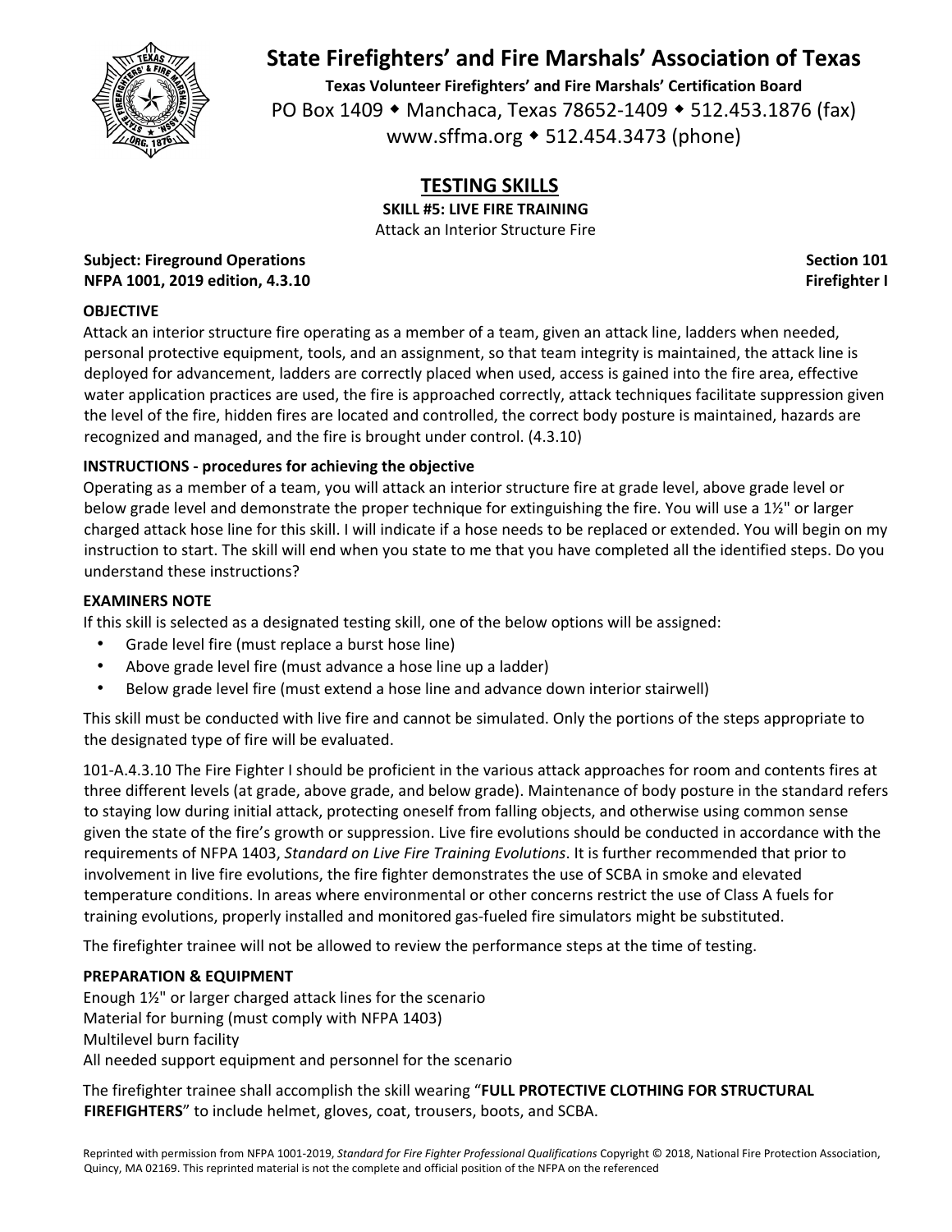# State Firefighters' and Fire Marshals' Association of Texas

**Texas Volunteer Firefighters' and Fire Marshals' Certification Board**

PO Box 1409 ◆ Manchaca, Texas 78652-1409 ◆ 512.453.1876 (fax)

www.sffma.org ◆ 512.454.3473 (phone)

## TESTING SKILLS

**SKILL #5: LIVE FIRE TRAINING**

Attack an Interior Structure Fire

**Subject: Fireground Operations** **Section 101**

**NFPA 1001, 2019 edition, 4.3.10** **Firefighter I**

**OBJECTIVE**

Attack an interior structure fire operating as a member of a team, given an attack line, ladders when needed, personal protective equipment, tools, and an assignment, so that team integrity is maintained, the attack line is deployed for advancement, ladders are correctly placed when used, access is gained into the fire area, effective water application practices are used, the fire is approached correctly, attack techniques facilitate suppression given the level of the fire, hidden fires are located and controlled, the correct body posture is maintained, hazards are recognized and managed, and the fire is brought under control. (4.3.10)

**INSTRUCTIONS - procedures for achieving the objective**

Operating as a member of a team, you will attack an interior structure fire at grade level, above grade level or below grade level and demonstrate the proper technique for extinguishing the fire. You will use a 1½" or larger charged attack hose line for this skill. I will indicate if a hose needs to be replaced or extended. You will begin on my instruction to start. The skill will end when you state to me that you have completed all the identified steps. Do you understand these instructions?

**EXAMINERS NOTE**

If this skill is selected as a designated testing skill, one of the below options will be assigned:

- Grade level fire (must replace a burst hose line)
- Above grade level fire (must advance a hose line up a ladder)
- Below grade level fire (must extend a hose line and advance down interior stairwell)

This skill must be conducted with live fire and cannot be simulated. Only the portions of the steps appropriate to the designated type of fire will be evaluated.

101-A.4.3.10 The Fire Fighter I should be proficient in the various attack approaches for room and contents fires at three different levels (at grade, above grade, and below grade). Maintenance of body posture in the standard refers to staying low during initial attack, protecting oneself from falling objects, and otherwise using common sense given the state of the fire's growth or suppression. Live fire evolutions should be conducted in accordance with the requirements of NFPA 1403, *Standard on Live Fire Training Evolutions*. It is further recommended that prior to involvement in live fire evolutions, the fire fighter demonstrates the use of SCBA in smoke and elevated temperature conditions. In areas where environmental or other concerns restrict the use of Class A fuels for training evolutions, properly installed and monitored gas-fueled fire simulators might be substituted.

The firefighter trainee will not be allowed to review the performance steps at the time of testing.

**PREPARATION & EQUIPMENT**

Enough 1½" or larger charged attack lines for the scenario

Material for burning (must comply with NFPA 1403)

Multilevel burn facility

All needed support equipment and personnel for the scenario

The firefighter trainee shall accomplish the skill wearing "**FULL PROTECTIVE CLOTHING FOR STRUCTURAL FIREFIGHTERS**" to include helmet, gloves, coat, trousers, boots, and SCBA.

Reprinted with permission from NFPA 1001-2019, *Standard for Fire Fighter Professional Qualifications* Copyright © 2018, National Fire Protection Association, Quincy, MA 02169. This reprinted material is not the complete and official position of the NFPA on the referenced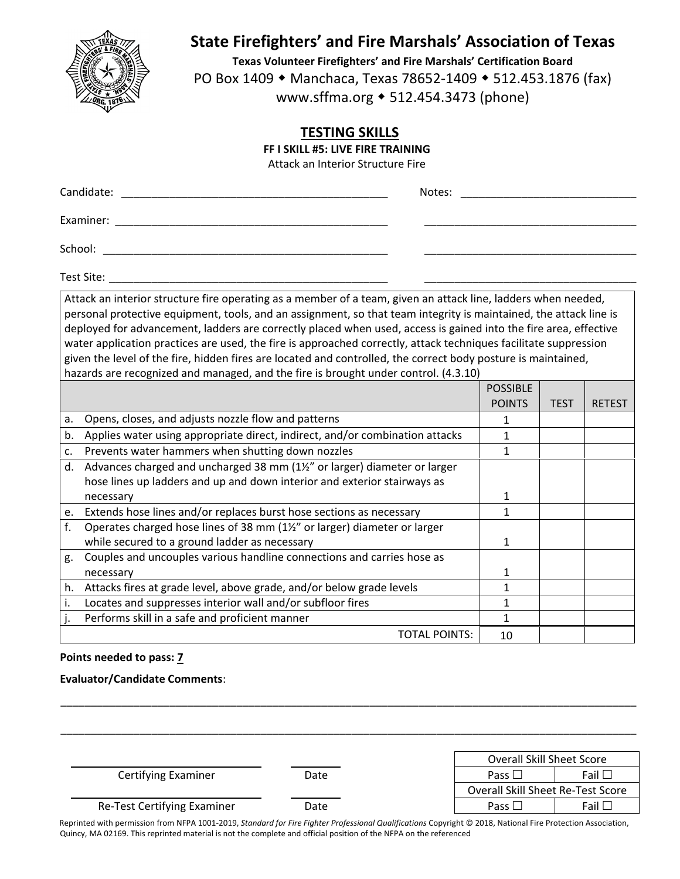# State Firefighters' and Fire Marshals' Association of Texas

**Texas Volunteer Firefighters' and Fire Marshals' Certification Board**

PO Box 1409 ◆ Manchaca, Texas 78652-1409 ◆ 512.453.1876 (fax)

www.sffma.org ◆ 512.454.3473 (phone)

## TESTING SKILLS

**FF I SKILL #5: LIVE FIRE TRAINING**

Attack an Interior Structure Fire

Candidate: ____________________________________________ Notes: ____________________________

Examiner: ____________________________________________ ____________________________

School: ____________________________________________ ____________________________

Test Site: ____________________________________________ ____________________________

Attack an interior structure fire operating as a member of a team, given an attack line, ladders when needed, personal protective equipment, tools, and an assignment, so that team integrity is maintained, the attack line is deployed for advancement, ladders are correctly placed when used, access is gained into the fire area, effective water application practices are used, the fire is approached correctly, attack techniques facilitate suppression given the level of the fire, hidden fires are located and controlled, the correct body posture is maintained, hazards are recognized and managed, and the fire is brought under control. (4.3.10)

| | | POSSIBLE POINTS | TEST | RETEST |
|---|---|---|---|---|
| a. | Opens, closes, and adjusts nozzle flow and patterns | 1 | | |
| b. | Applies water using appropriate direct, indirect, and/or combination attacks | 1 | | |
| c. | Prevents water hammers when shutting down nozzles | 1 | | |
| d. | Advances charged and uncharged 38 mm (1½" or larger) diameter or larger hose lines up ladders and up and down interior and exterior stairways as necessary | 1 | | |
| e. | Extends hose lines and/or replaces burst hose sections as necessary | 1 | | |
| f. | Operates charged hose lines of 38 mm (1½" or larger) diameter or larger while secured to a ground ladder as necessary | 1 | | |
| g. | Couples and uncouples various handline connections and carries hose as necessary | 1 | | |
| h. | Attacks fires at grade level, above grade, and/or below grade levels | 1 | | |
| i. | Locates and suppresses interior wall and/or subfloor fires | 1 | | |
| j. | Performs skill in a safe and proficient manner | 1 | | |
| | TOTAL POINTS: | 10 | | |

**Points needed to pass: 7**

**Evaluator/Candidate Comments**:

______________________________________________________________________________

______________________________________________________________________________

Certifying Examiner ____________ Date ____________

Re-Test Certifying Examiner ____________ Date ____________

| Overall Skill Sheet Score | |
|---|---|
| Pass ☐ | Fail ☐ |
| Overall Skill Sheet Re-Test Score | |
| Pass ☐ | Fail ☐ |

Reprinted with permission from NFPA 1001-2019, *Standard for Fire Fighter Professional Qualifications* Copyright © 2018, National Fire Protection Association, Quincy, MA 02169. This reprinted material is not the complete and official position of the NFPA on the referenced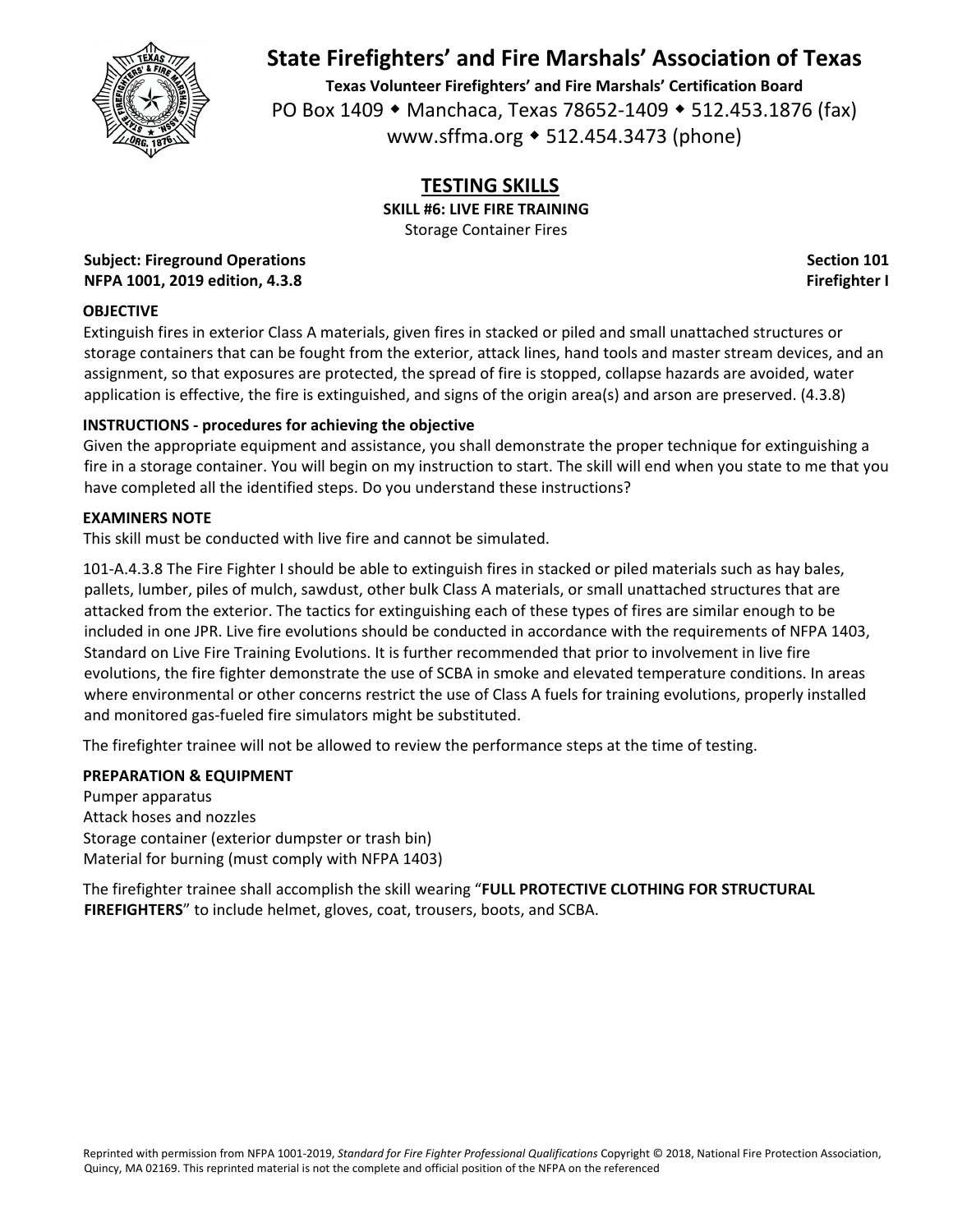# State Firefighters' and Fire Marshals' Association of Texas

**Texas Volunteer Firefighters' and Fire Marshals' Certification Board**

PO Box 1409 ◆ Manchaca, Texas 78652-1409 ◆ 512.453.1876 (fax)

www.sffma.org ◆ 512.454.3473 (phone)

## TESTING SKILLS

**SKILL #6: LIVE FIRE TRAINING**

Storage Container Fires

**Subject: Fireground Operations** — **Section 101**

**NFPA 1001, 2019 edition, 4.3.8** — **Firefighter I**

### OBJECTIVE

Extinguish fires in exterior Class A materials, given fires in stacked or piled and small unattached structures or storage containers that can be fought from the exterior, attack lines, hand tools and master stream devices, and an assignment, so that exposures are protected, the spread of fire is stopped, collapse hazards are avoided, water application is effective, the fire is extinguished, and signs of the origin area(s) and arson are preserved. (4.3.8)

### INSTRUCTIONS - procedures for achieving the objective

Given the appropriate equipment and assistance, you shall demonstrate the proper technique for extinguishing a fire in a storage container. You will begin on my instruction to start. The skill will end when you state to me that you have completed all the identified steps. Do you understand these instructions?

### EXAMINERS NOTE

This skill must be conducted with live fire and cannot be simulated.

101-A.4.3.8 The Fire Fighter I should be able to extinguish fires in stacked or piled materials such as hay bales, pallets, lumber, piles of mulch, sawdust, other bulk Class A materials, or small unattached structures that are attacked from the exterior. The tactics for extinguishing each of these types of fires are similar enough to be included in one JPR. Live fire evolutions should be conducted in accordance with the requirements of NFPA 1403, Standard on Live Fire Training Evolutions. It is further recommended that prior to involvement in live fire evolutions, the fire fighter demonstrate the use of SCBA in smoke and elevated temperature conditions. In areas where environmental or other concerns restrict the use of Class A fuels for training evolutions, properly installed and monitored gas-fueled fire simulators might be substituted.

The firefighter trainee will not be allowed to review the performance steps at the time of testing.

### PREPARATION & EQUIPMENT

Pumper apparatus
Attack hoses and nozzles
Storage container (exterior dumpster or trash bin)
Material for burning (must comply with NFPA 1403)

The firefighter trainee shall accomplish the skill wearing "**FULL PROTECTIVE CLOTHING FOR STRUCTURAL FIREFIGHTERS**" to include helmet, gloves, coat, trousers, boots, and SCBA.

Reprinted with permission from NFPA 1001-2019, *Standard for Fire Fighter Professional Qualifications* Copyright © 2018, National Fire Protection Association, Quincy, MA 02169. This reprinted material is not the complete and official position of the NFPA on the referenced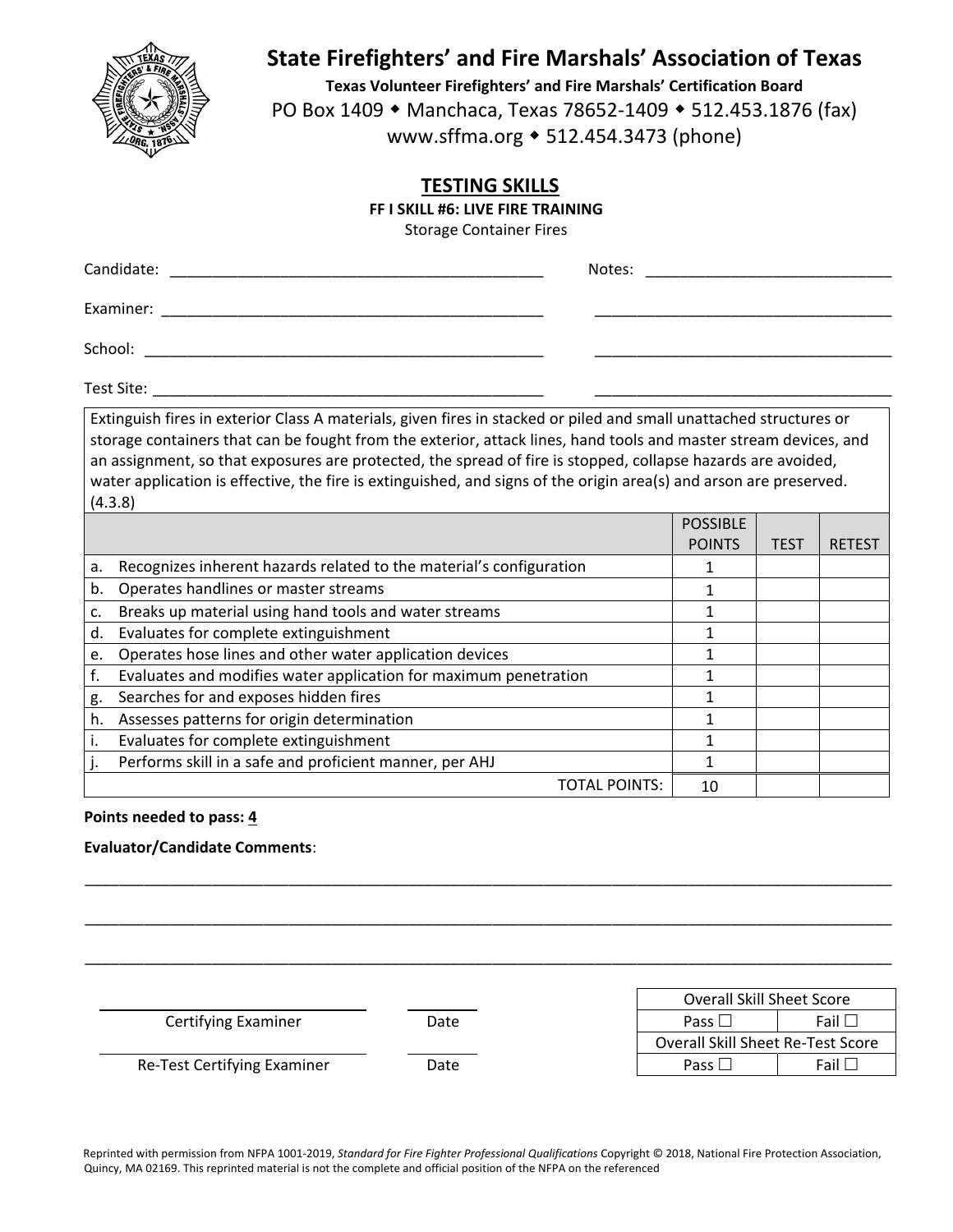# State Firefighters' and Fire Marshals' Association of Texas

**Texas Volunteer Firefighters' and Fire Marshals' Certification Board**

PO Box 1409 ◆ Manchaca, Texas 78652-1409 ◆ 512.453.1876 (fax)

www.sffma.org ◆ 512.454.3473 (phone)

## TESTING SKILLS

**FF I SKILL #6: LIVE FIRE TRAINING**

Storage Container Fires

Candidate: ____________________________________________ Notes: _____________________________

Examiner: ____________________________________________ _____________________________

School: ______________________________________________ _____________________________

Test Site: ____________________________________________ _____________________________

| Extinguish fires in exterior Class A materials, given fires in stacked or piled and small unattached structures or storage containers that can be fought from the exterior, attack lines, hand tools and master stream devices, and an assignment, so that exposures are protected, the spread of fire is stopped, collapse hazards are avoided, water application is effective, the fire is extinguished, and signs of the origin area(s) and arson are preserved. (4.3.8) | | | |
|---|---|---|---|
| | POSSIBLE POINTS | TEST | RETEST |
| a. Recognizes inherent hazards related to the material's configuration | 1 | | |
| b. Operates handlines or master streams | 1 | | |
| c. Breaks up material using hand tools and water streams | 1 | | |
| d. Evaluates for complete extinguishment | 1 | | |
| e. Operates hose lines and other water application devices | 1 | | |
| f. Evaluates and modifies water application for maximum penetration | 1 | | |
| g. Searches for and exposes hidden fires | 1 | | |
| h. Assesses patterns for origin determination | 1 | | |
| i. Evaluates for complete extinguishment | 1 | | |
| j. Performs skill in a safe and proficient manner, per AHJ | 1 | | |
| TOTAL POINTS: | 10 | | |

**Points needed to pass: 4**

**Evaluator/Candidate Comments**:

_____________________________________________________________________________________

_____________________________________________________________________________________

_____________________________________________________________________________________

Certifying Examiner ____________ Date ____________

Re-Test Certifying Examiner ____________ Date ____________

| Overall Skill Sheet Score | |
|---|---|
| Pass ☐ | Fail ☐ |
| Overall Skill Sheet Re-Test Score | |
| Pass ☐ | Fail ☐ |

Reprinted with permission from NFPA 1001-2019, *Standard for Fire Fighter Professional Qualifications* Copyright © 2018, National Fire Protection Association, Quincy, MA 02169. This reprinted material is not the complete and official position of the NFPA on the referenced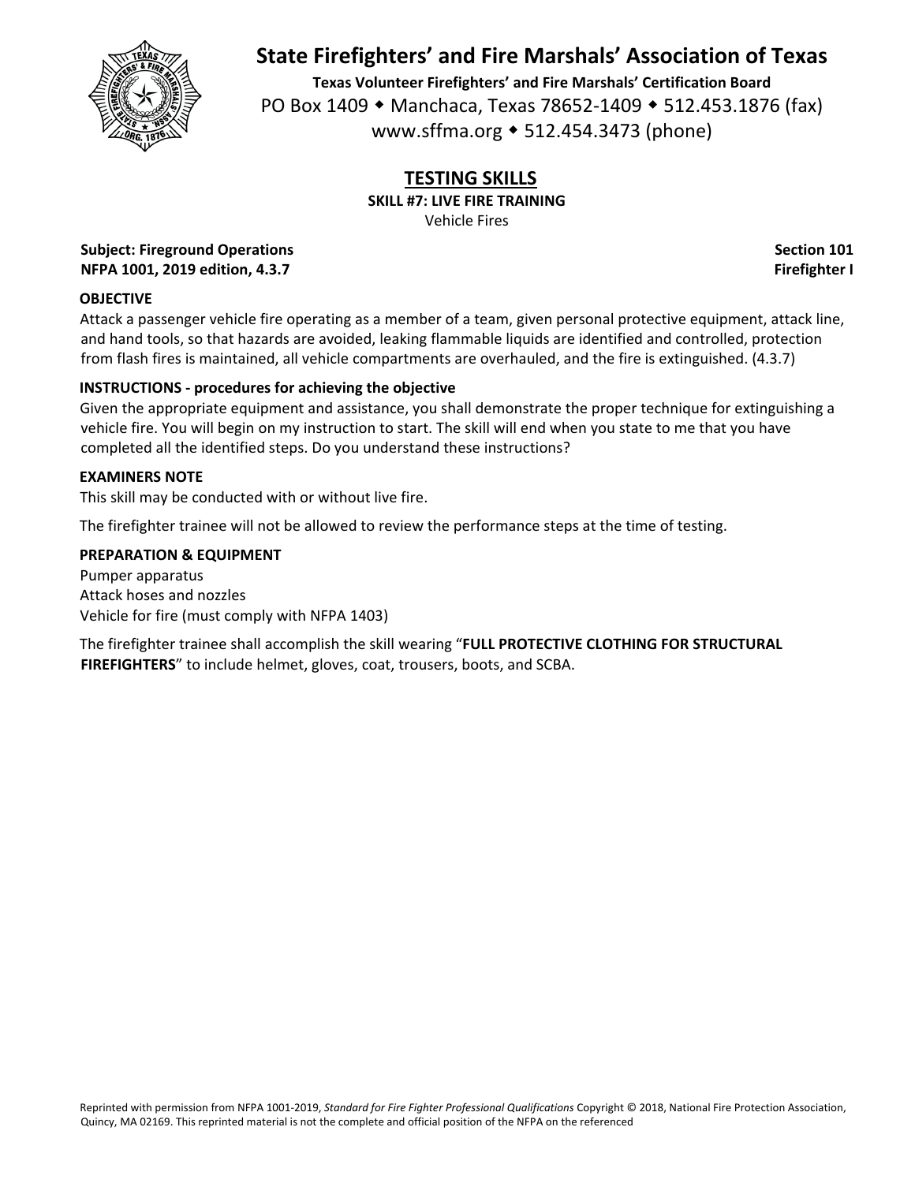# State Firefighters' and Fire Marshals' Association of Texas

**Texas Volunteer Firefighters' and Fire Marshals' Certification Board**
PO Box 1409 ◆ Manchaca, Texas 78652-1409 ◆ 512.453.1876 (fax)
www.sffma.org ◆ 512.454.3473 (phone)

## TESTING SKILLS

**SKILL #7: LIVE FIRE TRAINING**
Vehicle Fires

**Subject: Fireground Operations** | **Section 101**
**NFPA 1001, 2019 edition, 4.3.7** | **Firefighter I**

### OBJECTIVE

Attack a passenger vehicle fire operating as a member of a team, given personal protective equipment, attack line, and hand tools, so that hazards are avoided, leaking flammable liquids are identified and controlled, protection from flash fires is maintained, all vehicle compartments are overhauled, and the fire is extinguished. (4.3.7)

### INSTRUCTIONS - procedures for achieving the objective

Given the appropriate equipment and assistance, you shall demonstrate the proper technique for extinguishing a vehicle fire. You will begin on my instruction to start. The skill will end when you state to me that you have completed all the identified steps. Do you understand these instructions?

### EXAMINERS NOTE

This skill may be conducted with or without live fire.

The firefighter trainee will not be allowed to review the performance steps at the time of testing.

### PREPARATION & EQUIPMENT

Pumper apparatus
Attack hoses and nozzles
Vehicle for fire (must comply with NFPA 1403)

The firefighter trainee shall accomplish the skill wearing "**FULL PROTECTIVE CLOTHING FOR STRUCTURAL FIREFIGHTERS**" to include helmet, gloves, coat, trousers, boots, and SCBA.

Reprinted with permission from NFPA 1001-2019, *Standard for Fire Fighter Professional Qualifications* Copyright © 2018, National Fire Protection Association, Quincy, MA 02169. This reprinted material is not the complete and official position of the NFPA on the referenced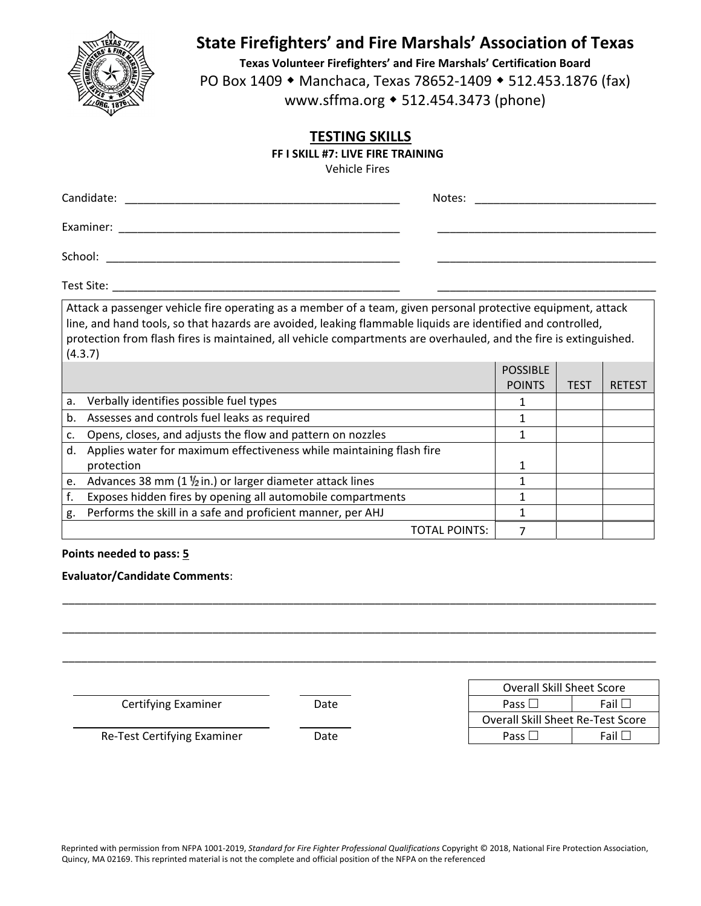# State Firefighters' and Fire Marshals' Association of Texas

**Texas Volunteer Firefighters' and Fire Marshals' Certification Board**

PO Box 1409 ◆ Manchaca, Texas 78652-1409 ◆ 512.453.1876 (fax)

www.sffma.org ◆ 512.454.3473 (phone)

## TESTING SKILLS

**FF I SKILL #7: LIVE FIRE TRAINING**

Vehicle Fires

Candidate: ____________________________________________ Notes: ____________________________

Examiner: ____________________________________________ ____________________________

School: ____________________________________________ ____________________________

Test Site: ____________________________________________ ____________________________

Attack a passenger vehicle fire operating as a member of a team, given personal protective equipment, attack line, and hand tools, so that hazards are avoided, leaking flammable liquids are identified and controlled, protection from flash fires is maintained, all vehicle compartments are overhauled, and the fire is extinguished. (4.3.7)

| | POSSIBLE POINTS | TEST | RETEST |
|---|---|---|---|
| a. Verbally identifies possible fuel types | 1 | | |
| b. Assesses and controls fuel leaks as required | 1 | | |
| c. Opens, closes, and adjusts the flow and pattern on nozzles | 1 | | |
| d. Applies water for maximum effectiveness while maintaining flash fire protection | 1 | | |
| e. Advances 38 mm (1 ½ in.) or larger diameter attack lines | 1 | | |
| f. Exposes hidden fires by opening all automobile compartments | 1 | | |
| g. Performs the skill in a safe and proficient manner, per AHJ | 1 | | |
| TOTAL POINTS: | 7 | | |

**Points needed to pass: 5**

**Evaluator/Candidate Comments**:

______________________________________________________________________________

______________________________________________________________________________

______________________________________________________________________________

Certifying Examiner ______________ Date ________

Re-Test Certifying Examiner ______________ Date ________

| Overall Skill Sheet Score | |
|---|---|
| Pass ☐ | Fail ☐ |
| Overall Skill Sheet Re-Test Score | |
| Pass ☐ | Fail ☐ |

Reprinted with permission from NFPA 1001-2019, *Standard for Fire Fighter Professional Qualifications* Copyright © 2018, National Fire Protection Association, Quincy, MA 02169. This reprinted material is not the complete and official position of the NFPA on the referenced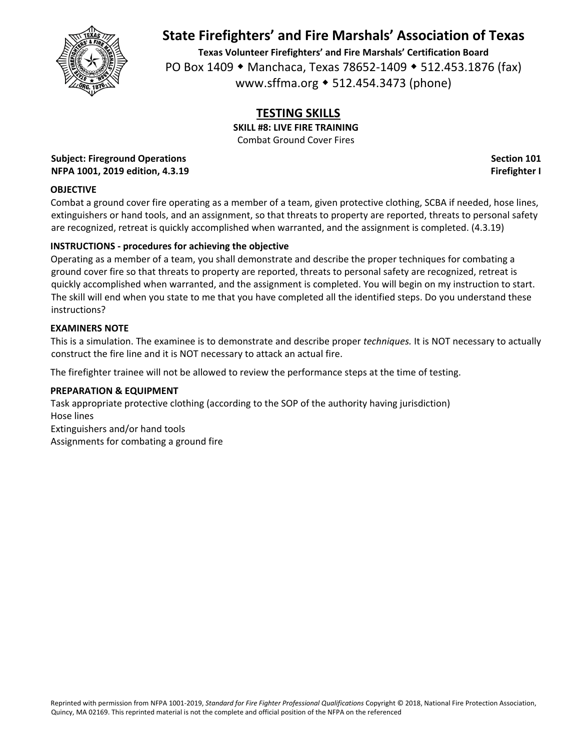# State Firefighters' and Fire Marshals' Association of Texas

**Texas Volunteer Firefighters' and Fire Marshals' Certification Board**

PO Box 1409 ◆ Manchaca, Texas 78652-1409 ◆ 512.453.1876 (fax)

www.sffma.org ◆ 512.454.3473 (phone)

## TESTING SKILLS

**SKILL #8: LIVE FIRE TRAINING**

Combat Ground Cover Fires

**Subject: Fireground Operations** — **Section 101**

**NFPA 1001, 2019 edition, 4.3.19** — **Firefighter I**

### OBJECTIVE

Combat a ground cover fire operating as a member of a team, given protective clothing, SCBA if needed, hose lines, extinguishers or hand tools, and an assignment, so that threats to property are reported, threats to personal safety are recognized, retreat is quickly accomplished when warranted, and the assignment is completed. (4.3.19)

### INSTRUCTIONS - procedures for achieving the objective

Operating as a member of a team, you shall demonstrate and describe the proper techniques for combating a ground cover fire so that threats to property are reported, threats to personal safety are recognized, retreat is quickly accomplished when warranted, and the assignment is completed. You will begin on my instruction to start. The skill will end when you state to me that you have completed all the identified steps. Do you understand these instructions?

### EXAMINERS NOTE

This is a simulation. The examinee is to demonstrate and describe proper *techniques.* It is NOT necessary to actually construct the fire line and it is NOT necessary to attack an actual fire.

The firefighter trainee will not be allowed to review the performance steps at the time of testing.

### PREPARATION & EQUIPMENT

Task appropriate protective clothing (according to the SOP of the authority having jurisdiction)
Hose lines
Extinguishers and/or hand tools
Assignments for combating a ground fire

Reprinted with permission from NFPA 1001-2019, *Standard for Fire Fighter Professional Qualifications* Copyright © 2018, National Fire Protection Association, Quincy, MA 02169. This reprinted material is not the complete and official position of the NFPA on the referenced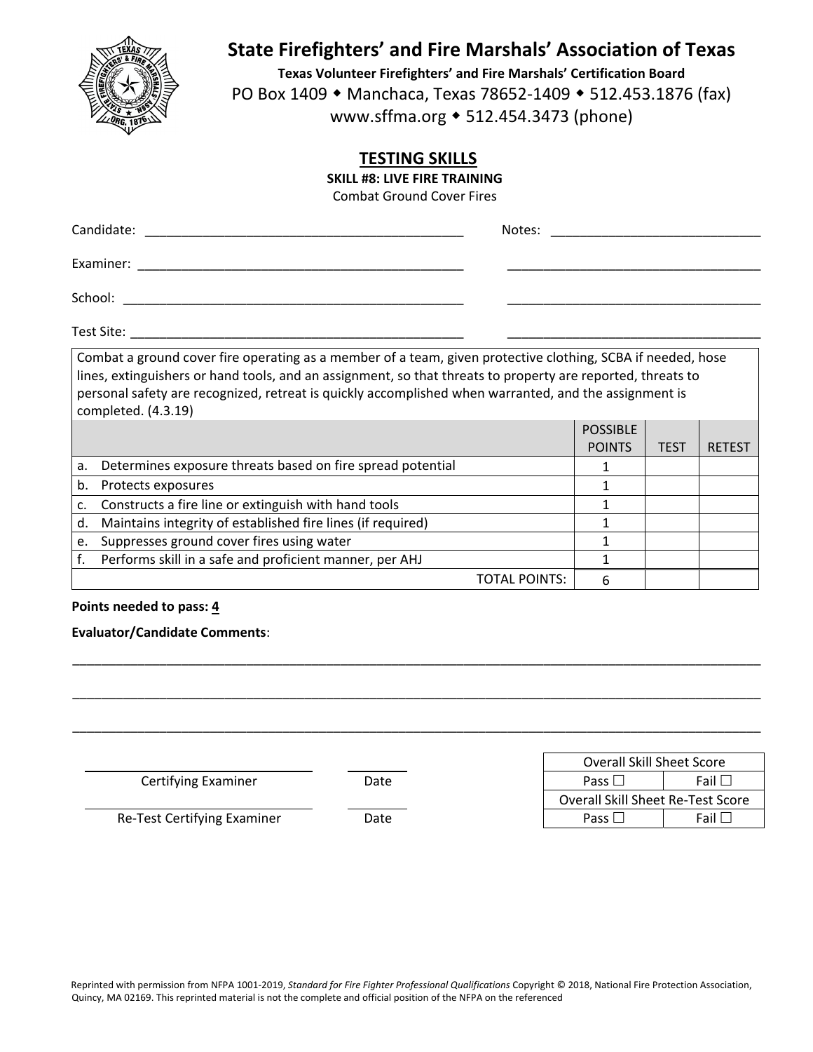# State Firefighters' and Fire Marshals' Association of Texas

**Texas Volunteer Firefighters' and Fire Marshals' Certification Board**

PO Box 1409 ◆ Manchaca, Texas 78652-1409 ◆ 512.453.1876 (fax)

www.sffma.org ◆ 512.454.3473 (phone)

## TESTING SKILLS

**SKILL #8: LIVE FIRE TRAINING**

Combat Ground Cover Fires

Candidate: ____________________________________________ Notes: ____________________________

Examiner: ____________________________________________ ____________________________________

School: ______________________________________________ ____________________________________

Test Site: ____________________________________________ ____________________________________

Combat a ground cover fire operating as a member of a team, given protective clothing, SCBA if needed, hose lines, extinguishers or hand tools, and an assignment, so that threats to property are reported, threats to personal safety are recognized, retreat is quickly accomplished when warranted, and the assignment is completed. (4.3.19)

| | POSSIBLE POINTS | TEST | RETEST |
|---|---|---|---|
| a. Determines exposure threats based on fire spread potential | 1 | | |
| b. Protects exposures | 1 | | |
| c. Constructs a fire line or extinguish with hand tools | 1 | | |
| d. Maintains integrity of established fire lines (if required) | 1 | | |
| e. Suppresses ground cover fires using water | 1 | | |
| f. Performs skill in a safe and proficient manner, per AHJ | 1 | | |
| TOTAL POINTS: | 6 | | |

**Points needed to pass: 4**

**Evaluator/Candidate Comments**:

______________________________________________________________________________________

______________________________________________________________________________________

______________________________________________________________________________________

| | |
|---|---|
| Certifying Examiner | Date |
| Re-Test Certifying Examiner | Date |

| Overall Skill Sheet Score | |
|---|---|
| Pass ☐ | Fail ☐ |
| Overall Skill Sheet Re-Test Score | |
| Pass ☐ | Fail ☐ |

Reprinted with permission from NFPA 1001-2019, *Standard for Fire Fighter Professional Qualifications* Copyright © 2018, National Fire Protection Association, Quincy, MA 02169. This reprinted material is not the complete and official position of the NFPA on the referenced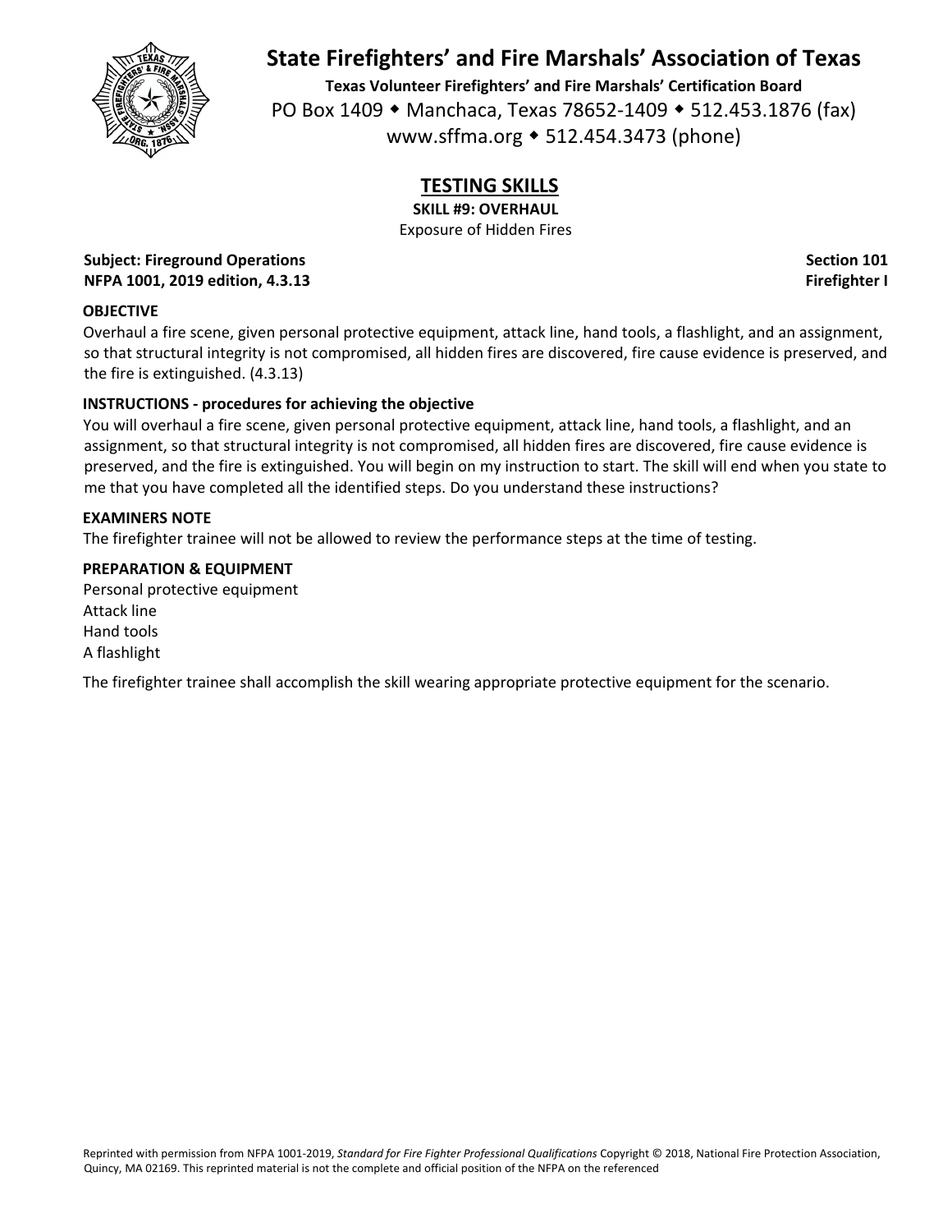# State Firefighters' and Fire Marshals' Association of Texas

**Texas Volunteer Firefighters' and Fire Marshals' Certification Board**

PO Box 1409 ◆ Manchaca, Texas 78652-1409 ◆ 512.453.1876 (fax)

www.sffma.org ◆ 512.454.3473 (phone)

## TESTING SKILLS

**SKILL #9: OVERHAUL**

Exposure of Hidden Fires

**Subject: Fireground Operations** **Section 101**

**NFPA 1001, 2019 edition, 4.3.13** **Firefighter I**

**OBJECTIVE**

Overhaul a fire scene, given personal protective equipment, attack line, hand tools, a flashlight, and an assignment, so that structural integrity is not compromised, all hidden fires are discovered, fire cause evidence is preserved, and the fire is extinguished. (4.3.13)

**INSTRUCTIONS - procedures for achieving the objective**

You will overhaul a fire scene, given personal protective equipment, attack line, hand tools, a flashlight, and an assignment, so that structural integrity is not compromised, all hidden fires are discovered, fire cause evidence is preserved, and the fire is extinguished. You will begin on my instruction to start. The skill will end when you state to me that you have completed all the identified steps. Do you understand these instructions?

**EXAMINERS NOTE**

The firefighter trainee will not be allowed to review the performance steps at the time of testing.

**PREPARATION & EQUIPMENT**

Personal protective equipment
Attack line
Hand tools
A flashlight

The firefighter trainee shall accomplish the skill wearing appropriate protective equipment for the scenario.

Reprinted with permission from NFPA 1001-2019, *Standard for Fire Fighter Professional Qualifications* Copyright © 2018, National Fire Protection Association, Quincy, MA 02169. This reprinted material is not the complete and official position of the NFPA on the referenced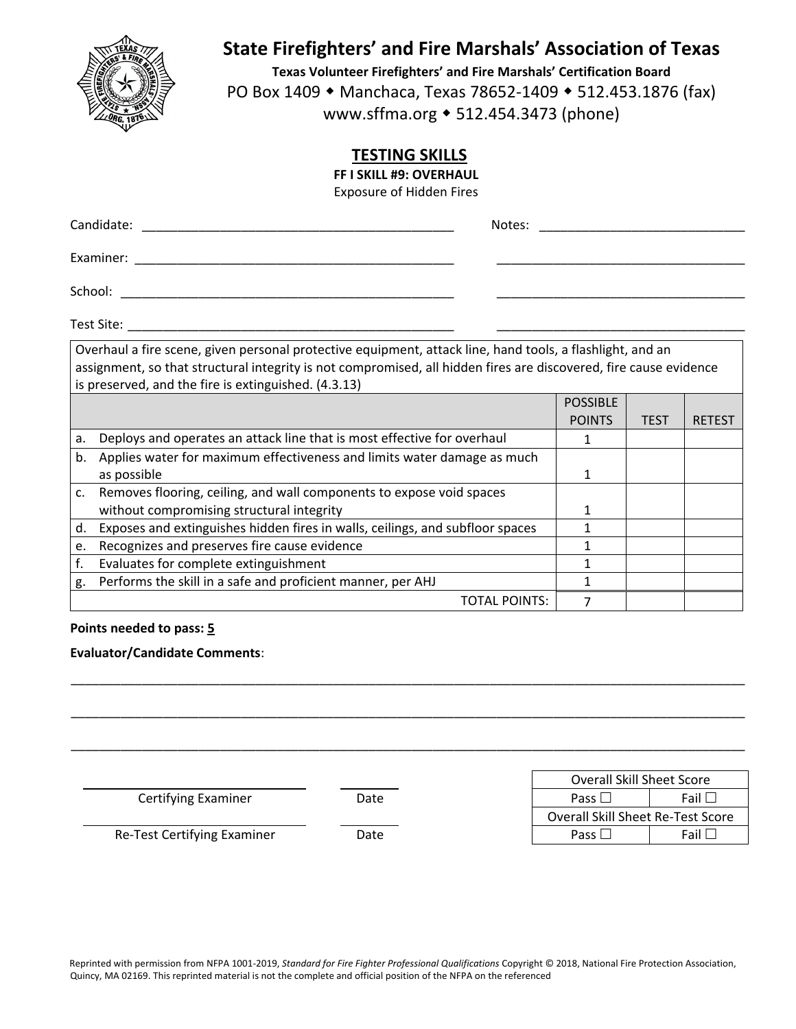# State Firefighters' and Fire Marshals' Association of Texas

**Texas Volunteer Firefighters' and Fire Marshals' Certification Board**

PO Box 1409 ◆ Manchaca, Texas 78652-1409 ◆ 512.453.1876 (fax)

www.sffma.org ◆ 512.454.3473 (phone)

## TESTING SKILLS

**FF I SKILL #9: OVERHAUL**

Exposure of Hidden Fires

Candidate: ___________________________________________ Notes: ______________________________

Examiner: ___________________________________________ ___________________________________

School: ___________________________________________ ___________________________________

Test Site: ___________________________________________ ___________________________________

Overhaul a fire scene, given personal protective equipment, attack line, hand tools, a flashlight, and an assignment, so that structural integrity is not compromised, all hidden fires are discovered, fire cause evidence is preserved, and the fire is extinguished. (4.3.13)

| | POSSIBLE POINTS | TEST | RETEST |
|---|---|---|---|
| a. Deploys and operates an attack line that is most effective for overhaul | 1 | | |
| b. Applies water for maximum effectiveness and limits water damage as much as possible | 1 | | |
| c. Removes flooring, ceiling, and wall components to expose void spaces without compromising structural integrity | 1 | | |
| d. Exposes and extinguishes hidden fires in walls, ceilings, and subfloor spaces | 1 | | |
| e. Recognizes and preserves fire cause evidence | 1 | | |
| f. Evaluates for complete extinguishment | 1 | | |
| g. Performs the skill in a safe and proficient manner, per AHJ | 1 | | |
| TOTAL POINTS: | 7 | | |

**Points needed to pass: 5**

**Evaluator/Candidate Comments**:

_____________________________________________________________________________________________

_____________________________________________________________________________________________

_____________________________________________________________________________________________

Certifying Examiner ____________ Date ____________

Re-Test Certifying Examiner ____________ Date ____________

| Overall Skill Sheet Score | |
|---|---|
| Pass ☐ | Fail ☐ |
| Overall Skill Sheet Re-Test Score | |
| Pass ☐ | Fail ☐ |

Reprinted with permission from NFPA 1001-2019, *Standard for Fire Fighter Professional Qualifications* Copyright © 2018, National Fire Protection Association, Quincy, MA 02169. This reprinted material is not the complete and official position of the NFPA on the referenced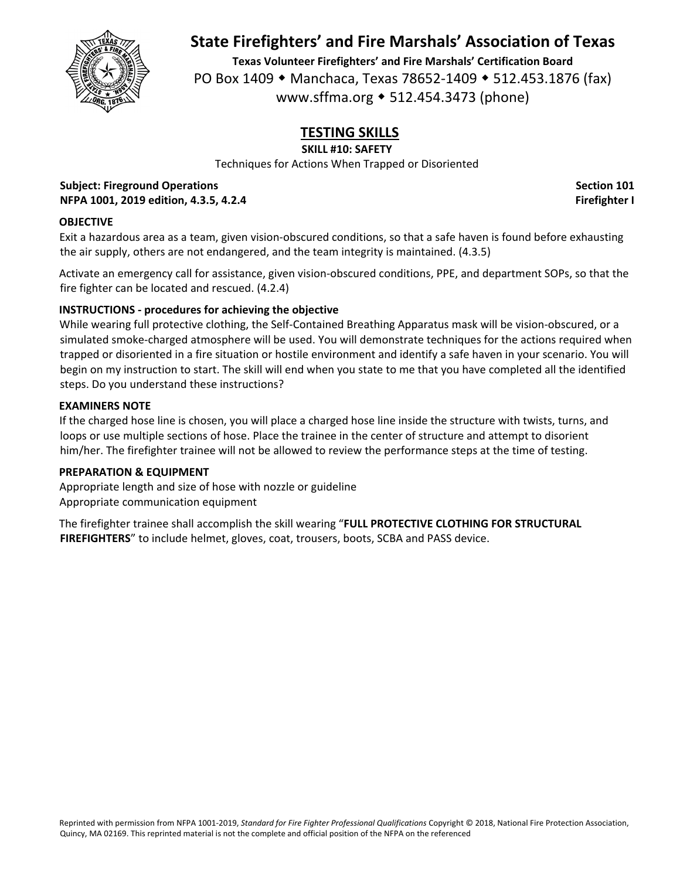# State Firefighters' and Fire Marshals' Association of Texas

**Texas Volunteer Firefighters' and Fire Marshals' Certification Board**

PO Box 1409 ◆ Manchaca, Texas 78652-1409 ◆ 512.453.1876 (fax)

www.sffma.org ◆ 512.454.3473 (phone)

## TESTING SKILLS

**SKILL #10: SAFETY**

Techniques for Actions When Trapped or Disoriented

**Subject: Fireground Operations** — **Section 101**

**NFPA 1001, 2019 edition, 4.3.5, 4.2.4** — **Firefighter I**

### OBJECTIVE

Exit a hazardous area as a team, given vision-obscured conditions, so that a safe haven is found before exhausting the air supply, others are not endangered, and the team integrity is maintained. (4.3.5)

Activate an emergency call for assistance, given vision-obscured conditions, PPE, and department SOPs, so that the fire fighter can be located and rescued. (4.2.4)

### INSTRUCTIONS - procedures for achieving the objective

While wearing full protective clothing, the Self-Contained Breathing Apparatus mask will be vision-obscured, or a simulated smoke-charged atmosphere will be used. You will demonstrate techniques for the actions required when trapped or disoriented in a fire situation or hostile environment and identify a safe haven in your scenario. You will begin on my instruction to start. The skill will end when you state to me that you have completed all the identified steps. Do you understand these instructions?

### EXAMINERS NOTE

If the charged hose line is chosen, you will place a charged hose line inside the structure with twists, turns, and loops or use multiple sections of hose. Place the trainee in the center of structure and attempt to disorient him/her. The firefighter trainee will not be allowed to review the performance steps at the time of testing.

### PREPARATION & EQUIPMENT

Appropriate length and size of hose with nozzle or guideline

Appropriate communication equipment

The firefighter trainee shall accomplish the skill wearing "**FULL PROTECTIVE CLOTHING FOR STRUCTURAL FIREFIGHTERS**" to include helmet, gloves, coat, trousers, boots, SCBA and PASS device.

Reprinted with permission from NFPA 1001-2019, *Standard for Fire Fighter Professional Qualifications* Copyright © 2018, National Fire Protection Association, Quincy, MA 02169. This reprinted material is not the complete and official position of the NFPA on the referenced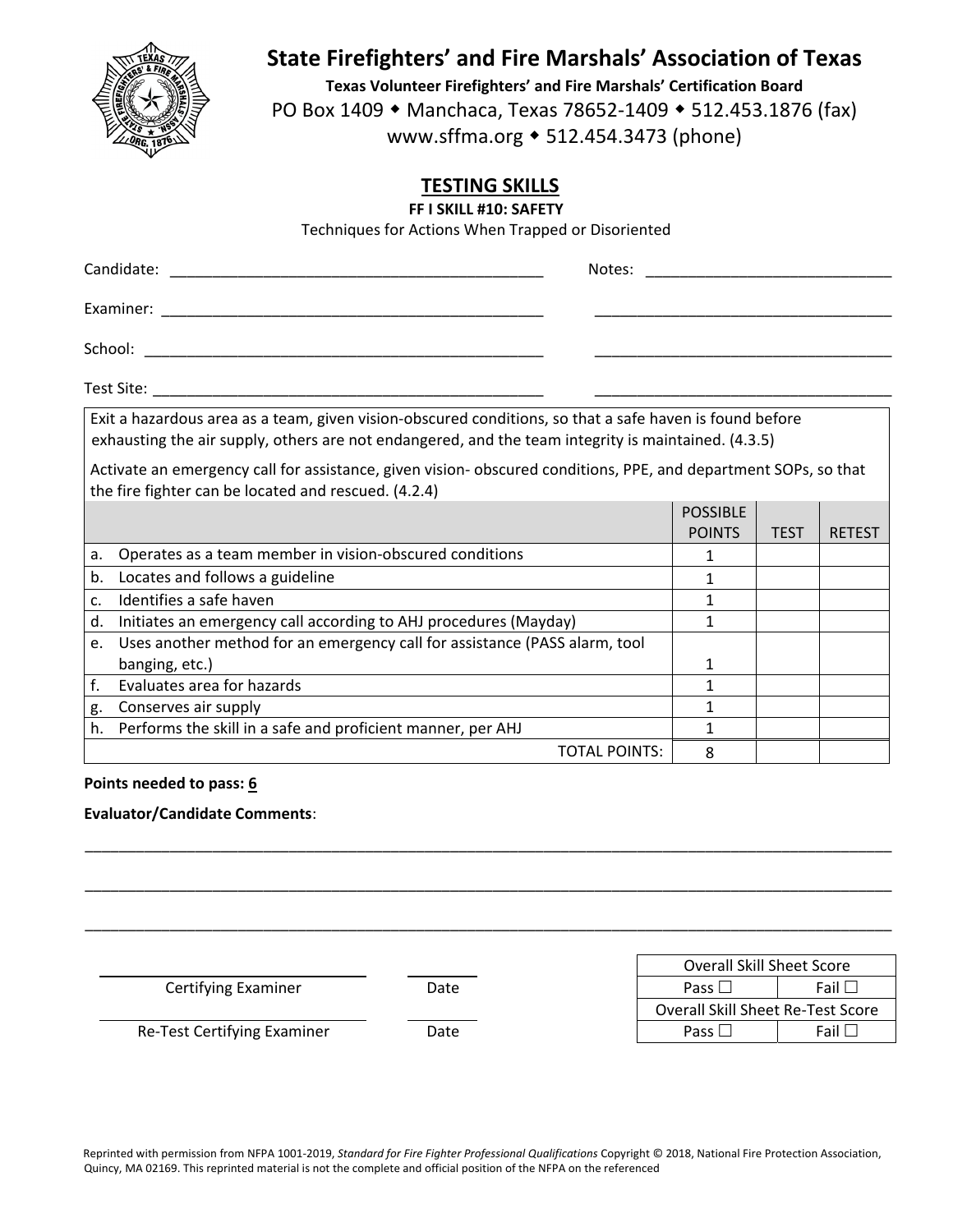# State Firefighters' and Fire Marshals' Association of Texas

**Texas Volunteer Firefighters' and Fire Marshals' Certification Board**

PO Box 1409 ◆ Manchaca, Texas 78652-1409 ◆ 512.453.1876 (fax)

www.sffma.org ◆ 512.454.3473 (phone)

## TESTING SKILLS

**FF I SKILL #10: SAFETY**

Techniques for Actions When Trapped or Disoriented

Candidate: ____________________________________________ Notes: _____________________________

Examiner: ____________________________________________ ___________________________________

School: ______________________________________________ ___________________________________

Test Site: ____________________________________________ ___________________________________

Exit a hazardous area as a team, given vision-obscured conditions, so that a safe haven is found before exhausting the air supply, others are not endangered, and the team integrity is maintained. (4.3.5)

Activate an emergency call for assistance, given vision- obscured conditions, PPE, and department SOPs, so that the fire fighter can be located and rescued. (4.2.4)

| | POSSIBLE POINTS | TEST | RETEST |
|---|---|---|---|
| a. Operates as a team member in vision-obscured conditions | 1 | | |
| b. Locates and follows a guideline | 1 | | |
| c. Identifies a safe haven | 1 | | |
| d. Initiates an emergency call according to AHJ procedures (Mayday) | 1 | | |
| e. Uses another method for an emergency call for assistance (PASS alarm, tool banging, etc.) | 1 | | |
| f. Evaluates area for hazards | 1 | | |
| g. Conserves air supply | 1 | | |
| h. Performs the skill in a safe and proficient manner, per AHJ | 1 | | |
| TOTAL POINTS: | 8 | | |

**Points needed to pass: 6**

**Evaluator/Candidate Comments**:

___________________________________________________________________________________________

___________________________________________________________________________________________

___________________________________________________________________________________________

| Certifying Examiner | Date |
|---|---|
| Re-Test Certifying Examiner | Date |

| Overall Skill Sheet Score | |
|---|---|
| Pass ☐ | Fail ☐ |
| Overall Skill Sheet Re-Test Score | |
| Pass ☐ | Fail ☐ |

Reprinted with permission from NFPA 1001-2019, *Standard for Fire Fighter Professional Qualifications* Copyright © 2018, National Fire Protection Association, Quincy, MA 02169. This reprinted material is not the complete and official position of the NFPA on the referenced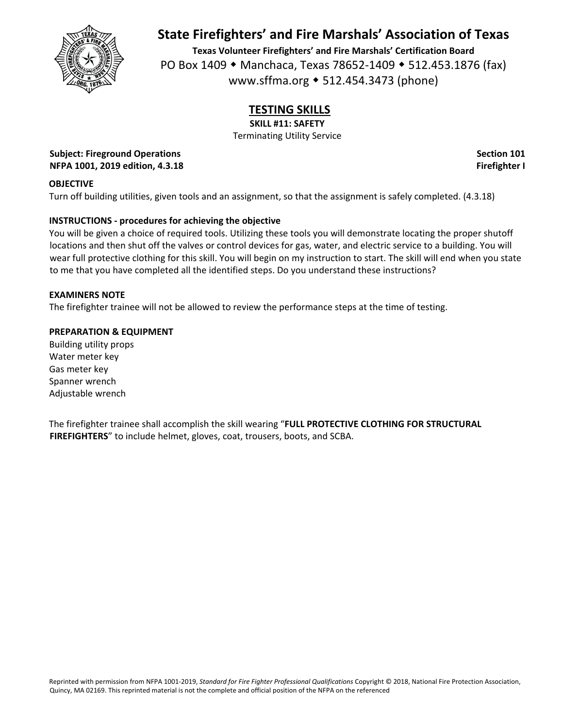# State Firefighters' and Fire Marshals' Association of Texas

**Texas Volunteer Firefighters' and Fire Marshals' Certification Board**

PO Box 1409 ◆ Manchaca, Texas 78652-1409 ◆ 512.453.1876 (fax)

www.sffma.org ◆ 512.454.3473 (phone)

## TESTING SKILLS

**SKILL #11: SAFETY**

Terminating Utility Service

**Subject: Fireground Operations** **Section 101**

**NFPA 1001, 2019 edition, 4.3.18** **Firefighter I**

**OBJECTIVE**

Turn off building utilities, given tools and an assignment, so that the assignment is safely completed. (4.3.18)

**INSTRUCTIONS - procedures for achieving the objective**

You will be given a choice of required tools. Utilizing these tools you will demonstrate locating the proper shutoff locations and then shut off the valves or control devices for gas, water, and electric service to a building. You will wear full protective clothing for this skill. You will begin on my instruction to start. The skill will end when you state to me that you have completed all the identified steps. Do you understand these instructions?

**EXAMINERS NOTE**

The firefighter trainee will not be allowed to review the performance steps at the time of testing.

**PREPARATION & EQUIPMENT**

Building utility props

Water meter key

Gas meter key

Spanner wrench

Adjustable wrench

The firefighter trainee shall accomplish the skill wearing "**FULL PROTECTIVE CLOTHING FOR STRUCTURAL FIREFIGHTERS**" to include helmet, gloves, coat, trousers, boots, and SCBA.

Reprinted with permission from NFPA 1001-2019, *Standard for Fire Fighter Professional Qualifications* Copyright © 2018, National Fire Protection Association, Quincy, MA 02169. This reprinted material is not the complete and official position of the NFPA on the referenced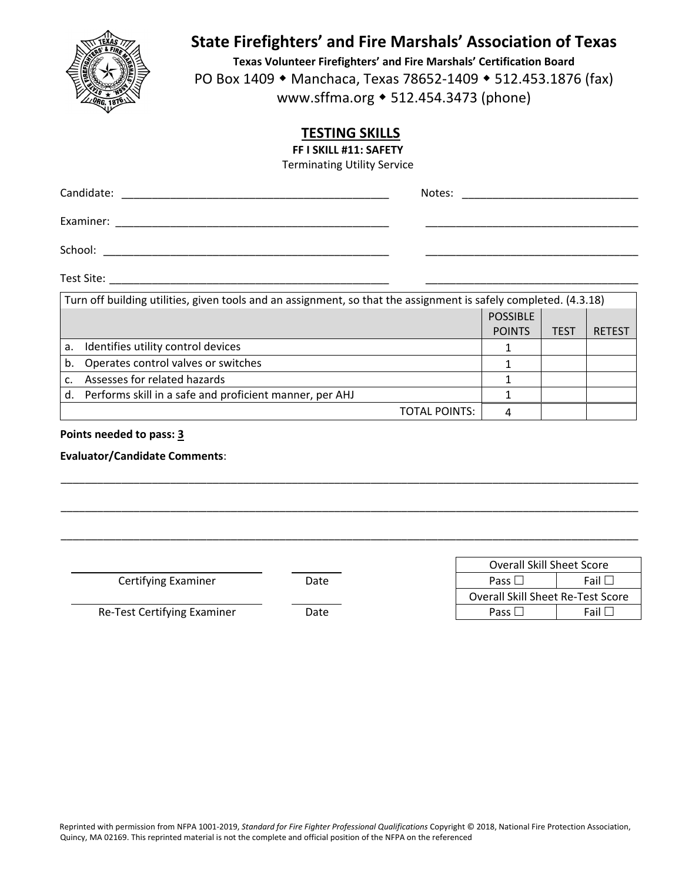# State Firefighters' and Fire Marshals' Association of Texas

**Texas Volunteer Firefighters' and Fire Marshals' Certification Board**

PO Box 1409 ◆ Manchaca, Texas 78652-1409 ◆ 512.453.1876 (fax)
www.sffma.org ◆ 512.454.3473 (phone)

## TESTING SKILLS

**FF I SKILL #11: SAFETY**

Terminating Utility Service

Candidate: ____________________________________________ Notes: _____________________________

Examiner: ____________________________________________ _____________________________

School: ____________________________________________ _____________________________

Test Site: ____________________________________________ _____________________________

| Turn off building utilities, given tools and an assignment, so that the assignment is safely completed. (4.3.18) | | | |
|---|---|---|---|
| | POSSIBLE POINTS | TEST | RETEST |
| a. Identifies utility control devices | 1 | | |
| b. Operates control valves or switches | 1 | | |
| c. Assesses for related hazards | 1 | | |
| d. Performs skill in a safe and proficient manner, per AHJ | 1 | | |
| TOTAL POINTS: | 4 | | |

**Points needed to pass: 3**

**Evaluator/Candidate Comments**:

___________________________________________________________________________

___________________________________________________________________________

___________________________________________________________________________

Certifying Examiner ____________ Date ____________

Re-Test Certifying Examiner ____________ Date ____________

| Overall Skill Sheet Score | |
|---|---|
| Pass ☐ | Fail ☐ |
| Overall Skill Sheet Re-Test Score | |
| Pass ☐ | Fail ☐ |

Reprinted with permission from NFPA 1001-2019, *Standard for Fire Fighter Professional Qualifications* Copyright © 2018, National Fire Protection Association, Quincy, MA 02169. This reprinted material is not the complete and official position of the NFPA on the referenced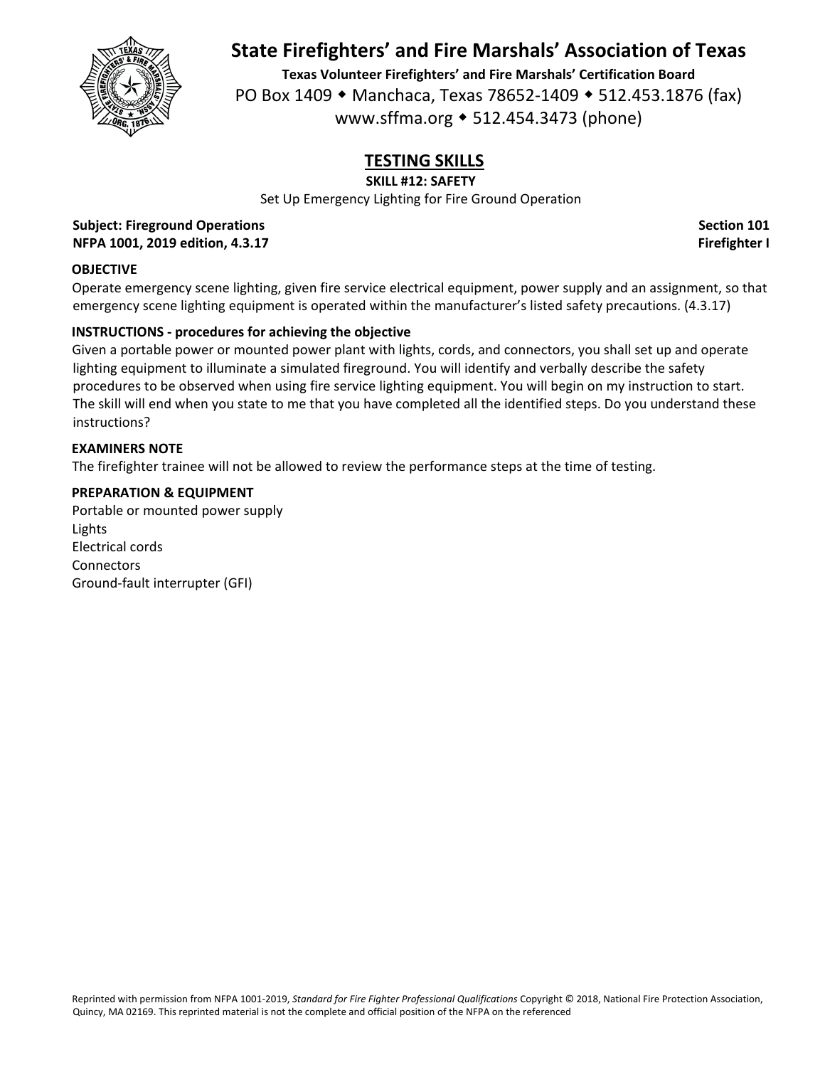# State Firefighters' and Fire Marshals' Association of Texas

**Texas Volunteer Firefighters' and Fire Marshals' Certification Board**

PO Box 1409 ◆ Manchaca, Texas 78652-1409 ◆ 512.453.1876 (fax)

www.sffma.org ◆ 512.454.3473 (phone)

## TESTING SKILLS

**SKILL #12: SAFETY**

Set Up Emergency Lighting for Fire Ground Operation

**Subject: Fireground Operations** — **Section 101**

**NFPA 1001, 2019 edition, 4.3.17** — **Firefighter I**

### OBJECTIVE

Operate emergency scene lighting, given fire service electrical equipment, power supply and an assignment, so that emergency scene lighting equipment is operated within the manufacturer's listed safety precautions. (4.3.17)

### INSTRUCTIONS - procedures for achieving the objective

Given a portable power or mounted power plant with lights, cords, and connectors, you shall set up and operate lighting equipment to illuminate a simulated fireground. You will identify and verbally describe the safety procedures to be observed when using fire service lighting equipment. You will begin on my instruction to start. The skill will end when you state to me that you have completed all the identified steps. Do you understand these instructions?

### EXAMINERS NOTE

The firefighter trainee will not be allowed to review the performance steps at the time of testing.

### PREPARATION & EQUIPMENT

Portable or mounted power supply
Lights
Electrical cords
Connectors
Ground-fault interrupter (GFI)

Reprinted with permission from NFPA 1001-2019, *Standard for Fire Fighter Professional Qualifications* Copyright © 2018, National Fire Protection Association, Quincy, MA 02169. This reprinted material is not the complete and official position of the NFPA on the referenced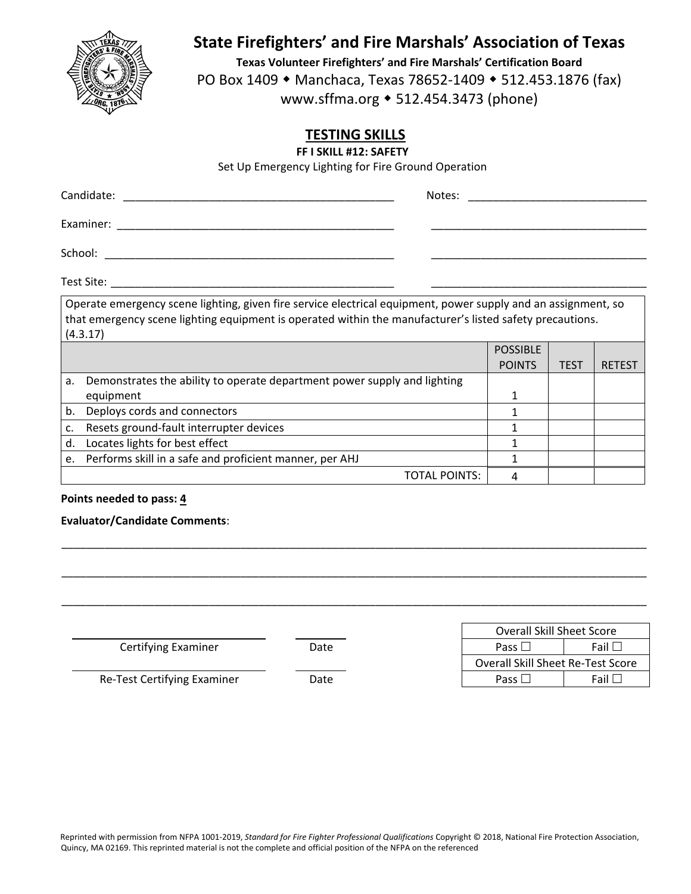# State Firefighters' and Fire Marshals' Association of Texas

**Texas Volunteer Firefighters' and Fire Marshals' Certification Board**

PO Box 1409 ◆ Manchaca, Texas 78652-1409 ◆ 512.453.1876 (fax)

www.sffma.org ◆ 512.454.3473 (phone)

## TESTING SKILLS

**FF I SKILL #12: SAFETY**

Set Up Emergency Lighting for Fire Ground Operation

Candidate: ____________________________________________ Notes: ____________________________

Examiner: ____________________________________________ ____________________________________

School: ______________________________________________ ____________________________________

Test Site: _____________________________________________ ____________________________________

Operate emergency scene lighting, given fire service electrical equipment, power supply and an assignment, so that emergency scene lighting equipment is operated within the manufacturer's listed safety precautions. (4.3.17)

| | POSSIBLE POINTS | TEST | RETEST |
|---|---|---|---|
| a. Demonstrates the ability to operate department power supply and lighting equipment | 1 | | |
| b. Deploys cords and connectors | 1 | | |
| c. Resets ground-fault interrupter devices | 1 | | |
| d. Locates lights for best effect | 1 | | |
| e. Performs skill in a safe and proficient manner, per AHJ | 1 | | |
| TOTAL POINTS: | 4 | | |

**Points needed to pass: 4**

**Evaluator/Candidate Comments**:

_____________________________________________________________________________________________

_____________________________________________________________________________________________

_____________________________________________________________________________________________

Certifying Examiner ______________________ Date __________

Re-Test Certifying Examiner ______________________ Date __________

| Overall Skill Sheet Score | |
|---|---|
| Pass ☐ | Fail ☐ |
| Overall Skill Sheet Re-Test Score | |
| Pass ☐ | Fail ☐ |

Reprinted with permission from NFPA 1001-2019, *Standard for Fire Fighter Professional Qualifications* Copyright © 2018, National Fire Protection Association, Quincy, MA 02169. This reprinted material is not the complete and official position of the NFPA on the referenced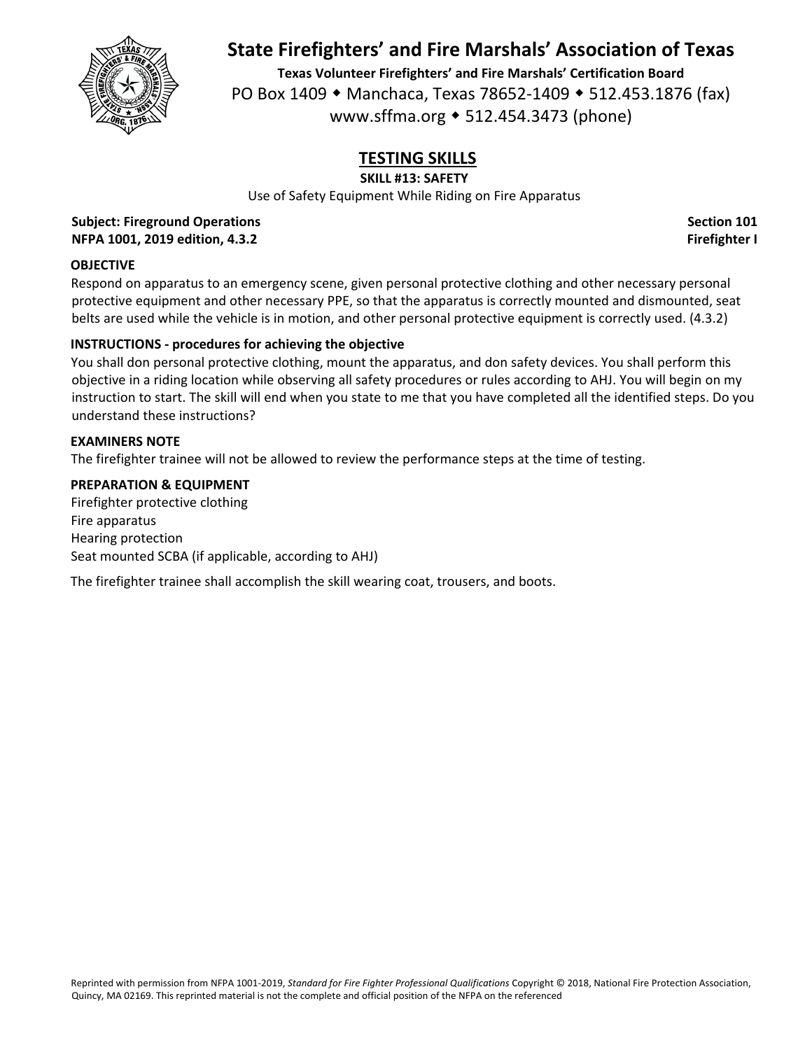# State Firefighters' and Fire Marshals' Association of Texas

**Texas Volunteer Firefighters' and Fire Marshals' Certification Board**

PO Box 1409 ◆ Manchaca, Texas 78652-1409 ◆ 512.453.1876 (fax)

www.sffma.org ◆ 512.454.3473 (phone)

## TESTING SKILLS

**SKILL #13: SAFETY**

Use of Safety Equipment While Riding on Fire Apparatus

**Subject: Fireground Operations** — **Section 101**

**NFPA 1001, 2019 edition, 4.3.2** — **Firefighter I**

### OBJECTIVE

Respond on apparatus to an emergency scene, given personal protective clothing and other necessary personal protective equipment and other necessary PPE, so that the apparatus is correctly mounted and dismounted, seat belts are used while the vehicle is in motion, and other personal protective equipment is correctly used. (4.3.2)

### INSTRUCTIONS - procedures for achieving the objective

You shall don personal protective clothing, mount the apparatus, and don safety devices. You shall perform this objective in a riding location while observing all safety procedures or rules according to AHJ. You will begin on my instruction to start. The skill will end when you state to me that you have completed all the identified steps. Do you understand these instructions?

### EXAMINERS NOTE

The firefighter trainee will not be allowed to review the performance steps at the time of testing.

### PREPARATION & EQUIPMENT

Firefighter protective clothing
Fire apparatus
Hearing protection
Seat mounted SCBA (if applicable, according to AHJ)

The firefighter trainee shall accomplish the skill wearing coat, trousers, and boots.

Reprinted with permission from NFPA 1001-2019, *Standard for Fire Fighter Professional Qualifications* Copyright © 2018, National Fire Protection Association, Quincy, MA 02169. This reprinted material is not the complete and official position of the NFPA on the referenced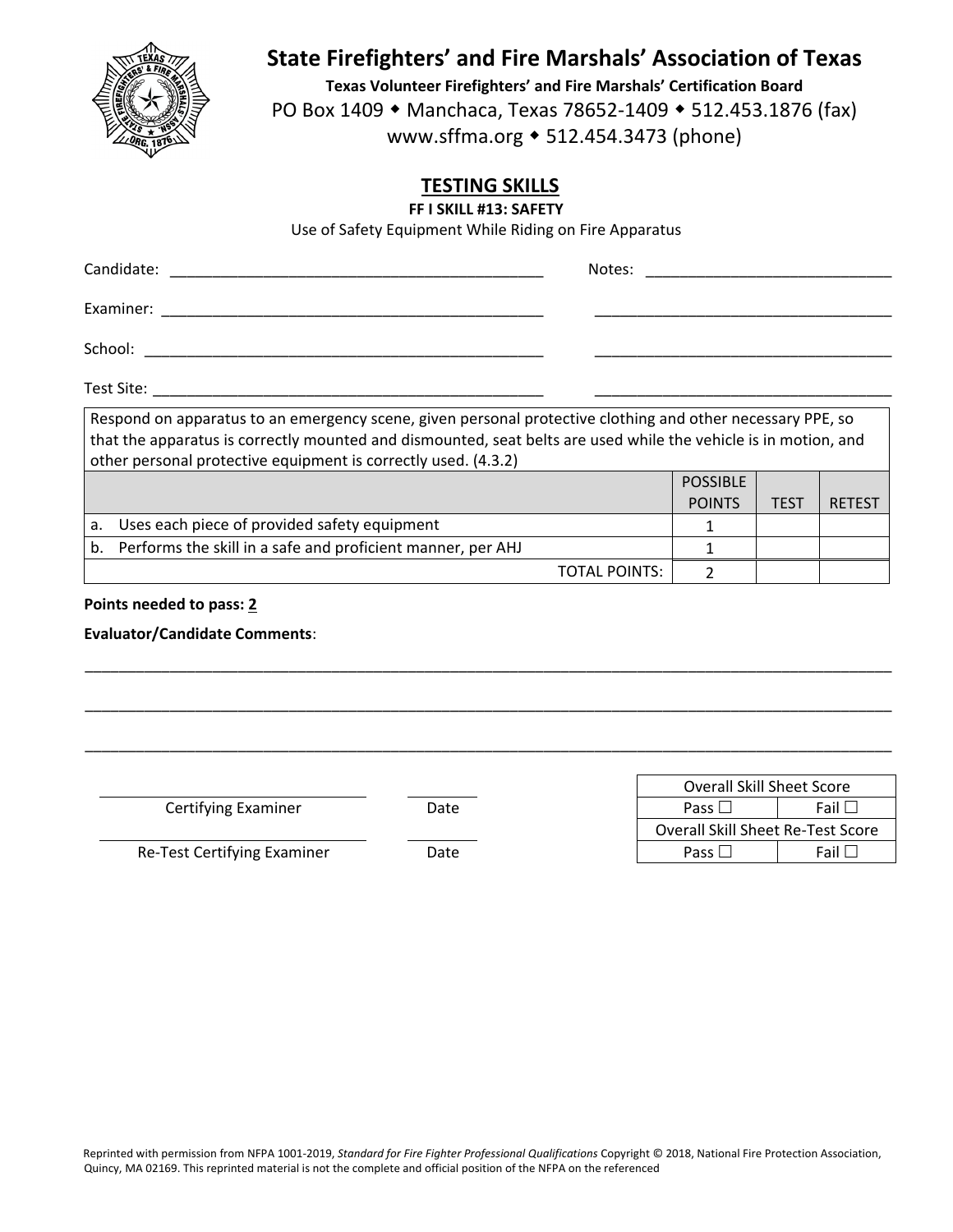# State Firefighters' and Fire Marshals' Association of Texas

**Texas Volunteer Firefighters' and Fire Marshals' Certification Board**

PO Box 1409 ◆ Manchaca, Texas 78652-1409 ◆ 512.453.1876 (fax)

www.sffma.org ◆ 512.454.3473 (phone)

## TESTING SKILLS

**FF I SKILL #13: SAFETY**

Use of Safety Equipment While Riding on Fire Apparatus

Candidate: ____________________________________________ Notes: ____________________________

Examiner: ____________________________________________ ____________________________________

School: ______________________________________________ ____________________________________

Test Site: ____________________________________________ ____________________________________

| Respond on apparatus to an emergency scene, given personal protective clothing and other necessary PPE, so that the apparatus is correctly mounted and dismounted, seat belts are used while the vehicle is in motion, and other personal protective equipment is correctly used. (4.3.2) | | | |
|---|---|---|---|
| | POSSIBLE POINTS | TEST | RETEST |
| a. Uses each piece of provided safety equipment | 1 | | |
| b. Performs the skill in a safe and proficient manner, per AHJ | 1 | | |
| TOTAL POINTS: | 2 | | |

**Points needed to pass:** 2

**Evaluator/Candidate Comments**:

_______________________________________________________________________________

_______________________________________________________________________________

_______________________________________________________________________________

________________________ ________

Certifying Examiner Date

________________________ ________

Re-Test Certifying Examiner Date

| Overall Skill Sheet Score | |
|---|---|
| Pass ☐ | Fail ☐ |
| Overall Skill Sheet Re-Test Score | |
| Pass ☐ | Fail ☐ |

Reprinted with permission from NFPA 1001-2019, *Standard for Fire Fighter Professional Qualifications* Copyright © 2018, National Fire Protection Association, Quincy, MA 02169. This reprinted material is not the complete and official position of the NFPA on the referenced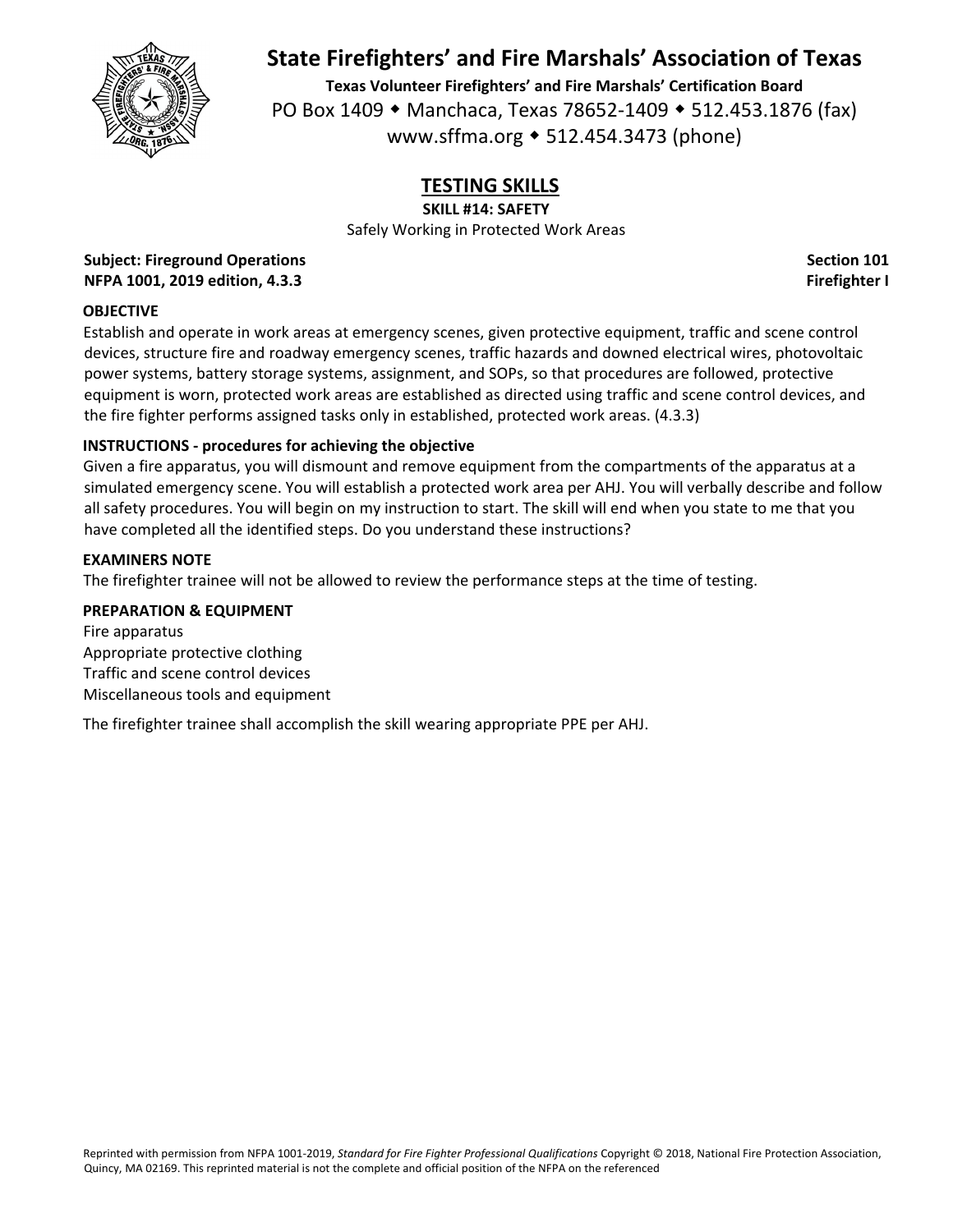# State Firefighters' and Fire Marshals' Association of Texas

**Texas Volunteer Firefighters' and Fire Marshals' Certification Board**

PO Box 1409 ◆ Manchaca, Texas 78652-1409 ◆ 512.453.1876 (fax)

www.sffma.org ◆ 512.454.3473 (phone)

## TESTING SKILLS

**SKILL #14: SAFETY**

Safely Working in Protected Work Areas

**Subject: Fireground Operations** **Section 101**

**NFPA 1001, 2019 edition, 4.3.3** **Firefighter I**

### OBJECTIVE

Establish and operate in work areas at emergency scenes, given protective equipment, traffic and scene control devices, structure fire and roadway emergency scenes, traffic hazards and downed electrical wires, photovoltaic power systems, battery storage systems, assignment, and SOPs, so that procedures are followed, protective equipment is worn, protected work areas are established as directed using traffic and scene control devices, and the fire fighter performs assigned tasks only in established, protected work areas. (4.3.3)

### INSTRUCTIONS - procedures for achieving the objective

Given a fire apparatus, you will dismount and remove equipment from the compartments of the apparatus at a simulated emergency scene. You will establish a protected work area per AHJ. You will verbally describe and follow all safety procedures. You will begin on my instruction to start. The skill will end when you state to me that you have completed all the identified steps. Do you understand these instructions?

### EXAMINERS NOTE

The firefighter trainee will not be allowed to review the performance steps at the time of testing.

### PREPARATION & EQUIPMENT

Fire apparatus

Appropriate protective clothing

Traffic and scene control devices

Miscellaneous tools and equipment

The firefighter trainee shall accomplish the skill wearing appropriate PPE per AHJ.

Reprinted with permission from NFPA 1001-2019, *Standard for Fire Fighter Professional Qualifications* Copyright © 2018, National Fire Protection Association, Quincy, MA 02169. This reprinted material is not the complete and official position of the NFPA on the referenced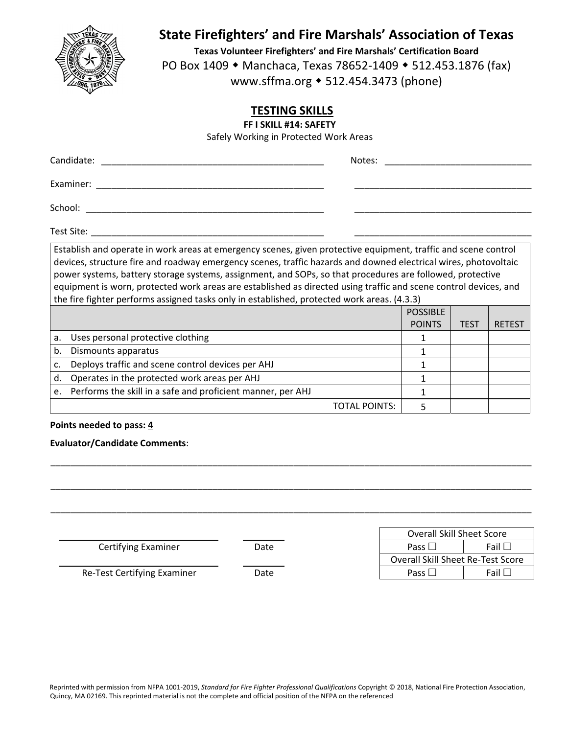# State Firefighters' and Fire Marshals' Association of Texas

**Texas Volunteer Firefighters' and Fire Marshals' Certification Board**

PO Box 1409 ◆ Manchaca, Texas 78652-1409 ◆ 512.453.1876 (fax)

www.sffma.org ◆ 512.454.3473 (phone)

## TESTING SKILLS

**FF I SKILL #14: SAFETY**

Safely Working in Protected Work Areas

Candidate: ____________________________________________ Notes: ____________________________

Examiner: ____________________________________________ ____________________________

School: ____________________________________________ ____________________________

Test Site: ____________________________________________ ____________________________

Establish and operate in work areas at emergency scenes, given protective equipment, traffic and scene control devices, structure fire and roadway emergency scenes, traffic hazards and downed electrical wires, photovoltaic power systems, battery storage systems, assignment, and SOPs, so that procedures are followed, protective equipment is worn, protected work areas are established as directed using traffic and scene control devices, and the fire fighter performs assigned tasks only in established, protected work areas. (4.3.3)

| | POSSIBLE POINTS | TEST | RETEST |
|---|---|---|---|
| a. Uses personal protective clothing | 1 | | |
| b. Dismounts apparatus | 1 | | |
| c. Deploys traffic and scene control devices per AHJ | 1 | | |
| d. Operates in the protected work areas per AHJ | 1 | | |
| e. Performs the skill in a safe and proficient manner, per AHJ | 1 | | |
| TOTAL POINTS: | 5 | | |

**Points needed to pass: 4**

**Evaluator/Candidate Comments**:

________________________________________________________________________________________________

________________________________________________________________________________________________

________________________________________________________________________________________________

Certifying Examiner ____________ Date ____________

Re-Test Certifying Examiner ____________ Date ____________

| Overall Skill Sheet Score | |
|---|---|
| Pass ☐ | Fail ☐ |
| Overall Skill Sheet Re-Test Score | |
| Pass ☐ | Fail ☐ |

Reprinted with permission from NFPA 1001-2019, *Standard for Fire Fighter Professional Qualifications* Copyright © 2018, National Fire Protection Association, Quincy, MA 02169. This reprinted material is not the complete and official position of the NFPA on the referenced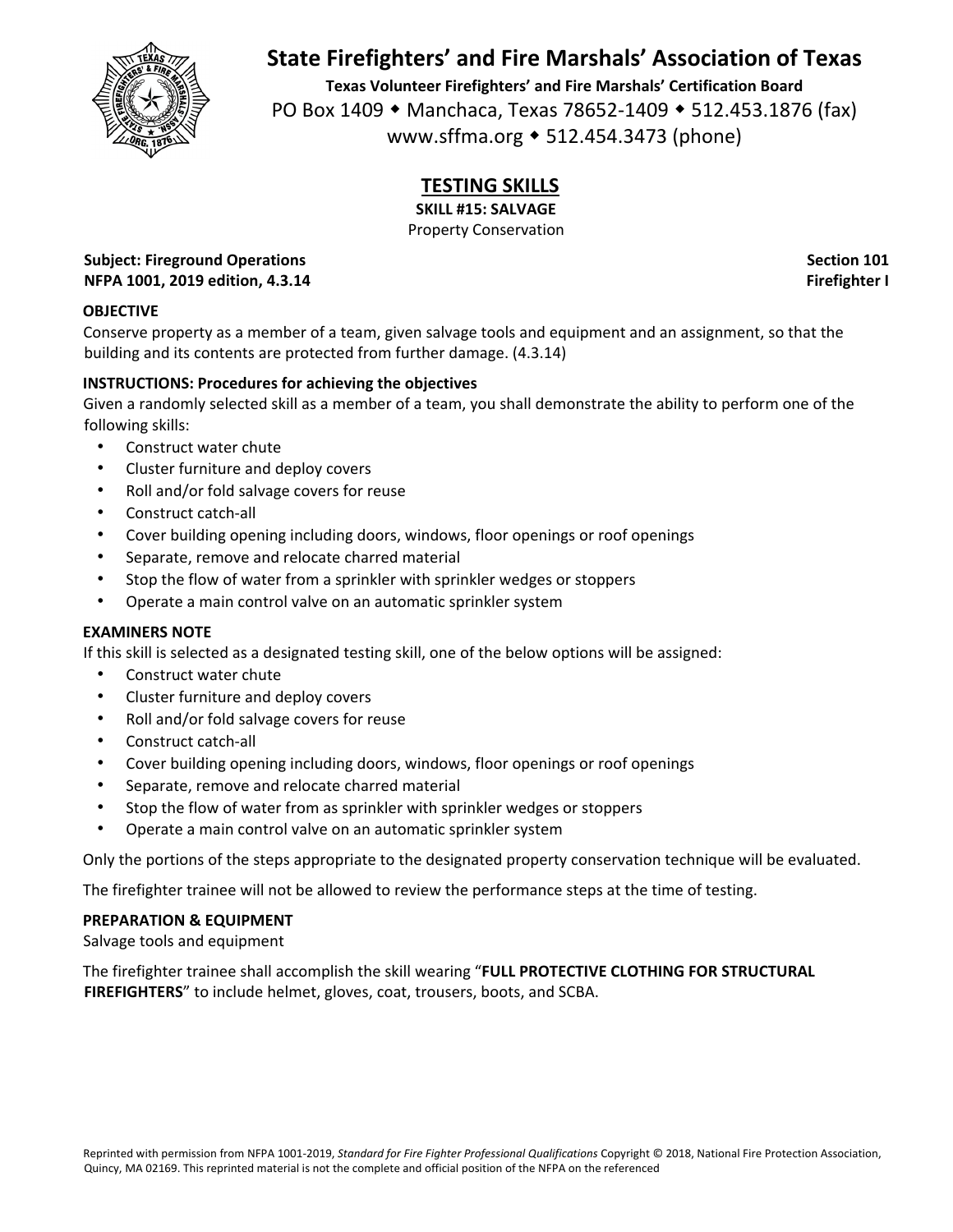# State Firefighters' and Fire Marshals' Association of Texas

**Texas Volunteer Firefighters' and Fire Marshals' Certification Board**

PO Box 1409 ◆ Manchaca, Texas 78652-1409 ◆ 512.453.1876 (fax)

www.sffma.org ◆ 512.454.3473 (phone)

## TESTING SKILLS

**SKILL #15: SALVAGE**

Property Conservation

**Subject: Fireground Operations** **Section 101**
**NFPA 1001, 2019 edition, 4.3.14** **Firefighter I**

### OBJECTIVE

Conserve property as a member of a team, given salvage tools and equipment and an assignment, so that the building and its contents are protected from further damage. (4.3.14)

### INSTRUCTIONS: Procedures for achieving the objectives

Given a randomly selected skill as a member of a team, you shall demonstrate the ability to perform one of the following skills:

- Construct water chute
- Cluster furniture and deploy covers
- Roll and/or fold salvage covers for reuse
- Construct catch-all
- Cover building opening including doors, windows, floor openings or roof openings
- Separate, remove and relocate charred material
- Stop the flow of water from a sprinkler with sprinkler wedges or stoppers
- Operate a main control valve on an automatic sprinkler system

### EXAMINERS NOTE

If this skill is selected as a designated testing skill, one of the below options will be assigned:

- Construct water chute
- Cluster furniture and deploy covers
- Roll and/or fold salvage covers for reuse
- Construct catch-all
- Cover building opening including doors, windows, floor openings or roof openings
- Separate, remove and relocate charred material
- Stop the flow of water from as sprinkler with sprinkler wedges or stoppers
- Operate a main control valve on an automatic sprinkler system

Only the portions of the steps appropriate to the designated property conservation technique will be evaluated.

The firefighter trainee will not be allowed to review the performance steps at the time of testing.

### PREPARATION & EQUIPMENT

Salvage tools and equipment

The firefighter trainee shall accomplish the skill wearing "**FULL PROTECTIVE CLOTHING FOR STRUCTURAL FIREFIGHTERS**" to include helmet, gloves, coat, trousers, boots, and SCBA.

Reprinted with permission from NFPA 1001-2019, *Standard for Fire Fighter Professional Qualifications* Copyright © 2018, National Fire Protection Association, Quincy, MA 02169. This reprinted material is not the complete and official position of the NFPA on the referenced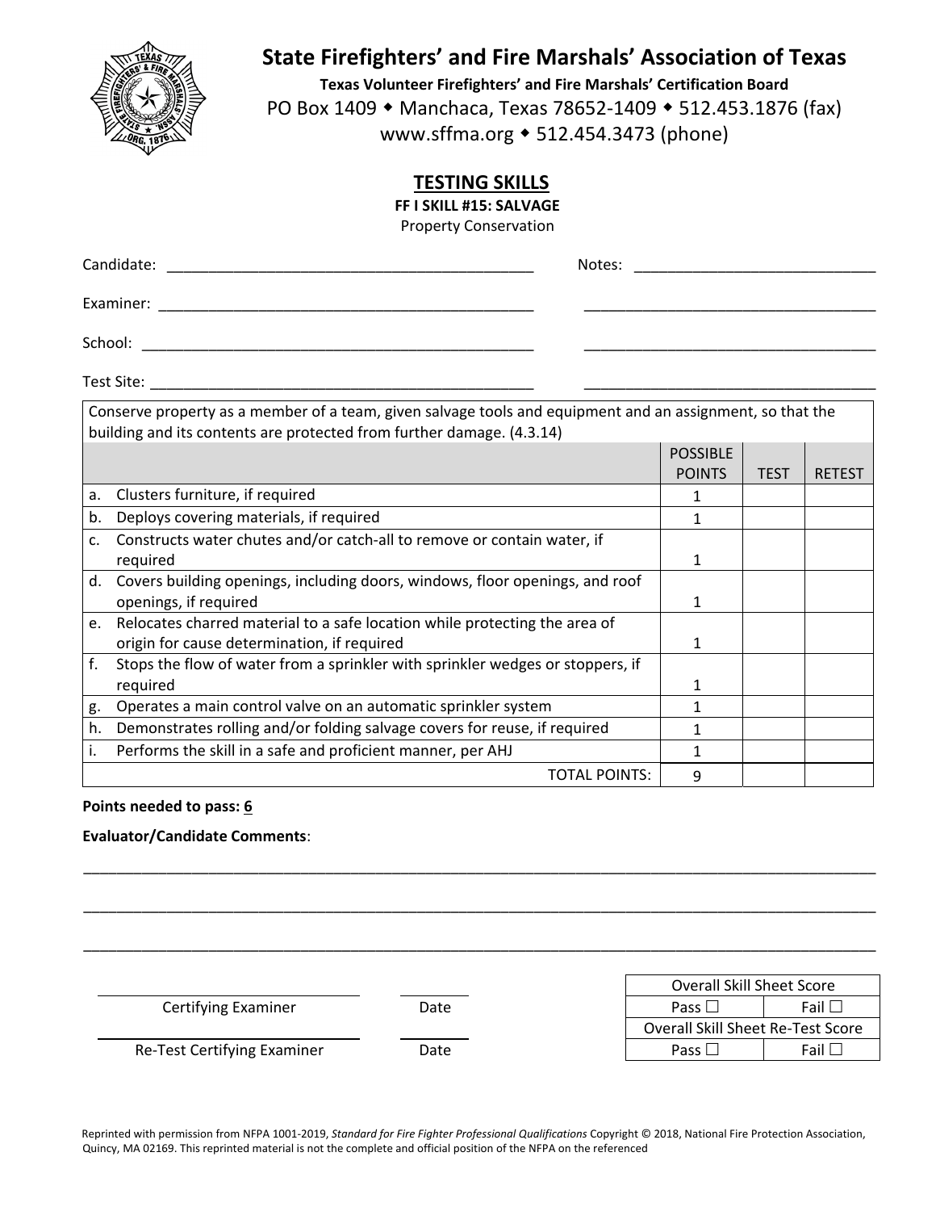# State Firefighters' and Fire Marshals' Association of Texas

**Texas Volunteer Firefighters' and Fire Marshals' Certification Board**

PO Box 1409 ◆ Manchaca, Texas 78652-1409 ◆ 512.453.1876 (fax)

www.sffma.org ◆ 512.454.3473 (phone)

## TESTING SKILLS

**FF I SKILL #15: SALVAGE**

Property Conservation

Candidate: ____________________________________________ Notes: ______________________________

Examiner: ____________________________________________ ___________________________________

School: ____________________________________________ ___________________________________

Test Site: ____________________________________________ ___________________________________

| Conserve property as a member of a team, given salvage tools and equipment and an assignment, so that the building and its contents are protected from further damage. (4.3.14) | | | |
|---|---|---|---|
| | POSSIBLE POINTS | TEST | RETEST |
| a. Clusters furniture, if required | 1 | | |
| b. Deploys covering materials, if required | 1 | | |
| c. Constructs water chutes and/or catch-all to remove or contain water, if required | 1 | | |
| d. Covers building openings, including doors, windows, floor openings, and roof openings, if required | 1 | | |
| e. Relocates charred material to a safe location while protecting the area of origin for cause determination, if required | 1 | | |
| f. Stops the flow of water from a sprinkler with sprinkler wedges or stoppers, if required | 1 | | |
| g. Operates a main control valve on an automatic sprinkler system | 1 | | |
| h. Demonstrates rolling and/or folding salvage covers for reuse, if required | 1 | | |
| i. Performs the skill in a safe and proficient manner, per AHJ | 1 | | |
| TOTAL POINTS: | 9 | | |

**Points needed to pass: 6**

**Evaluator/Candidate Comments**:

_____________________________________________________________________________________________

_____________________________________________________________________________________________

_____________________________________________________________________________________________

______________________________ Certifying Examiner ______________ Date

______________________________ Re-Test Certifying Examiner ______________ Date

| Overall Skill Sheet Score | |
|---|---|
| Pass ☐ | Fail ☐ |
| Overall Skill Sheet Re-Test Score | |
| Pass ☐ | Fail ☐ |

Reprinted with permission from NFPA 1001-2019, *Standard for Fire Fighter Professional Qualifications* Copyright © 2018, National Fire Protection Association, Quincy, MA 02169. This reprinted material is not the complete and official position of the NFPA on the referenced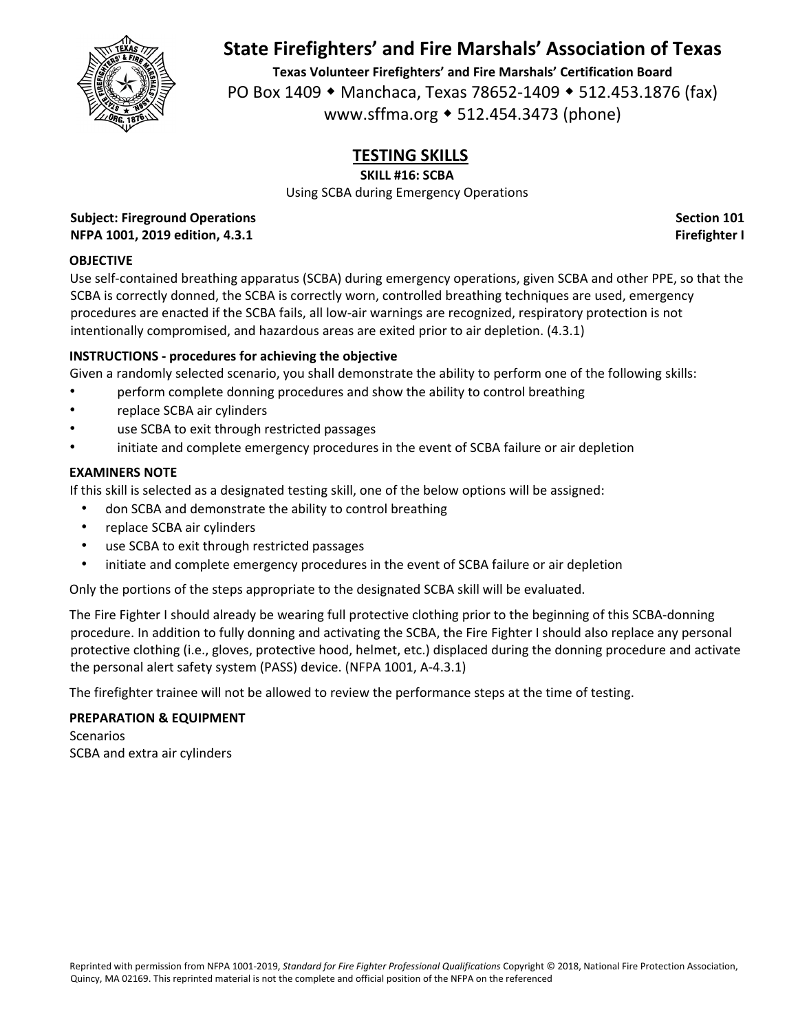# State Firefighters' and Fire Marshals' Association of Texas

**Texas Volunteer Firefighters' and Fire Marshals' Certification Board**

PO Box 1409 ◆ Manchaca, Texas 78652-1409 ◆ 512.453.1876 (fax)

www.sffma.org ◆ 512.454.3473 (phone)

## TESTING SKILLS

**SKILL #16: SCBA**

Using SCBA during Emergency Operations

**Subject: Fireground Operations** — **Section 101**

**NFPA 1001, 2019 edition, 4.3.1** — **Firefighter I**

### OBJECTIVE

Use self-contained breathing apparatus (SCBA) during emergency operations, given SCBA and other PPE, so that the SCBA is correctly donned, the SCBA is correctly worn, controlled breathing techniques are used, emergency procedures are enacted if the SCBA fails, all low-air warnings are recognized, respiratory protection is not intentionally compromised, and hazardous areas are exited prior to air depletion. (4.3.1)

### INSTRUCTIONS - procedures for achieving the objective

Given a randomly selected scenario, you shall demonstrate the ability to perform one of the following skills:

- perform complete donning procedures and show the ability to control breathing
- replace SCBA air cylinders
- use SCBA to exit through restricted passages
- initiate and complete emergency procedures in the event of SCBA failure or air depletion

### EXAMINERS NOTE

If this skill is selected as a designated testing skill, one of the below options will be assigned:

- don SCBA and demonstrate the ability to control breathing
- replace SCBA air cylinders
- use SCBA to exit through restricted passages
- initiate and complete emergency procedures in the event of SCBA failure or air depletion

Only the portions of the steps appropriate to the designated SCBA skill will be evaluated.

The Fire Fighter I should already be wearing full protective clothing prior to the beginning of this SCBA-donning procedure. In addition to fully donning and activating the SCBA, the Fire Fighter I should also replace any personal protective clothing (i.e., gloves, protective hood, helmet, etc.) displaced during the donning procedure and activate the personal alert safety system (PASS) device. (NFPA 1001, A-4.3.1)

The firefighter trainee will not be allowed to review the performance steps at the time of testing.

### PREPARATION & EQUIPMENT

Scenarios

SCBA and extra air cylinders

Reprinted with permission from NFPA 1001-2019, *Standard for Fire Fighter Professional Qualifications* Copyright © 2018, National Fire Protection Association, Quincy, MA 02169. This reprinted material is not the complete and official position of the NFPA on the referenced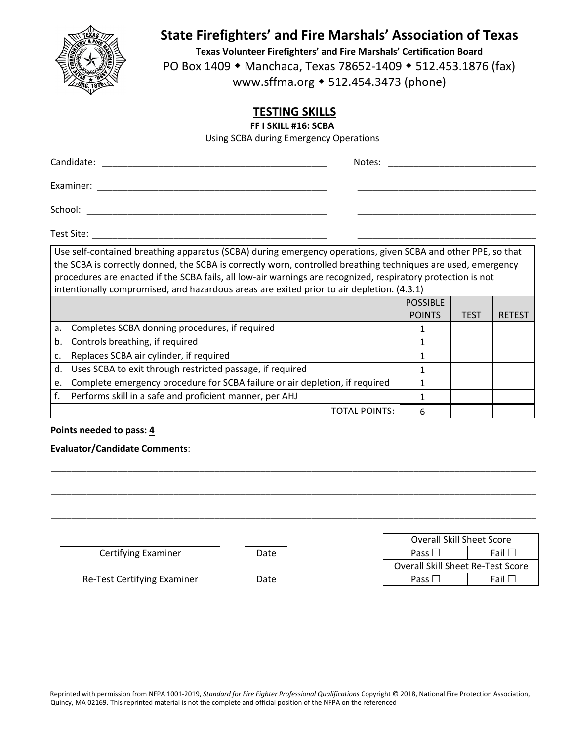# State Firefighters' and Fire Marshals' Association of Texas

**Texas Volunteer Firefighters' and Fire Marshals' Certification Board**

PO Box 1409 ◆ Manchaca, Texas 78652-1409 ◆ 512.453.1876 (fax)

www.sffma.org ◆ 512.454.3473 (phone)

## TESTING SKILLS

**FF I SKILL #16: SCBA**

Using SCBA during Emergency Operations

Candidate: _______________________________________ Notes: ___________________________

Examiner: _______________________________________ ___________________________________

School: _________________________________________ ___________________________________

Test Site: _______________________________________ ___________________________________

Use self-contained breathing apparatus (SCBA) during emergency operations, given SCBA and other PPE, so that the SCBA is correctly donned, the SCBA is correctly worn, controlled breathing techniques are used, emergency procedures are enacted if the SCBA fails, all low-air warnings are recognized, respiratory protection is not intentionally compromised, and hazardous areas are exited prior to air depletion. (4.3.1)

| | POSSIBLE POINTS | TEST | RETEST |
|---|---|---|---|
| a. Completes SCBA donning procedures, if required | 1 | | |
| b. Controls breathing, if required | 1 | | |
| c. Replaces SCBA air cylinder, if required | 1 | | |
| d. Uses SCBA to exit through restricted passage, if required | 1 | | |
| e. Complete emergency procedure for SCBA failure or air depletion, if required | 1 | | |
| f. Performs skill in a safe and proficient manner, per AHJ | 1 | | |
| TOTAL POINTS: | 6 | | |

**Points needed to pass: 4**

**Evaluator/Candidate Comments**:

______________________________________________________________________________

______________________________________________________________________________

______________________________________________________________________________

Certifying Examiner ______________ Date ________

Re-Test Certifying Examiner ______________ Date ________

| Overall Skill Sheet Score | |
|---|---|
| Pass ☐ | Fail ☐ |
| Overall Skill Sheet Re-Test Score | |
| Pass ☐ | Fail ☐ |

Reprinted with permission from NFPA 1001-2019, *Standard for Fire Fighter Professional Qualifications* Copyright © 2018, National Fire Protection Association, Quincy, MA 02169. This reprinted material is not the complete and official position of the NFPA on the referenced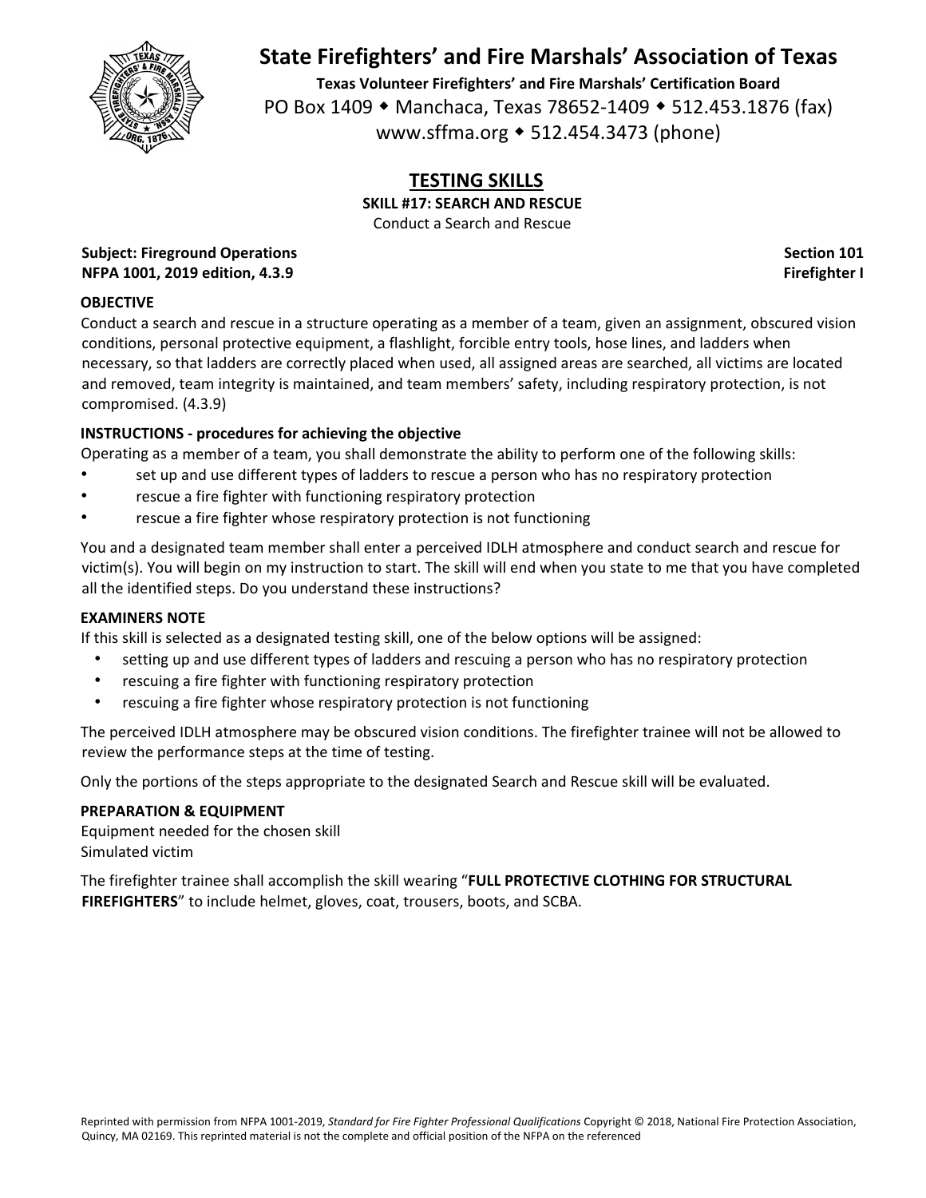# State Firefighters' and Fire Marshals' Association of Texas

**Texas Volunteer Firefighters' and Fire Marshals' Certification Board**

PO Box 1409 ◆ Manchaca, Texas 78652-1409 ◆ 512.453.1876 (fax)

www.sffma.org ◆ 512.454.3473 (phone)

## TESTING SKILLS

**SKILL #17: SEARCH AND RESCUE**

Conduct a Search and Rescue

**Subject: Fireground Operations** **Section 101**

**NFPA 1001, 2019 edition, 4.3.9** **Firefighter I**

### OBJECTIVE

Conduct a search and rescue in a structure operating as a member of a team, given an assignment, obscured vision conditions, personal protective equipment, a flashlight, forcible entry tools, hose lines, and ladders when necessary, so that ladders are correctly placed when used, all assigned areas are searched, all victims are located and removed, team integrity is maintained, and team members' safety, including respiratory protection, is not compromised. (4.3.9)

### INSTRUCTIONS - procedures for achieving the objective

Operating as a member of a team, you shall demonstrate the ability to perform one of the following skills:

- set up and use different types of ladders to rescue a person who has no respiratory protection
- rescue a fire fighter with functioning respiratory protection
- rescue a fire fighter whose respiratory protection is not functioning

You and a designated team member shall enter a perceived IDLH atmosphere and conduct search and rescue for victim(s). You will begin on my instruction to start. The skill will end when you state to me that you have completed all the identified steps. Do you understand these instructions?

### EXAMINERS NOTE

If this skill is selected as a designated testing skill, one of the below options will be assigned:

- setting up and use different types of ladders and rescuing a person who has no respiratory protection
- rescuing a fire fighter with functioning respiratory protection
- rescuing a fire fighter whose respiratory protection is not functioning

The perceived IDLH atmosphere may be obscured vision conditions. The firefighter trainee will not be allowed to review the performance steps at the time of testing.

Only the portions of the steps appropriate to the designated Search and Rescue skill will be evaluated.

### PREPARATION & EQUIPMENT

Equipment needed for the chosen skill

Simulated victim

The firefighter trainee shall accomplish the skill wearing "**FULL PROTECTIVE CLOTHING FOR STRUCTURAL FIREFIGHTERS**" to include helmet, gloves, coat, trousers, boots, and SCBA.

Reprinted with permission from NFPA 1001-2019, *Standard for Fire Fighter Professional Qualifications* Copyright © 2018, National Fire Protection Association, Quincy, MA 02169. This reprinted material is not the complete and official position of the NFPA on the referenced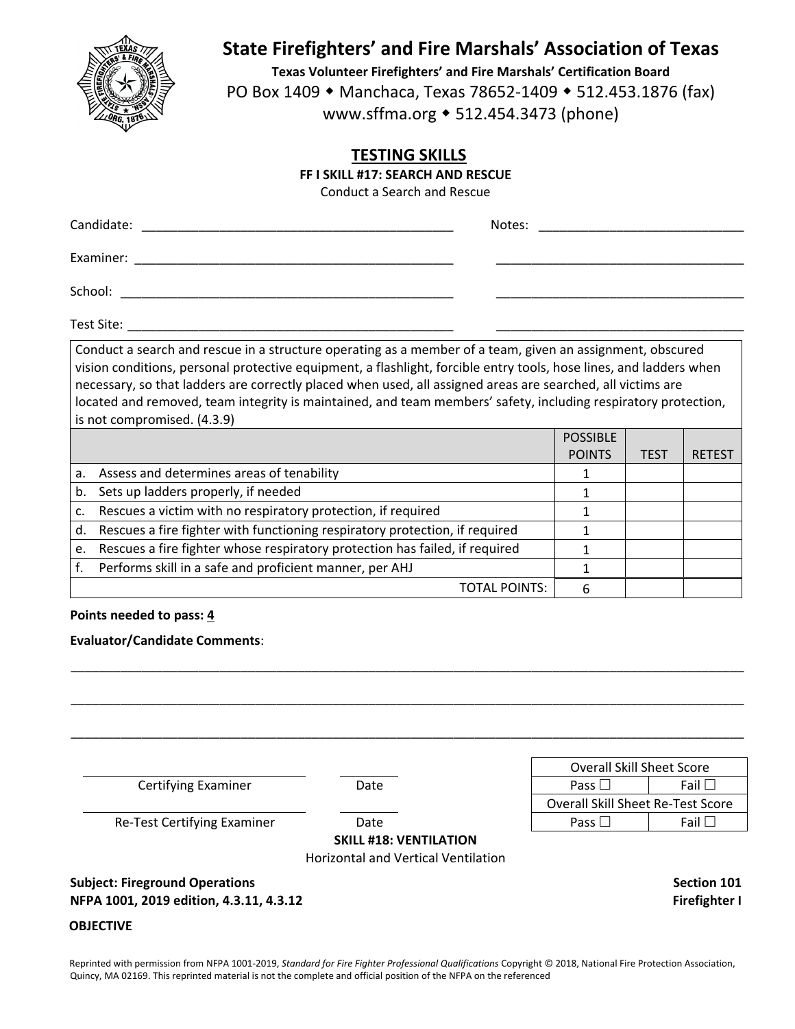# State Firefighters' and Fire Marshals' Association of Texas

**Texas Volunteer Firefighters' and Fire Marshals' Certification Board**

PO Box 1409 ◆ Manchaca, Texas 78652-1409 ◆ 512.453.1876 (fax)

www.sffma.org ◆ 512.454.3473 (phone)

## TESTING SKILLS

**FF I SKILL #17: SEARCH AND RESCUE**

Conduct a Search and Rescue

Candidate: ____________________ Notes: ____________________

Examiner: ____________________ ____________________

School: ____________________ ____________________

Test Site: ____________________ ____________________

Conduct a search and rescue in a structure operating as a member of a team, given an assignment, obscured vision conditions, personal protective equipment, a flashlight, forcible entry tools, hose lines, and ladders when necessary, so that ladders are correctly placed when used, all assigned areas are searched, all victims are located and removed, team integrity is maintained, and team members' safety, including respiratory protection, is not compromised. (4.3.9)

| | POSSIBLE POINTS | TEST | RETEST |
|---|---|---|---|
| a. Assess and determines areas of tenability | 1 | | |
| b. Sets up ladders properly, if needed | 1 | | |
| c. Rescues a victim with no respiratory protection, if required | 1 | | |
| d. Rescues a fire fighter with functioning respiratory protection, if required | 1 | | |
| e. Rescues a fire fighter whose respiratory protection has failed, if required | 1 | | |
| f. Performs skill in a safe and proficient manner, per AHJ | 1 | | |
| TOTAL POINTS: | 6 | | |

**Points needed to pass:** **4**

**Evaluator/Candidate Comments**:

______________________________________________________________________

______________________________________________________________________

______________________________________________________________________

| Overall Skill Sheet Score | |
|---|---|
| Pass ☐ | Fail ☐ |
| Overall Skill Sheet Re-Test Score | |
| Pass ☐ | Fail ☐ |

____________________ Certifying Examiner ________ Date

____________________ Re-Test Certifying Examiner ________ Date

**SKILL #18: VENTILATION**

Horizontal and Vertical Ventilation

**Subject: Fireground Operations** **Section 101**

**NFPA 1001, 2019 edition, 4.3.11, 4.3.12** **Firefighter I**

**OBJECTIVE**

Reprinted with permission from NFPA 1001-2019, *Standard for Fire Fighter Professional Qualifications* Copyright © 2018, National Fire Protection Association, Quincy, MA 02169. This reprinted material is not the complete and official position of the NFPA on the referenced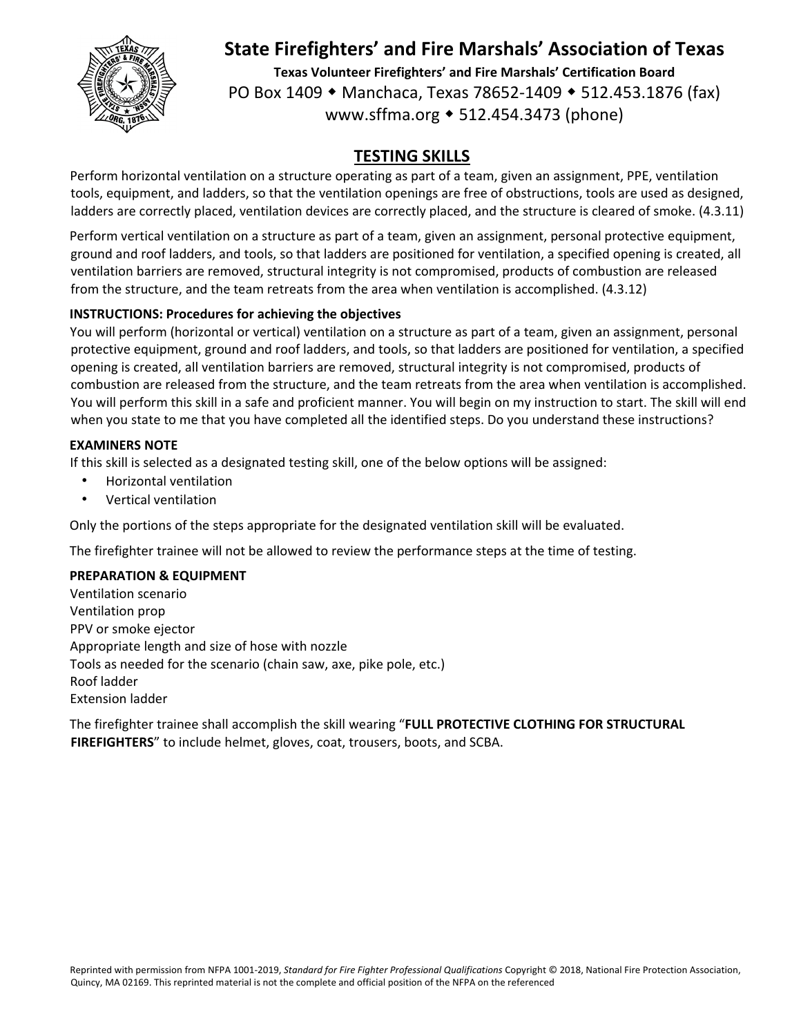# State Firefighters' and Fire Marshals' Association of Texas

**Texas Volunteer Firefighters' and Fire Marshals' Certification Board**

PO Box 1409 ◆ Manchaca, Texas 78652-1409 ◆ 512.453.1876 (fax)

www.sffma.org ◆ 512.454.3473 (phone)

## TESTING SKILLS

Perform horizontal ventilation on a structure operating as part of a team, given an assignment, PPE, ventilation tools, equipment, and ladders, so that the ventilation openings are free of obstructions, tools are used as designed, ladders are correctly placed, ventilation devices are correctly placed, and the structure is cleared of smoke. (4.3.11)

Perform vertical ventilation on a structure as part of a team, given an assignment, personal protective equipment, ground and roof ladders, and tools, so that ladders are positioned for ventilation, a specified opening is created, all ventilation barriers are removed, structural integrity is not compromised, products of combustion are released from the structure, and the team retreats from the area when ventilation is accomplished. (4.3.12)

**INSTRUCTIONS: Procedures for achieving the objectives**

You will perform (horizontal or vertical) ventilation on a structure as part of a team, given an assignment, personal protective equipment, ground and roof ladders, and tools, so that ladders are positioned for ventilation, a specified opening is created, all ventilation barriers are removed, structural integrity is not compromised, products of combustion are released from the structure, and the team retreats from the area when ventilation is accomplished. You will perform this skill in a safe and proficient manner. You will begin on my instruction to start. The skill will end when you state to me that you have completed all the identified steps. Do you understand these instructions?

**EXAMINERS NOTE**

If this skill is selected as a designated testing skill, one of the below options will be assigned:

- Horizontal ventilation
- Vertical ventilation

Only the portions of the steps appropriate for the designated ventilation skill will be evaluated.

The firefighter trainee will not be allowed to review the performance steps at the time of testing.

**PREPARATION & EQUIPMENT**

Ventilation scenario
Ventilation prop
PPV or smoke ejector
Appropriate length and size of hose with nozzle
Tools as needed for the scenario (chain saw, axe, pike pole, etc.)
Roof ladder
Extension ladder

The firefighter trainee shall accomplish the skill wearing "**FULL PROTECTIVE CLOTHING FOR STRUCTURAL FIREFIGHTERS**" to include helmet, gloves, coat, trousers, boots, and SCBA.

Reprinted with permission from NFPA 1001-2019, *Standard for Fire Fighter Professional Qualifications* Copyright © 2018, National Fire Protection Association, Quincy, MA 02169. This reprinted material is not the complete and official position of the NFPA on the referenced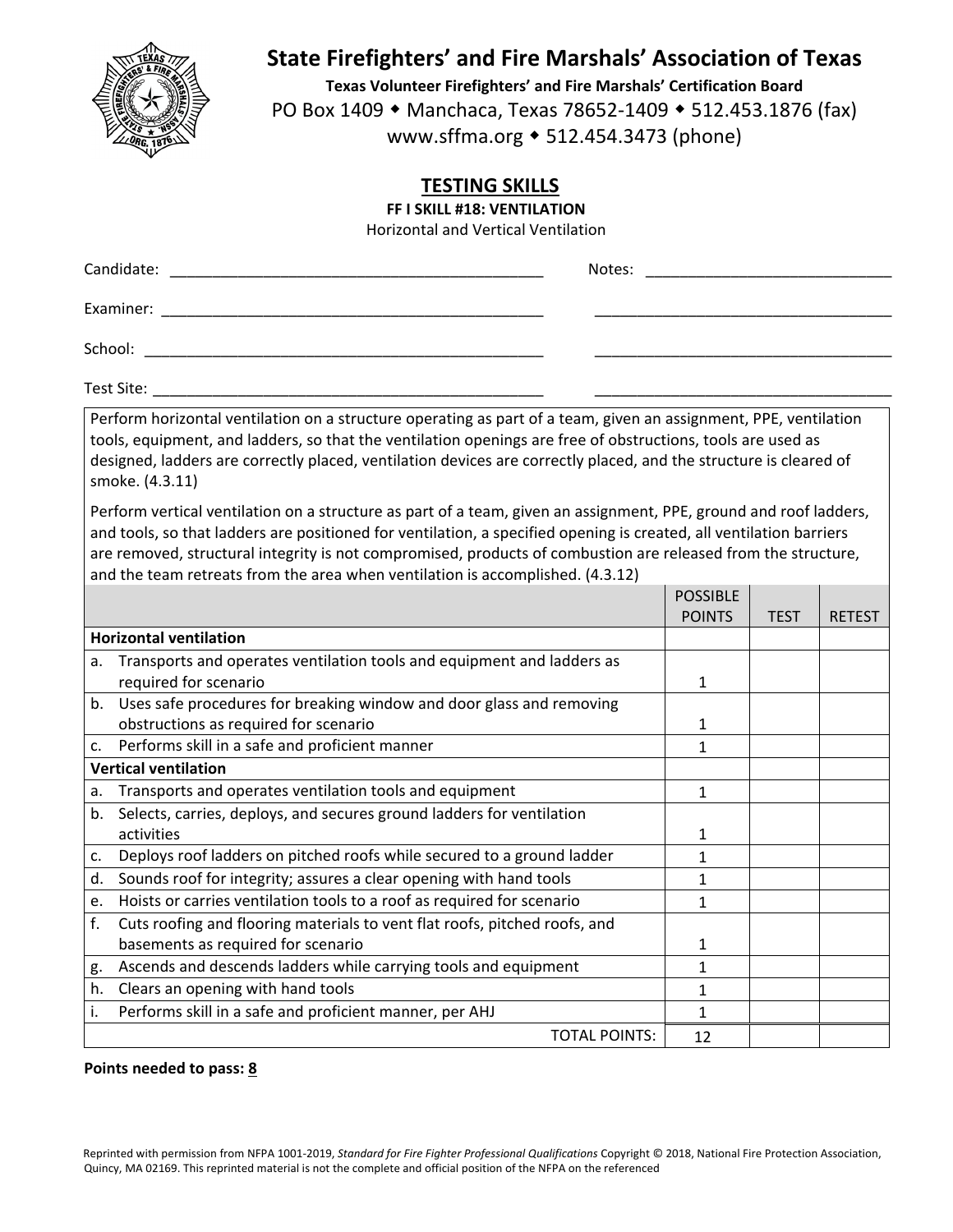# State Firefighters' and Fire Marshals' Association of Texas

**Texas Volunteer Firefighters' and Fire Marshals' Certification Board**

PO Box 1409 ◆ Manchaca, Texas 78652-1409 ◆ 512.453.1876 (fax)

www.sffma.org ◆ 512.454.3473 (phone)

## TESTING SKILLS

**FF I SKILL #18: VENTILATION**

Horizontal and Vertical Ventilation

Candidate: ______________________________ Notes: ______________________________

Examiner: ______________________________ ______________________________

School: ______________________________ ______________________________

Test Site: ______________________________ ______________________________

Perform horizontal ventilation on a structure operating as part of a team, given an assignment, PPE, ventilation tools, equipment, and ladders, so that the ventilation openings are free of obstructions, tools are used as designed, ladders are correctly placed, ventilation devices are correctly placed, and the structure is cleared of smoke. (4.3.11)

Perform vertical ventilation on a structure as part of a team, given an assignment, PPE, ground and roof ladders, and tools, so that ladders are positioned for ventilation, a specified opening is created, all ventilation barriers are removed, structural integrity is not compromised, products of combustion are released from the structure, and the team retreats from the area when ventilation is accomplished. (4.3.12)

| | POSSIBLE POINTS | TEST | RETEST |
|---|---|---|---|
| **Horizontal ventilation** | | | |
| a. Transports and operates ventilation tools and equipment and ladders as required for scenario | 1 | | |
| b. Uses safe procedures for breaking window and door glass and removing obstructions as required for scenario | 1 | | |
| c. Performs skill in a safe and proficient manner | 1 | | |
| **Vertical ventilation** | | | |
| a. Transports and operates ventilation tools and equipment | 1 | | |
| b. Selects, carries, deploys, and secures ground ladders for ventilation activities | 1 | | |
| c. Deploys roof ladders on pitched roofs while secured to a ground ladder | 1 | | |
| d. Sounds roof for integrity; assures a clear opening with hand tools | 1 | | |
| e. Hoists or carries ventilation tools to a roof as required for scenario | 1 | | |
| f. Cuts roofing and flooring materials to vent flat roofs, pitched roofs, and basements as required for scenario | 1 | | |
| g. Ascends and descends ladders while carrying tools and equipment | 1 | | |
| h. Clears an opening with hand tools | 1 | | |
| i. Performs skill in a safe and proficient manner, per AHJ | 1 | | |
| TOTAL POINTS: | 12 | | |

**Points needed to pass: 8**

Reprinted with permission from NFPA 1001-2019, *Standard for Fire Fighter Professional Qualifications* Copyright © 2018, National Fire Protection Association, Quincy, MA 02169. This reprinted material is not the complete and official position of the NFPA on the referenced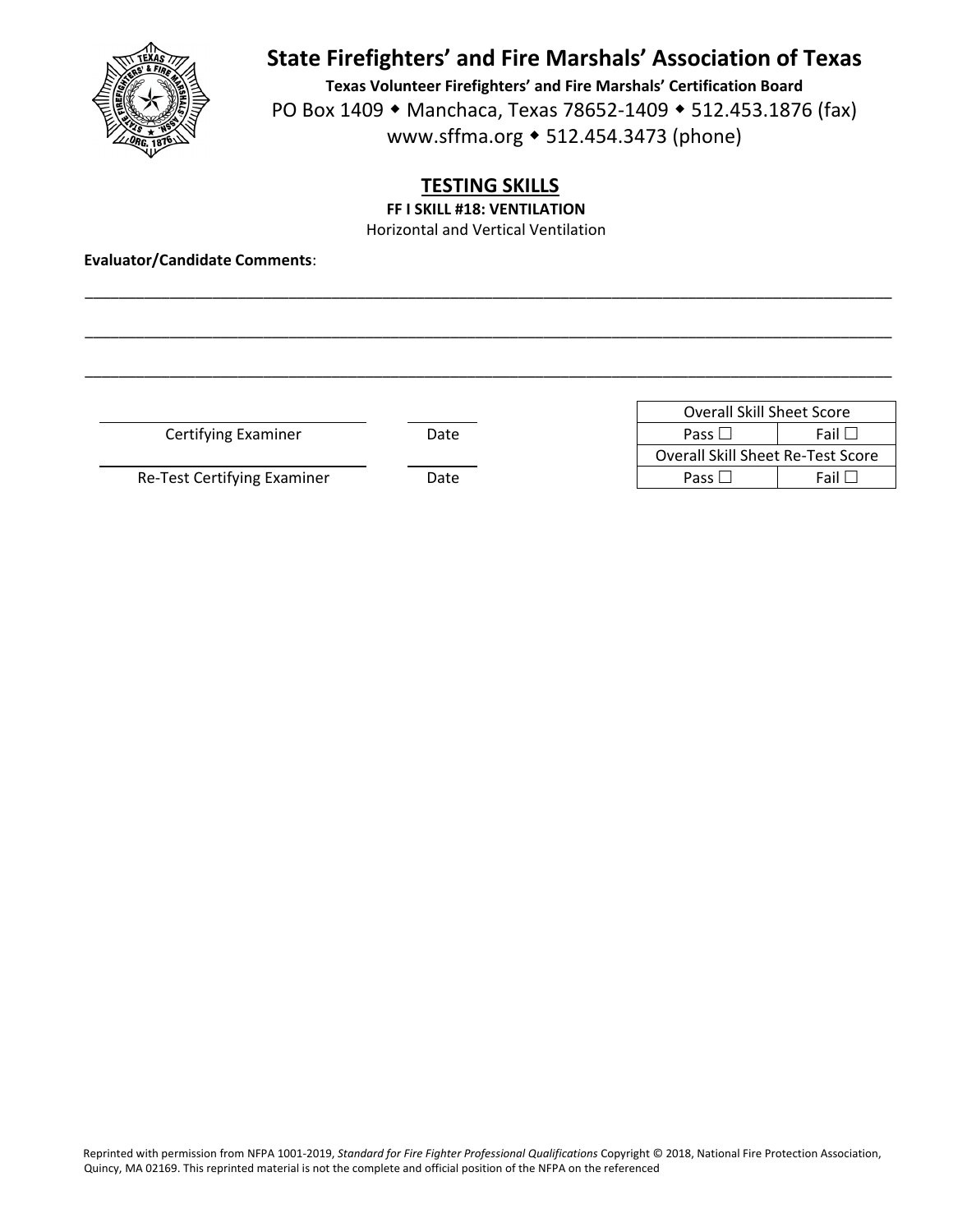# State Firefighters' and Fire Marshals' Association of Texas

**Texas Volunteer Firefighters' and Fire Marshals' Certification Board**

PO Box 1409 ◆ Manchaca, Texas 78652-1409 ◆ 512.453.1876 (fax)

www.sffma.org ◆ 512.454.3473 (phone)

## TESTING SKILLS

**FF I SKILL #18: VENTILATION**

Horizontal and Vertical Ventilation

**Evaluator/Candidate Comments**:

______________________________________________________________________________

______________________________________________________________________________

______________________________________________________________________________

| | | | |
|---|---|---|---|
| ______________________ Certifying Examiner | ________ Date | Overall Skill Sheet Score | |
| | | Pass ☐ | Fail ☐ |
| ______________________ Re-Test Certifying Examiner | ________ Date | Overall Skill Sheet Re-Test Score | |
| | | Pass ☐ | Fail ☐ |

Reprinted with permission from NFPA 1001-2019, *Standard for Fire Fighter Professional Qualifications* Copyright © 2018, National Fire Protection Association, Quincy, MA 02169. This reprinted material is not the complete and official position of the NFPA on the referenced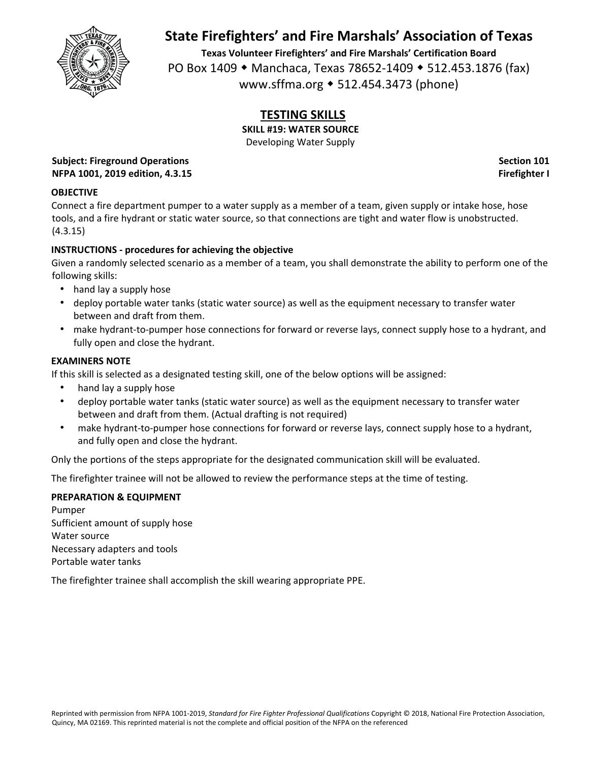# State Firefighters' and Fire Marshals' Association of Texas

**Texas Volunteer Firefighters' and Fire Marshals' Certification Board**

PO Box 1409 • Manchaca, Texas 78652-1409 • 512.453.1876 (fax)

www.sffma.org • 512.454.3473 (phone)

## TESTING SKILLS

**SKILL #19: WATER SOURCE**

Developing Water Supply

**Subject: Fireground Operations** **Section 101**

**NFPA 1001, 2019 edition, 4.3.15** **Firefighter I**

### OBJECTIVE

Connect a fire department pumper to a water supply as a member of a team, given supply or intake hose, hose tools, and a fire hydrant or static water source, so that connections are tight and water flow is unobstructed. (4.3.15)

### INSTRUCTIONS - procedures for achieving the objective

Given a randomly selected scenario as a member of a team, you shall demonstrate the ability to perform one of the following skills:

- hand lay a supply hose
- deploy portable water tanks (static water source) as well as the equipment necessary to transfer water between and draft from them.
- make hydrant-to-pumper hose connections for forward or reverse lays, connect supply hose to a hydrant, and fully open and close the hydrant.

### EXAMINERS NOTE

If this skill is selected as a designated testing skill, one of the below options will be assigned:

- hand lay a supply hose
- deploy portable water tanks (static water source) as well as the equipment necessary to transfer water between and draft from them. (Actual drafting is not required)
- make hydrant-to-pumper hose connections for forward or reverse lays, connect supply hose to a hydrant, and fully open and close the hydrant.

Only the portions of the steps appropriate for the designated communication skill will be evaluated.

The firefighter trainee will not be allowed to review the performance steps at the time of testing.

### PREPARATION & EQUIPMENT

Pumper
Sufficient amount of supply hose
Water source
Necessary adapters and tools
Portable water tanks

The firefighter trainee shall accomplish the skill wearing appropriate PPE.

Reprinted with permission from NFPA 1001-2019, *Standard for Fire Fighter Professional Qualifications* Copyright © 2018, National Fire Protection Association, Quincy, MA 02169. This reprinted material is not the complete and official position of the NFPA on the referenced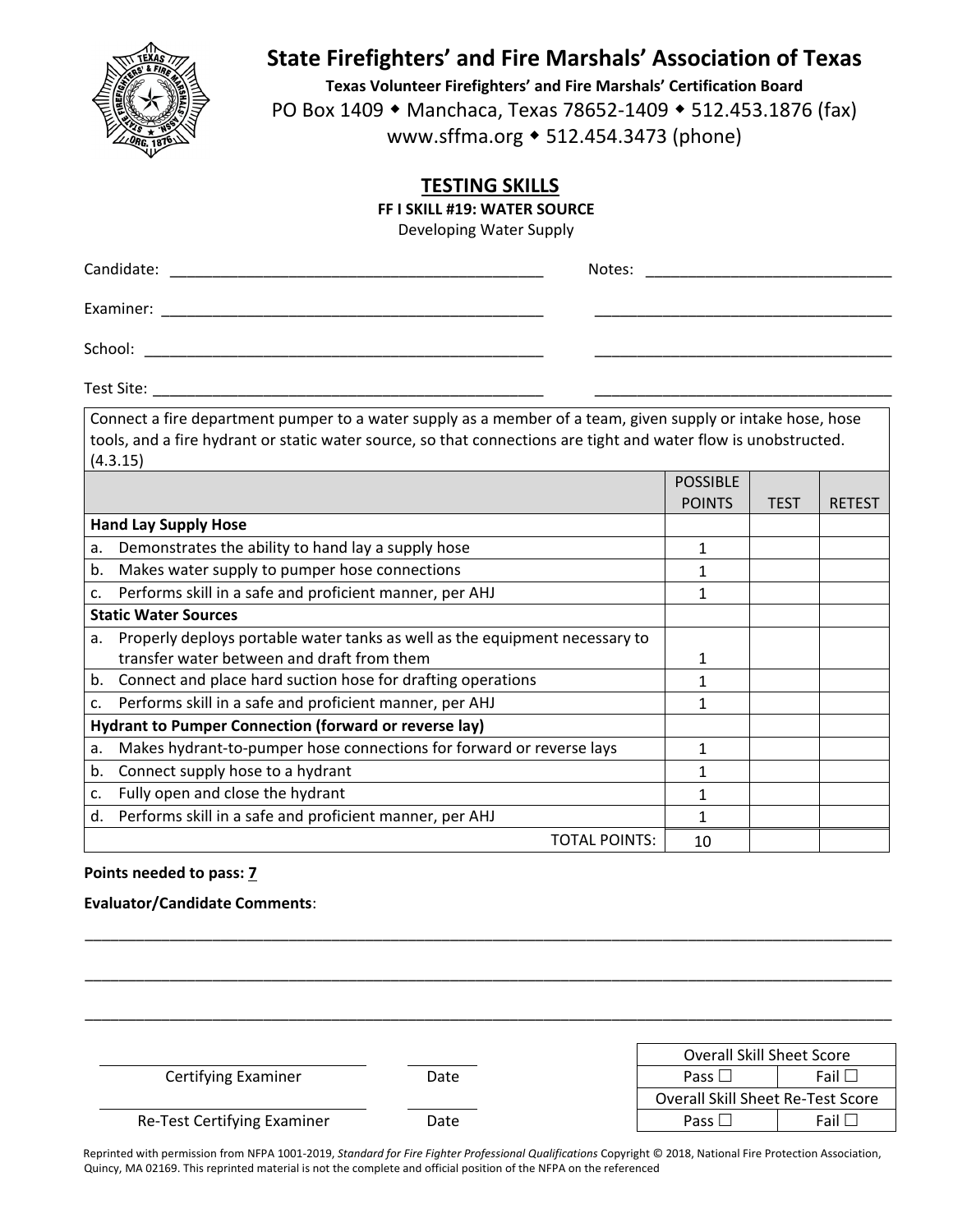# State Firefighters' and Fire Marshals' Association of Texas

**Texas Volunteer Firefighters' and Fire Marshals' Certification Board**

PO Box 1409 ◆ Manchaca, Texas 78652-1409 ◆ 512.453.1876 (fax)

www.sffma.org ◆ 512.454.3473 (phone)

## TESTING SKILLS

**FF I SKILL #19: WATER SOURCE**

Developing Water Supply

Candidate: ____________________________________________ Notes: ____________________________

Examiner: ____________________________________________ ____________________________

School: ____________________________________________ ____________________________

Test Site: ____________________________________________ ____________________________

Connect a fire department pumper to a water supply as a member of a team, given supply or intake hose, hose tools, and a fire hydrant or static water source, so that connections are tight and water flow is unobstructed. (4.3.15)

| | POSSIBLE POINTS | TEST | RETEST |
|---|---|---|---|
| **Hand Lay Supply Hose** | | | |
| a. Demonstrates the ability to hand lay a supply hose | 1 | | |
| b. Makes water supply to pumper hose connections | 1 | | |
| c. Performs skill in a safe and proficient manner, per AHJ | 1 | | |
| **Static Water Sources** | | | |
| a. Properly deploys portable water tanks as well as the equipment necessary to transfer water between and draft from them | 1 | | |
| b. Connect and place hard suction hose for drafting operations | 1 | | |
| c. Performs skill in a safe and proficient manner, per AHJ | 1 | | |
| **Hydrant to Pumper Connection (forward or reverse lay)** | | | |
| a. Makes hydrant-to-pumper hose connections for forward or reverse lays | 1 | | |
| b. Connect supply hose to a hydrant | 1 | | |
| c. Fully open and close the hydrant | 1 | | |
| d. Performs skill in a safe and proficient manner, per AHJ | 1 | | |
| TOTAL POINTS: | 10 | | |

**Points needed to pass: 7**

**Evaluator/Candidate Comments**:

______________________________________________________________________________

______________________________________________________________________________

______________________________________________________________________________

____________________ Certifying Examiner ________ Date

____________________ Re-Test Certifying Examiner ________ Date

| Overall Skill Sheet Score | |
|---|---|
| Pass ☐ | Fail ☐ |
| Overall Skill Sheet Re-Test Score | |
| Pass ☐ | Fail ☐ |

Reprinted with permission from NFPA 1001-2019, *Standard for Fire Fighter Professional Qualifications* Copyright © 2018, National Fire Protection Association, Quincy, MA 02169. This reprinted material is not the complete and official position of the NFPA on the referenced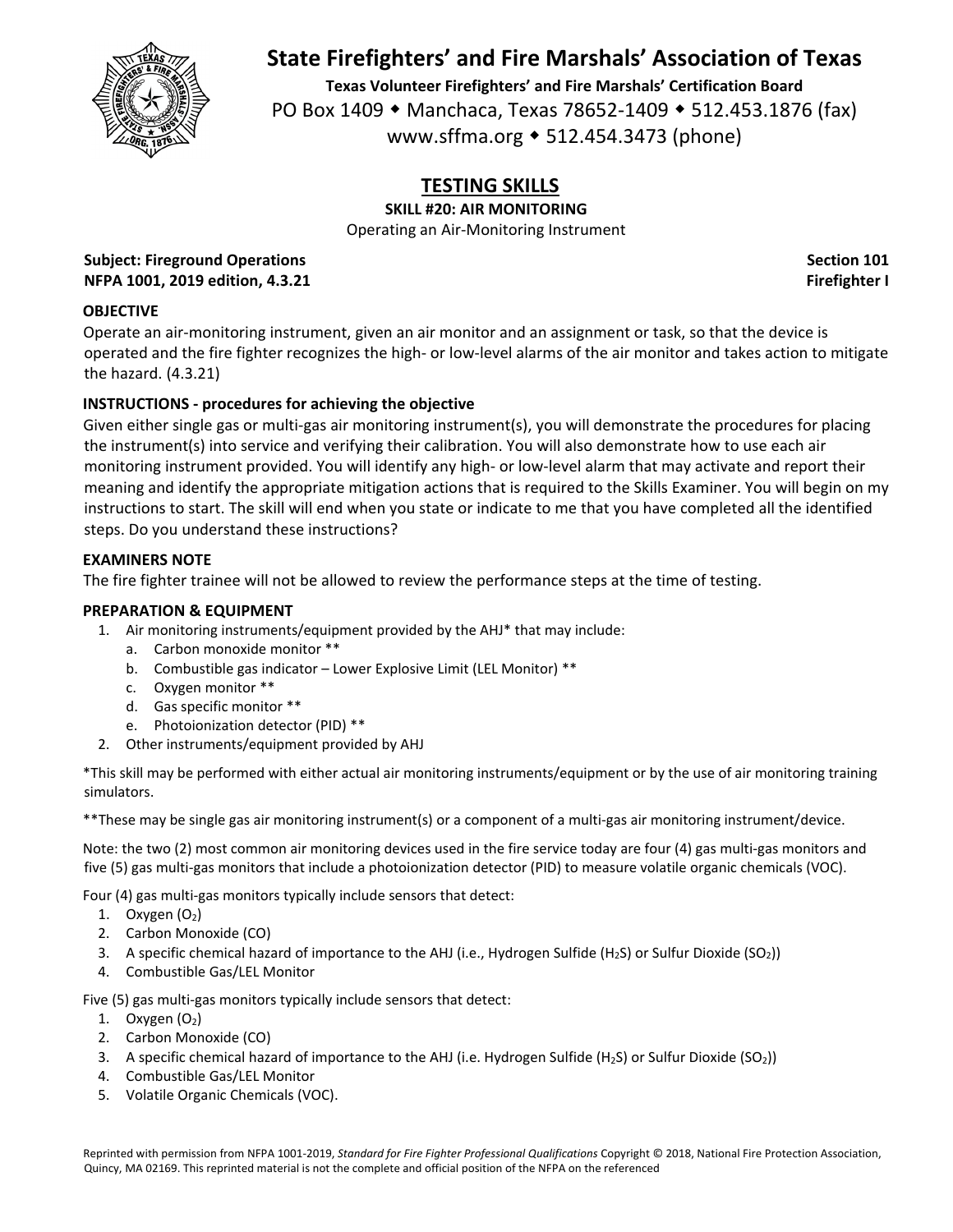# State Firefighters' and Fire Marshals' Association of Texas

**Texas Volunteer Firefighters' and Fire Marshals' Certification Board**

PO Box 1409 ◆ Manchaca, Texas 78652-1409 ◆ 512.453.1876 (fax)

www.sffma.org ◆ 512.454.3473 (phone)

## TESTING SKILLS

**SKILL #20: AIR MONITORING**

Operating an Air-Monitoring Instrument

**Subject: Fireground Operations** **Section 101**

**NFPA 1001, 2019 edition, 4.3.21** **Firefighter I**

### OBJECTIVE

Operate an air-monitoring instrument, given an air monitor and an assignment or task, so that the device is operated and the fire fighter recognizes the high- or low-level alarms of the air monitor and takes action to mitigate the hazard. (4.3.21)

### INSTRUCTIONS - procedures for achieving the objective

Given either single gas or multi-gas air monitoring instrument(s), you will demonstrate the procedures for placing the instrument(s) into service and verifying their calibration. You will also demonstrate how to use each air monitoring instrument provided. You will identify any high- or low-level alarm that may activate and report their meaning and identify the appropriate mitigation actions that is required to the Skills Examiner. You will begin on my instructions to start. The skill will end when you state or indicate to me that you have completed all the identified steps. Do you understand these instructions?

### EXAMINERS NOTE

The fire fighter trainee will not be allowed to review the performance steps at the time of testing.

### PREPARATION & EQUIPMENT

1. Air monitoring instruments/equipment provided by the AHJ* that may include:
   a. Carbon monoxide monitor **
   b. Combustible gas indicator – Lower Explosive Limit (LEL Monitor) **
   c. Oxygen monitor **
   d. Gas specific monitor **
   e. Photoionization detector (PID) **
2. Other instruments/equipment provided by AHJ

*This skill may be performed with either actual air monitoring instruments/equipment or by the use of air monitoring training simulators.

**These may be single gas air monitoring instrument(s) or a component of a multi-gas air monitoring instrument/device.

Note: the two (2) most common air monitoring devices used in the fire service today are four (4) gas multi-gas monitors and five (5) gas multi-gas monitors that include a photoionization detector (PID) to measure volatile organic chemicals (VOC).

Four (4) gas multi-gas monitors typically include sensors that detect:

1. Oxygen ($O_2$)
2. Carbon Monoxide (CO)
3. A specific chemical hazard of importance to the AHJ (i.e., Hydrogen Sulfide ($H_2S$) or Sulfur Dioxide ($SO_2$))
4. Combustible Gas/LEL Monitor

Five (5) gas multi-gas monitors typically include sensors that detect:

1. Oxygen ($O_2$)
2. Carbon Monoxide (CO)
3. A specific chemical hazard of importance to the AHJ (i.e. Hydrogen Sulfide ($H_2S$) or Sulfur Dioxide ($SO_2$))
4. Combustible Gas/LEL Monitor
5. Volatile Organic Chemicals (VOC).

Reprinted with permission from NFPA 1001-2019, *Standard for Fire Fighter Professional Qualifications* Copyright © 2018, National Fire Protection Association, Quincy, MA 02169. This reprinted material is not the complete and official position of the NFPA on the referenced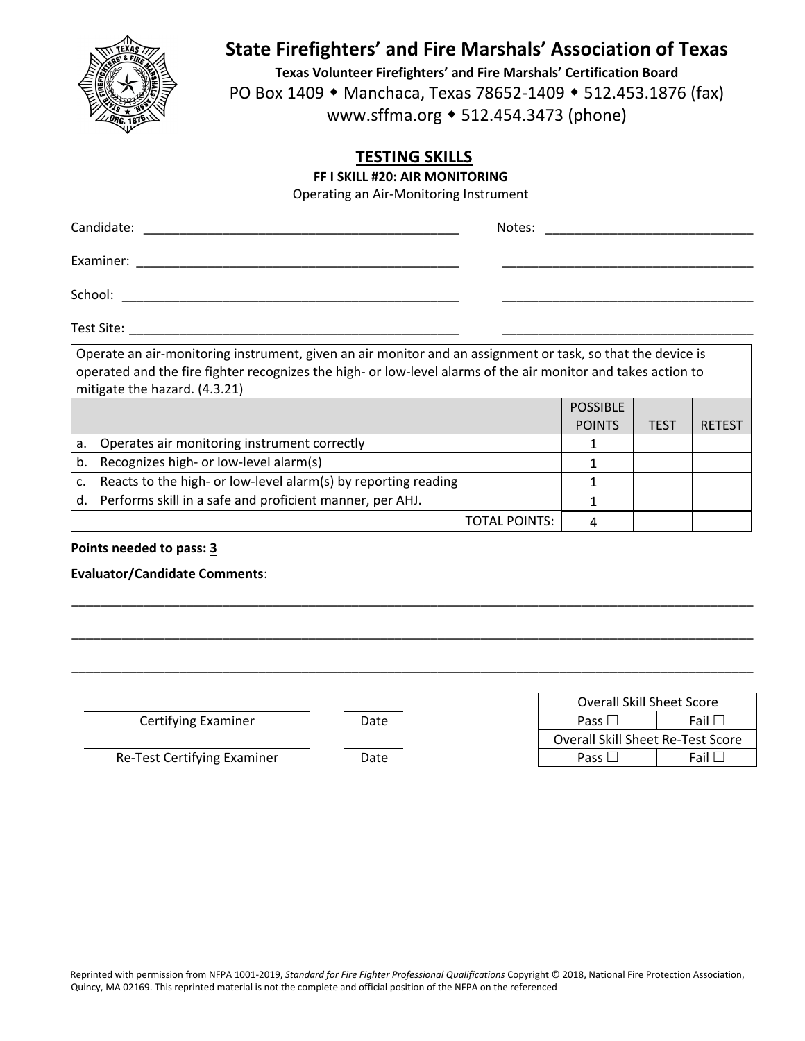# State Firefighters' and Fire Marshals' Association of Texas

**Texas Volunteer Firefighters' and Fire Marshals' Certification Board**

PO Box 1409 ◆ Manchaca, Texas 78652-1409 ◆ 512.453.1876 (fax)

www.sffma.org ◆ 512.454.3473 (phone)

## TESTING SKILLS

**FF I SKILL #20: AIR MONITORING**

Operating an Air-Monitoring Instrument

Candidate: ____________________________________________ Notes: _____________________________

Examiner: ____________________________________________ _____________________________

School: ____________________________________________ _____________________________

Test Site: ____________________________________________ _____________________________

Operate an air-monitoring instrument, given an air monitor and an assignment or task, so that the device is operated and the fire fighter recognizes the high- or low-level alarms of the air monitor and takes action to mitigate the hazard. (4.3.21)

| | POSSIBLE POINTS | TEST | RETEST |
|---|---|---|---|
| a. Operates air monitoring instrument correctly | 1 | | |
| b. Recognizes high- or low-level alarm(s) | 1 | | |
| c. Reacts to the high- or low-level alarm(s) by reporting reading | 1 | | |
| d. Performs skill in a safe and proficient manner, per AHJ. | 1 | | |
| TOTAL POINTS: | 4 | | |

**Points needed to pass: 3**

**Evaluator/Candidate Comments**:

_____________________________________________________________________________________

_____________________________________________________________________________________

_____________________________________________________________________________________

Certifying Examiner ____________ Date ____________

Re-Test Certifying Examiner ____________ Date ____________

| Overall Skill Sheet Score | |
|---|---|
| Pass ☐ | Fail ☐ |
| Overall Skill Sheet Re-Test Score | |
| Pass ☐ | Fail ☐ |

Reprinted with permission from NFPA 1001-2019, *Standard for Fire Fighter Professional Qualifications* Copyright © 2018, National Fire Protection Association, Quincy, MA 02169. This reprinted material is not the complete and official position of the NFPA on the referenced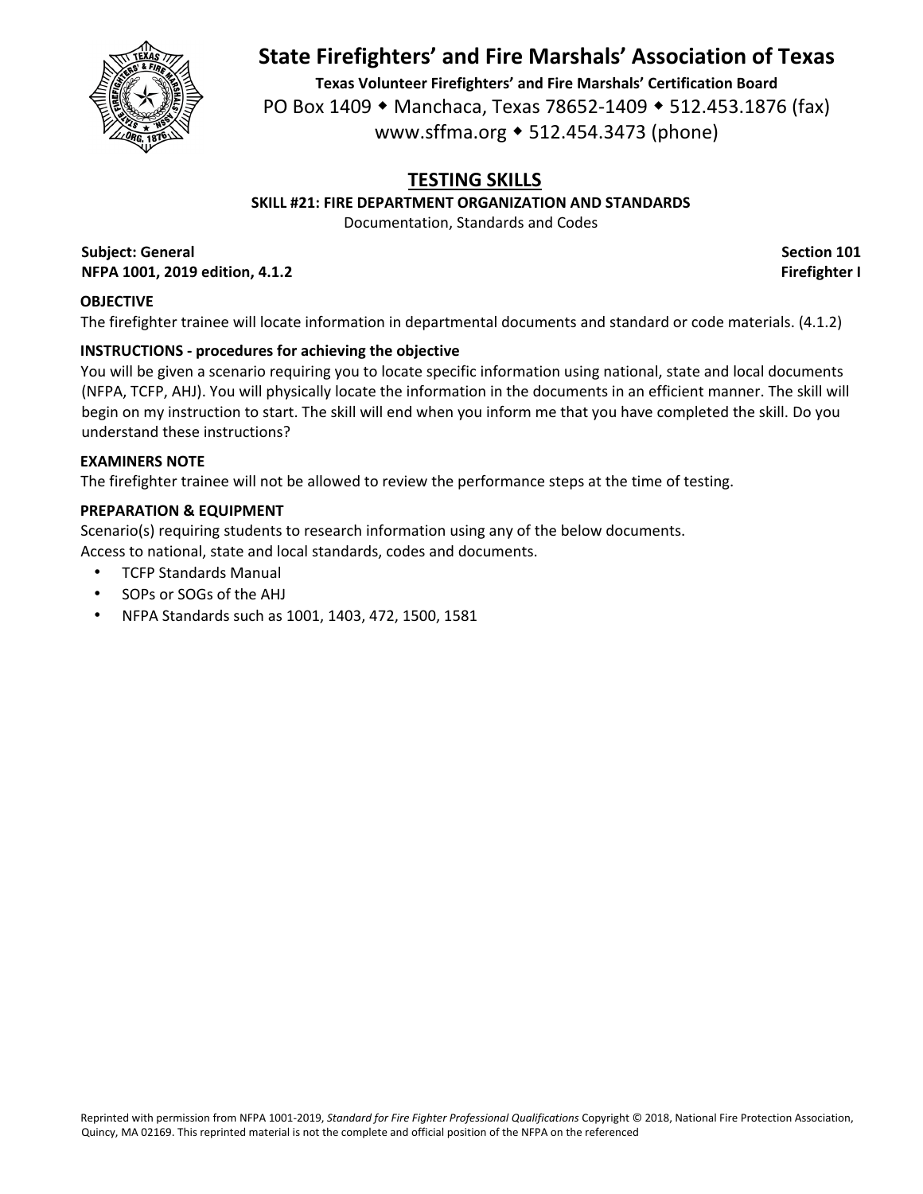# State Firefighters' and Fire Marshals' Association of Texas

**Texas Volunteer Firefighters' and Fire Marshals' Certification Board**
PO Box 1409 ◆ Manchaca, Texas 78652-1409 ◆ 512.453.1876 (fax)
www.sffma.org ◆ 512.454.3473 (phone)

## TESTING SKILLS

### SKILL #21: FIRE DEPARTMENT ORGANIZATION AND STANDARDS

Documentation, Standards and Codes

**Subject: General** **Section 101**
**NFPA 1001, 2019 edition, 4.1.2** **Firefighter I**

**OBJECTIVE**
The firefighter trainee will locate information in departmental documents and standard or code materials. (4.1.2)

**INSTRUCTIONS - procedures for achieving the objective**
You will be given a scenario requiring you to locate specific information using national, state and local documents (NFPA, TCFP, AHJ). You will physically locate the information in the documents in an efficient manner. The skill will begin on my instruction to start. The skill will end when you inform me that you have completed the skill. Do you understand these instructions?

**EXAMINERS NOTE**
The firefighter trainee will not be allowed to review the performance steps at the time of testing.

**PREPARATION & EQUIPMENT**
Scenario(s) requiring students to research information using any of the below documents.
Access to national, state and local standards, codes and documents.

- TCFP Standards Manual
- SOPs or SOGs of the AHJ
- NFPA Standards such as 1001, 1403, 472, 1500, 1581

Reprinted with permission from NFPA 1001-2019, *Standard for Fire Fighter Professional Qualifications* Copyright © 2018, National Fire Protection Association, Quincy, MA 02169. This reprinted material is not the complete and official position of the NFPA on the referenced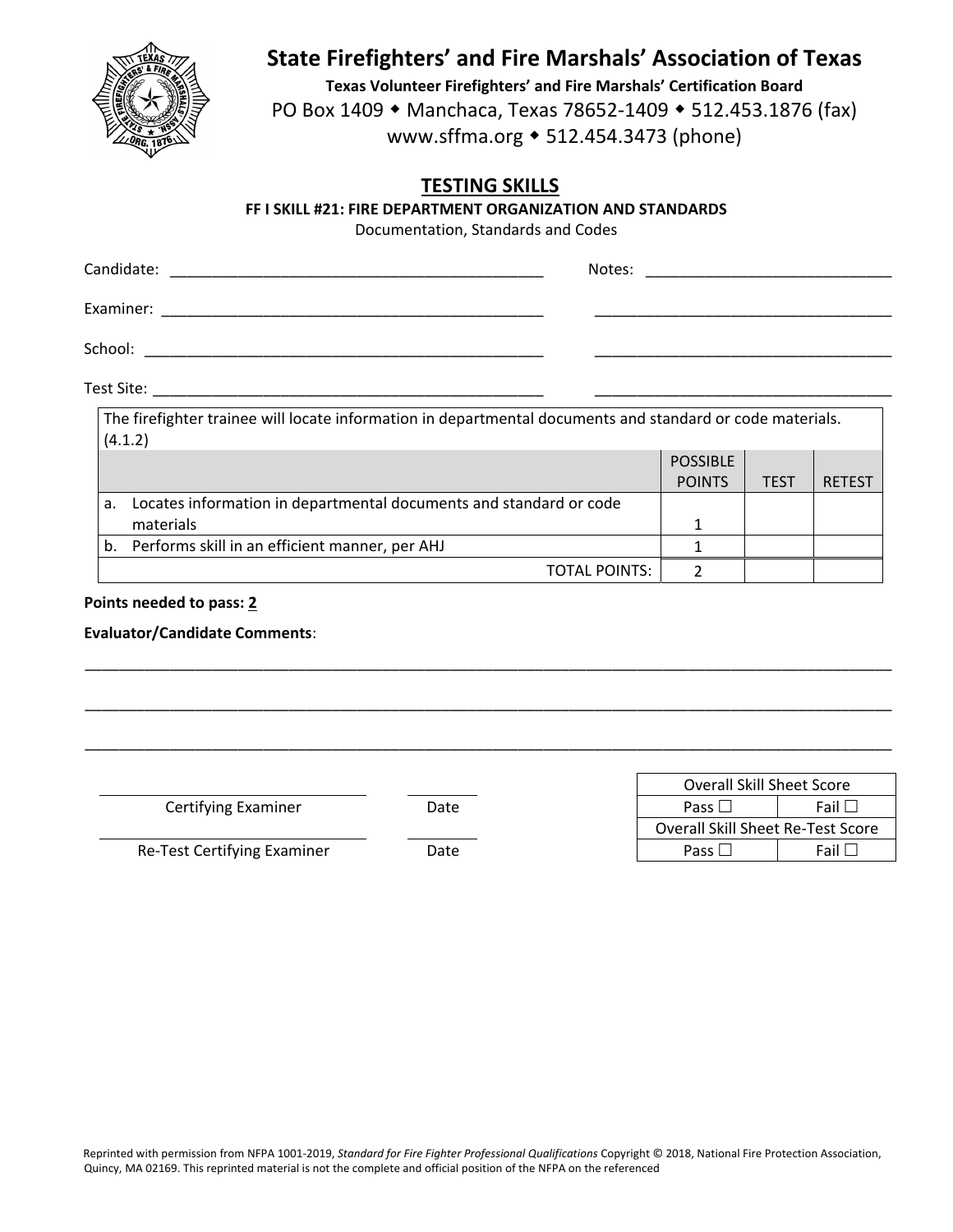# State Firefighters' and Fire Marshals' Association of Texas

**Texas Volunteer Firefighters' and Fire Marshals' Certification Board**

PO Box 1409 ◆ Manchaca, Texas 78652-1409 ◆ 512.453.1876 (fax)

www.sffma.org ◆ 512.454.3473 (phone)

## TESTING SKILLS

**FF I SKILL #21: FIRE DEPARTMENT ORGANIZATION AND STANDARDS**

Documentation, Standards and Codes

Candidate: ____________________________________________ Notes: ______________________________

Examiner: ____________________________________________ ___________________________________

School: ______________________________________________ ___________________________________

Test Site: _____________________________________________ ___________________________________

The firefighter trainee will locate information in departmental documents and standard or code materials. (4.1.2)

| | POSSIBLE POINTS | TEST | RETEST |
|---|---|---|---|
| a. Locates information in departmental documents and standard or code materials | 1 | | |
| b. Performs skill in an efficient manner, per AHJ | 1 | | |
| TOTAL POINTS: | 2 | | |

**Points needed to pass: 2**

**Evaluator/Candidate Comments**:

_____________________________________________________________________________________

_____________________________________________________________________________________

_____________________________________________________________________________________

| | |
|---|---|
| Certifying Examiner | Date |
| Re-Test Certifying Examiner | Date |

| Overall Skill Sheet Score | |
|---|---|
| Pass ☐ | Fail ☐ |
| Overall Skill Sheet Re-Test Score | |
| Pass ☐ | Fail ☐ |

Reprinted with permission from NFPA 1001-2019, *Standard for Fire Fighter Professional Qualifications* Copyright © 2018, National Fire Protection Association, Quincy, MA 02169. This reprinted material is not the complete and official position of the NFPA on the referenced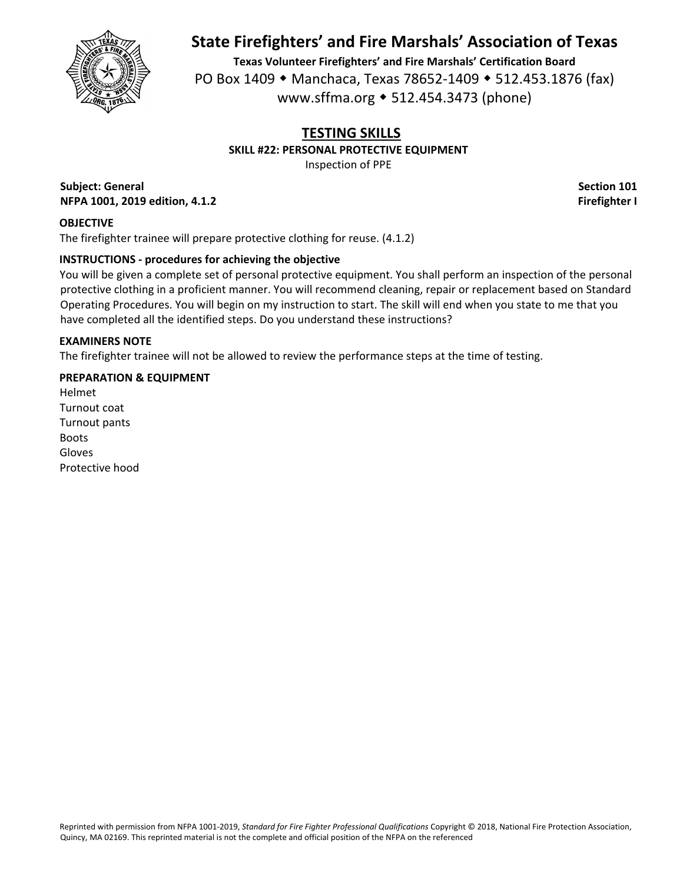# State Firefighters' and Fire Marshals' Association of Texas

**Texas Volunteer Firefighters' and Fire Marshals' Certification Board**

PO Box 1409 ◆ Manchaca, Texas 78652-1409 ◆ 512.453.1876 (fax)

www.sffma.org ◆ 512.454.3473 (phone)

## TESTING SKILLS

**SKILL #22: PERSONAL PROTECTIVE EQUIPMENT**

Inspection of PPE

**Subject: General** **Section 101**
**NFPA 1001, 2019 edition, 4.1.2** **Firefighter I**

**OBJECTIVE**

The firefighter trainee will prepare protective clothing for reuse. (4.1.2)

**INSTRUCTIONS - procedures for achieving the objective**

You will be given a complete set of personal protective equipment. You shall perform an inspection of the personal protective clothing in a proficient manner. You will recommend cleaning, repair or replacement based on Standard Operating Procedures. You will begin on my instruction to start. The skill will end when you state to me that you have completed all the identified steps. Do you understand these instructions?

**EXAMINERS NOTE**

The firefighter trainee will not be allowed to review the performance steps at the time of testing.

**PREPARATION & EQUIPMENT**

Helmet
Turnout coat
Turnout pants
Boots
Gloves
Protective hood

Reprinted with permission from NFPA 1001-2019, *Standard for Fire Fighter Professional Qualifications* Copyright © 2018, National Fire Protection Association, Quincy, MA 02169. This reprinted material is not the complete and official position of the NFPA on the referenced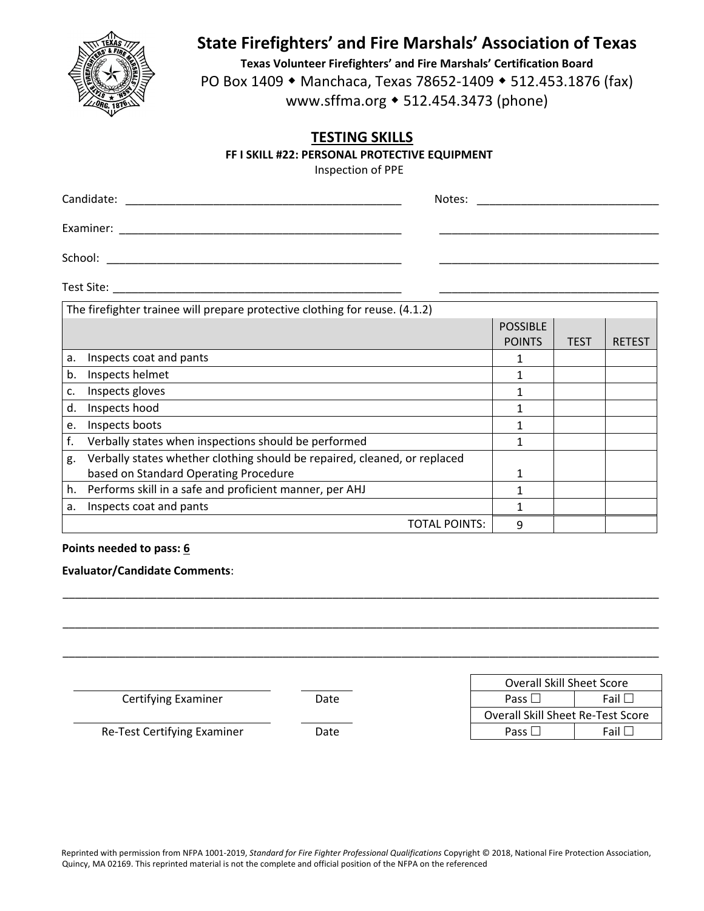# State Firefighters' and Fire Marshals' Association of Texas

**Texas Volunteer Firefighters' and Fire Marshals' Certification Board**

PO Box 1409 ◆ Manchaca, Texas 78652-1409 ◆ 512.453.1876 (fax)
www.sffma.org ◆ 512.454.3473 (phone)

## TESTING SKILLS

**FF I SKILL #22: PERSONAL PROTECTIVE EQUIPMENT**

Inspection of PPE

Candidate: ____________________________________________ Notes: ______________________________

Examiner: ____________________________________________ ______________________________

School: ____________________________________________ ______________________________

Test Site: ____________________________________________ ______________________________

| The firefighter trainee will prepare protective clothing for reuse. (4.1.2) | | | |
|---|---|---|---|
| | POSSIBLE POINTS | TEST | RETEST |
| a. Inspects coat and pants | 1 | | |
| b. Inspects helmet | 1 | | |
| c. Inspects gloves | 1 | | |
| d. Inspects hood | 1 | | |
| e. Inspects boots | 1 | | |
| f. Verbally states when inspections should be performed | 1 | | |
| g. Verbally states whether clothing should be repaired, cleaned, or replaced based on Standard Operating Procedure | 1 | | |
| h. Performs skill in a safe and proficient manner, per AHJ | 1 | | |
| a. Inspects coat and pants | 1 | | |
| TOTAL POINTS: | 9 | | |

**Points needed to pass: 6**

**Evaluator/Candidate Comments**:

______________________________________________________________________________________________

______________________________________________________________________________________________

______________________________________________________________________________________________

| Certifying Examiner | Date |
|---|---|
| Re-Test Certifying Examiner | Date |

| Overall Skill Sheet Score | |
|---|---|
| Pass ☐ | Fail ☐ |
| Overall Skill Sheet Re-Test Score | |
| Pass ☐ | Fail ☐ |

Reprinted with permission from NFPA 1001-2019, *Standard for Fire Fighter Professional Qualifications* Copyright © 2018, National Fire Protection Association, Quincy, MA 02169. This reprinted material is not the complete and official position of the NFPA on the referenced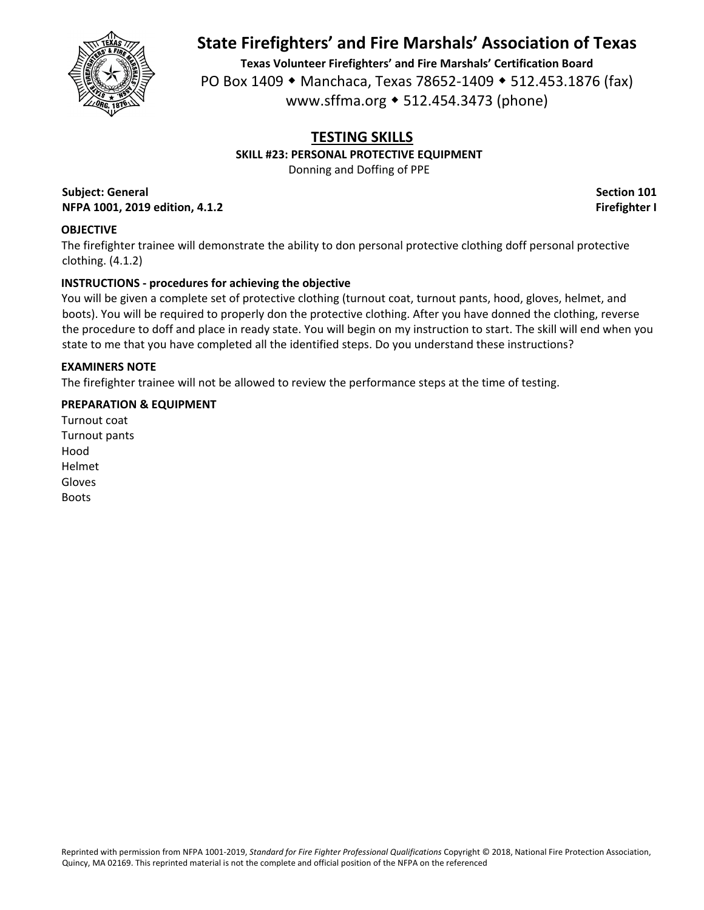# State Firefighters' and Fire Marshals' Association of Texas

**Texas Volunteer Firefighters' and Fire Marshals' Certification Board**

PO Box 1409 ◆ Manchaca, Texas 78652-1409 ◆ 512.453.1876 (fax)

www.sffma.org ◆ 512.454.3473 (phone)

## TESTING SKILLS

**SKILL #23: PERSONAL PROTECTIVE EQUIPMENT**

Donning and Doffing of PPE

**Subject: General** **Section 101**

**NFPA 1001, 2019 edition, 4.1.2** **Firefighter I**

**OBJECTIVE**

The firefighter trainee will demonstrate the ability to don personal protective clothing doff personal protective clothing. (4.1.2)

**INSTRUCTIONS - procedures for achieving the objective**

You will be given a complete set of protective clothing (turnout coat, turnout pants, hood, gloves, helmet, and boots). You will be required to properly don the protective clothing. After you have donned the clothing, reverse the procedure to doff and place in ready state. You will begin on my instruction to start. The skill will end when you state to me that you have completed all the identified steps. Do you understand these instructions?

**EXAMINERS NOTE**

The firefighter trainee will not be allowed to review the performance steps at the time of testing.

**PREPARATION & EQUIPMENT**

Turnout coat
Turnout pants
Hood
Helmet
Gloves
Boots

Reprinted with permission from NFPA 1001-2019, *Standard for Fire Fighter Professional Qualifications* Copyright © 2018, National Fire Protection Association, Quincy, MA 02169. This reprinted material is not the complete and official position of the NFPA on the referenced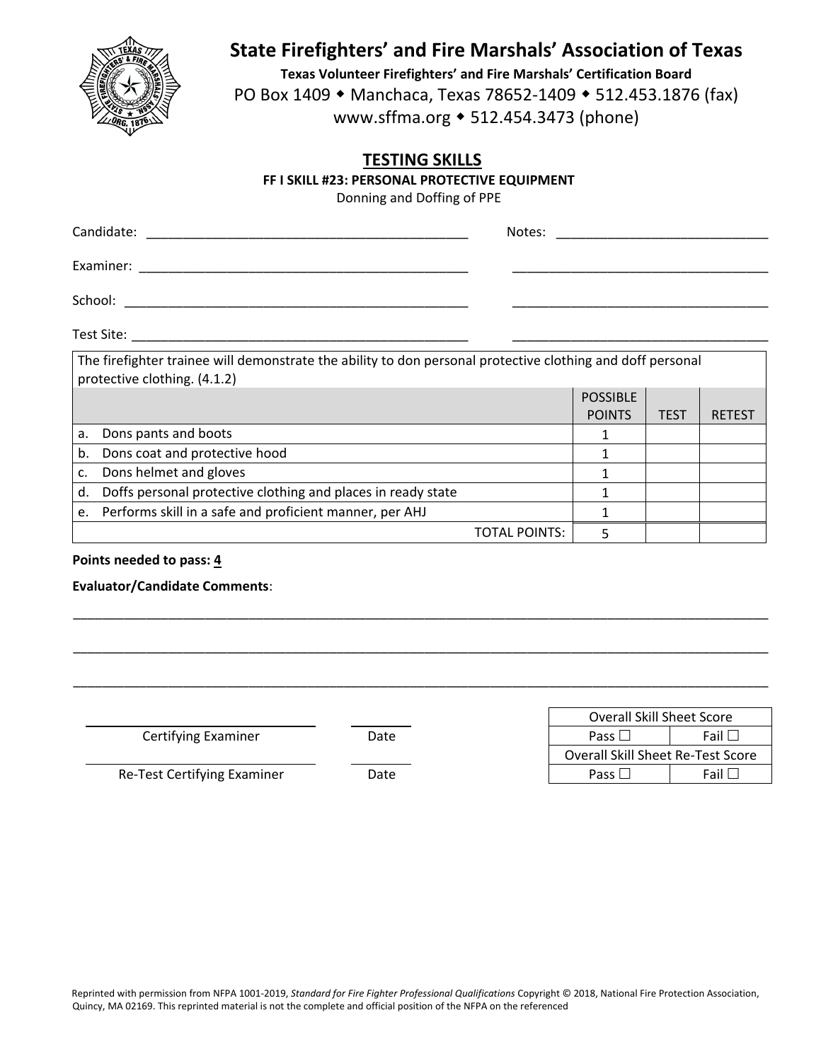# State Firefighters' and Fire Marshals' Association of Texas

**Texas Volunteer Firefighters' and Fire Marshals' Certification Board**

PO Box 1409 ◆ Manchaca, Texas 78652-1409 ◆ 512.453.1876 (fax)

www.sffma.org ◆ 512.454.3473 (phone)

## TESTING SKILLS

**FF I SKILL #23: PERSONAL PROTECTIVE EQUIPMENT**

Donning and Doffing of PPE

Candidate: ____________________________________________ Notes: _____________________________

Examiner: ____________________________________________ ___________________________________

School: ______________________________________________ ___________________________________

Test Site: ____________________________________________ ___________________________________

| The firefighter trainee will demonstrate the ability to don personal protective clothing and doff personal protective clothing. (4.1.2) | | | |
|---|---|---|---|
| | POSSIBLE POINTS | TEST | RETEST |
| a. Dons pants and boots | 1 | | |
| b. Dons coat and protective hood | 1 | | |
| c. Dons helmet and gloves | 1 | | |
| d. Doffs personal protective clothing and places in ready state | 1 | | |
| e. Performs skill in a safe and proficient manner, per AHJ | 1 | | |
| TOTAL POINTS: | 5 | | |

**Points needed to pass: 4**

**Evaluator/Candidate Comments**:

_____________________________________________________________________________________________

_____________________________________________________________________________________________

_____________________________________________________________________________________________

______________________________ Certifying Examiner ________ Date

______________________________ Re-Test Certifying Examiner ________ Date

| Overall Skill Sheet Score | |
|---|---|
| Pass ☐ | Fail ☐ |
| Overall Skill Sheet Re-Test Score | |
| Pass ☐ | Fail ☐ |

Reprinted with permission from NFPA 1001-2019, *Standard for Fire Fighter Professional Qualifications* Copyright © 2018, National Fire Protection Association, Quincy, MA 02169. This reprinted material is not the complete and official position of the NFPA on the referenced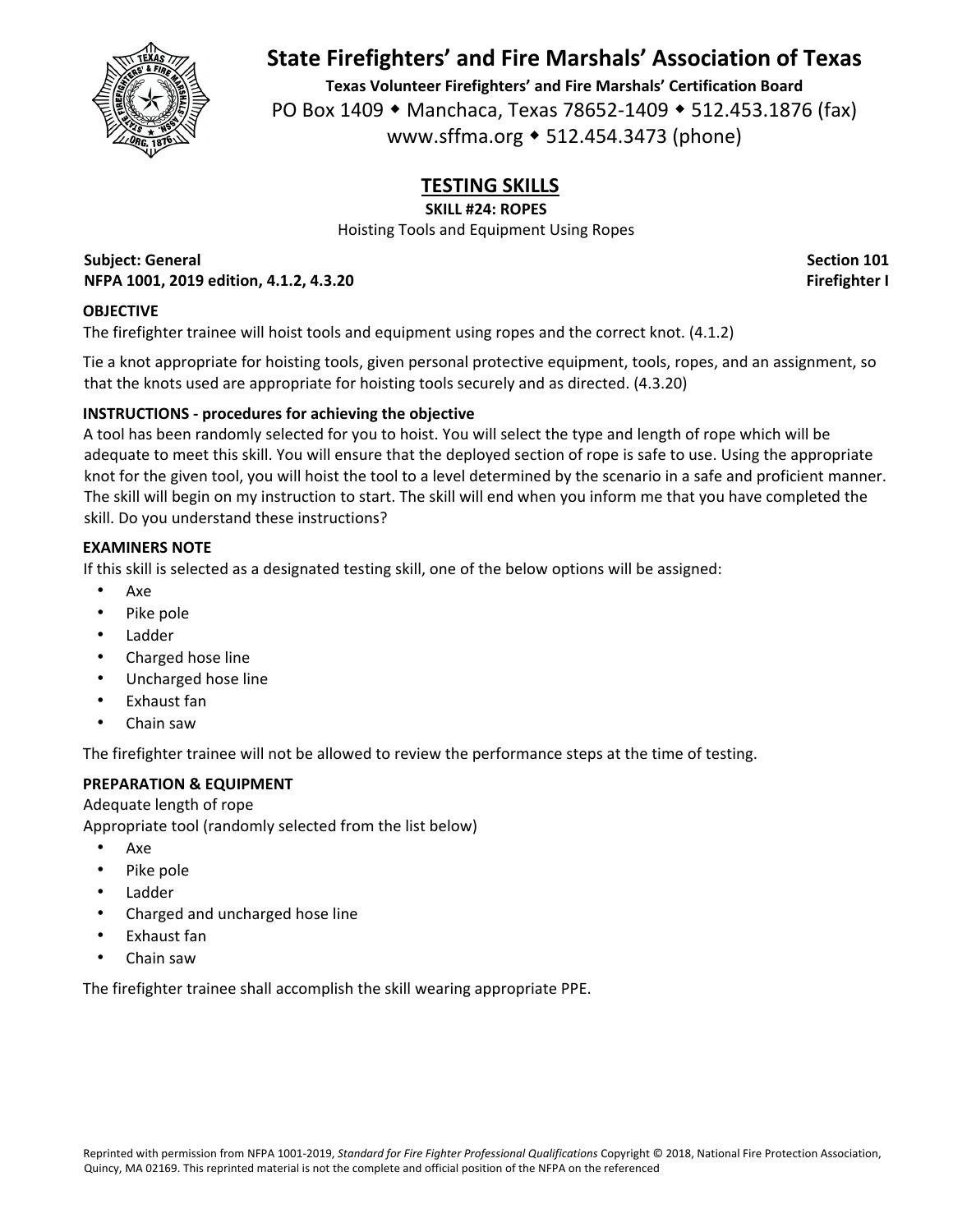# State Firefighters' and Fire Marshals' Association of Texas

**Texas Volunteer Firefighters' and Fire Marshals' Certification Board**

PO Box 1409 ◆ Manchaca, Texas 78652-1409 ◆ 512.453.1876 (fax)

www.sffma.org ◆ 512.454.3473 (phone)

## TESTING SKILLS

**SKILL #24: ROPES**

Hoisting Tools and Equipment Using Ropes

**Subject: General** **Section 101**

**NFPA 1001, 2019 edition, 4.1.2, 4.3.20** **Firefighter I**

### OBJECTIVE

The firefighter trainee will hoist tools and equipment using ropes and the correct knot. (4.1.2)

Tie a knot appropriate for hoisting tools, given personal protective equipment, tools, ropes, and an assignment, so that the knots used are appropriate for hoisting tools securely and as directed. (4.3.20)

### INSTRUCTIONS - procedures for achieving the objective

A tool has been randomly selected for you to hoist. You will select the type and length of rope which will be adequate to meet this skill. You will ensure that the deployed section of rope is safe to use. Using the appropriate knot for the given tool, you will hoist the tool to a level determined by the scenario in a safe and proficient manner. The skill will begin on my instruction to start. The skill will end when you inform me that you have completed the skill. Do you understand these instructions?

### EXAMINERS NOTE

If this skill is selected as a designated testing skill, one of the below options will be assigned:

- Axe
- Pike pole
- Ladder
- Charged hose line
- Uncharged hose line
- Exhaust fan
- Chain saw

The firefighter trainee will not be allowed to review the performance steps at the time of testing.

### PREPARATION & EQUIPMENT

Adequate length of rope

Appropriate tool (randomly selected from the list below)

- Axe
- Pike pole
- Ladder
- Charged and uncharged hose line
- Exhaust fan
- Chain saw

The firefighter trainee shall accomplish the skill wearing appropriate PPE.

Reprinted with permission from NFPA 1001-2019, *Standard for Fire Fighter Professional Qualifications* Copyright © 2018, National Fire Protection Association, Quincy, MA 02169. This reprinted material is not the complete and official position of the NFPA on the referenced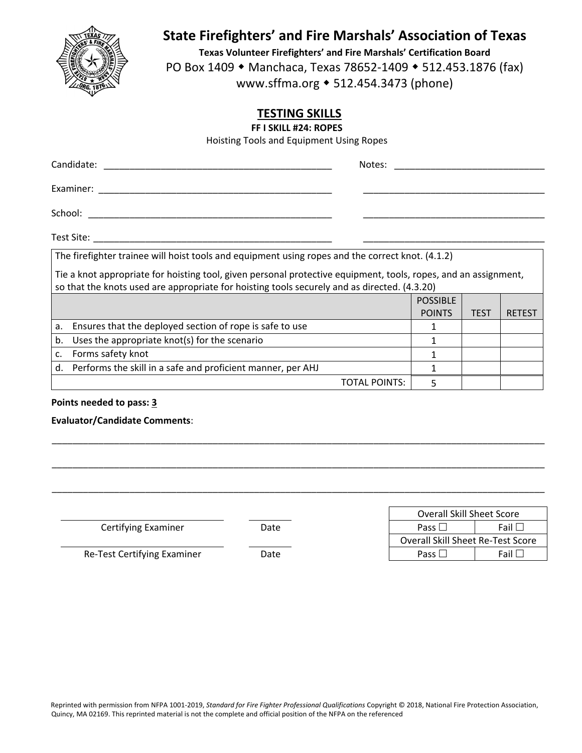# State Firefighters' and Fire Marshals' Association of Texas

**Texas Volunteer Firefighters' and Fire Marshals' Certification Board**

PO Box 1409 ◆ Manchaca, Texas 78652-1409 ◆ 512.453.1876 (fax)

www.sffma.org ◆ 512.454.3473 (phone)

## TESTING SKILLS

**FF I SKILL #24: ROPES**

Hoisting Tools and Equipment Using Ropes

Candidate: ____________________ Notes: ____________________

Examiner: ____________________ ____________________

School: ____________________ ____________________

Test Site: ____________________ ____________________

The firefighter trainee will hoist tools and equipment using ropes and the correct knot. (4.1.2)

Tie a knot appropriate for hoisting tool, given personal protective equipment, tools, ropes, and an assignment, so that the knots used are appropriate for hoisting tools securely and as directed. (4.3.20)

| | POSSIBLE POINTS | TEST | RETEST |
|---|---|---|---|
| a. Ensures that the deployed section of rope is safe to use | 1 | | |
| b. Uses the appropriate knot(s) for the scenario | 1 | | |
| c. Forms safety knot | 1 | | |
| d. Performs the skill in a safe and proficient manner, per AHJ | 1 | | |
| TOTAL POINTS: | 5 | | |

**Points needed to pass: 3**

**Evaluator/Candidate Comments**:

______________________________________________________________________

______________________________________________________________________

______________________________________________________________________

Certifying Examiner ____________________ Date __________

Re-Test Certifying Examiner ____________________ Date __________

| Overall Skill Sheet Score | |
|---|---|
| Pass ☐ | Fail ☐ |
| Overall Skill Sheet Re-Test Score | |
| Pass ☐ | Fail ☐ |

Reprinted with permission from NFPA 1001-2019, *Standard for Fire Fighter Professional Qualifications* Copyright © 2018, National Fire Protection Association, Quincy, MA 02169. This reprinted material is not the complete and official position of the NFPA on the referenced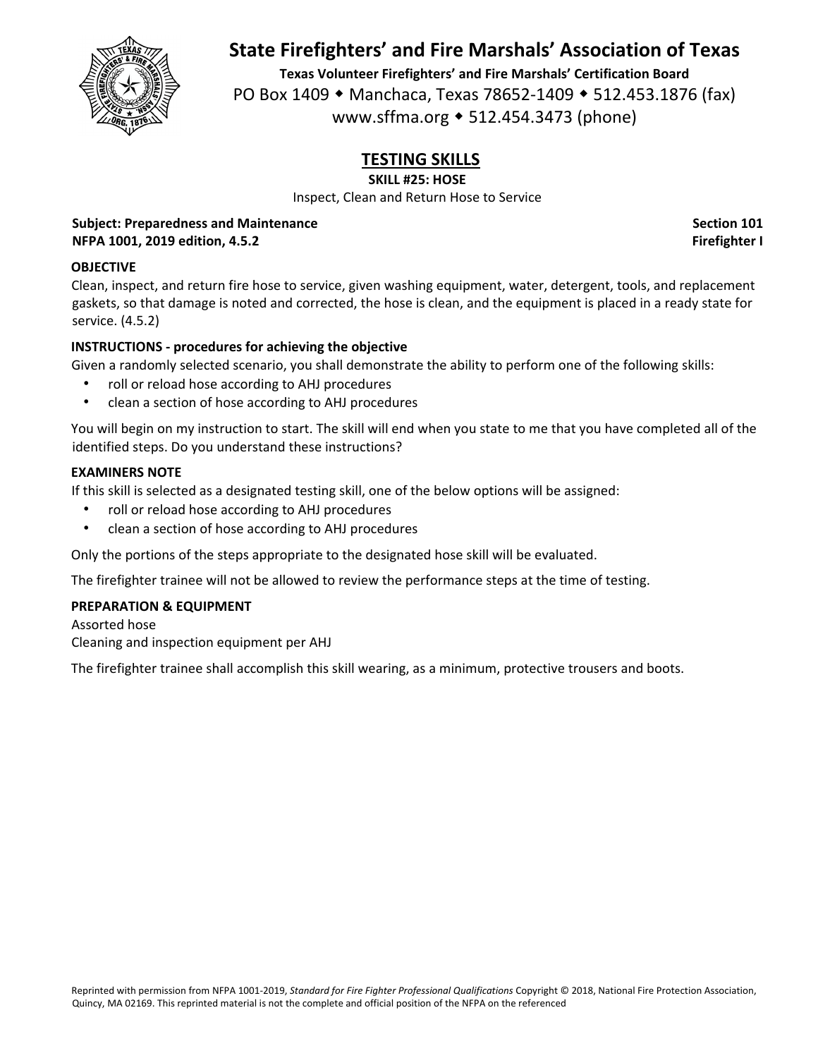# State Firefighters' and Fire Marshals' Association of Texas

**Texas Volunteer Firefighters' and Fire Marshals' Certification Board**

PO Box 1409 ◆ Manchaca, Texas 78652-1409 ◆ 512.453.1876 (fax)

www.sffma.org ◆ 512.454.3473 (phone)

## TESTING SKILLS

**SKILL #25: HOSE**

Inspect, Clean and Return Hose to Service

**Subject: Preparedness and Maintenance** — **Section 101**

**NFPA 1001, 2019 edition, 4.5.2** — **Firefighter I**

**OBJECTIVE**

Clean, inspect, and return fire hose to service, given washing equipment, water, detergent, tools, and replacement gaskets, so that damage is noted and corrected, the hose is clean, and the equipment is placed in a ready state for service. (4.5.2)

**INSTRUCTIONS - procedures for achieving the objective**

Given a randomly selected scenario, you shall demonstrate the ability to perform one of the following skills:

- roll or reload hose according to AHJ procedures
- clean a section of hose according to AHJ procedures

You will begin on my instruction to start. The skill will end when you state to me that you have completed all of the identified steps. Do you understand these instructions?

**EXAMINERS NOTE**

If this skill is selected as a designated testing skill, one of the below options will be assigned:

- roll or reload hose according to AHJ procedures
- clean a section of hose according to AHJ procedures

Only the portions of the steps appropriate to the designated hose skill will be evaluated.

The firefighter trainee will not be allowed to review the performance steps at the time of testing.

**PREPARATION & EQUIPMENT**

Assorted hose

Cleaning and inspection equipment per AHJ

The firefighter trainee shall accomplish this skill wearing, as a minimum, protective trousers and boots.

Reprinted with permission from NFPA 1001-2019, *Standard for Fire Fighter Professional Qualifications* Copyright © 2018, National Fire Protection Association, Quincy, MA 02169. This reprinted material is not the complete and official position of the NFPA on the referenced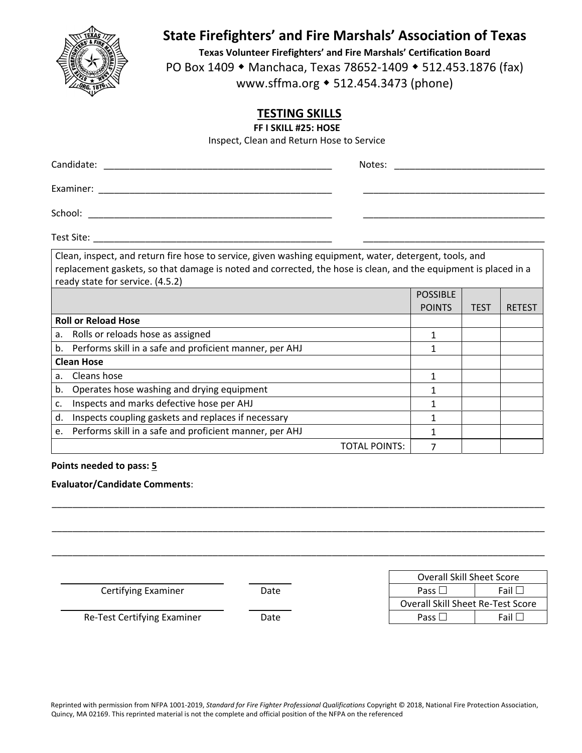# State Firefighters' and Fire Marshals' Association of Texas

**Texas Volunteer Firefighters' and Fire Marshals' Certification Board**

PO Box 1409 ◆ Manchaca, Texas 78652-1409 ◆ 512.453.1876 (fax)

www.sffma.org ◆ 512.454.3473 (phone)

## TESTING SKILLS

**FF I SKILL #25: HOSE**

Inspect, Clean and Return Hose to Service

Candidate: ____________________________________________ Notes: ____________________________

Examiner: ____________________________________________ ____________________________________

School: ______________________________________________ ____________________________________

Test Site: ____________________________________________ ____________________________________

| Clean, inspect, and return fire hose to service, given washing equipment, water, detergent, tools, and replacement gaskets, so that damage is noted and corrected, the hose is clean, and the equipment is placed in a ready state for service. (4.5.2) | | | |
|---|---|---|---|
| | POSSIBLE POINTS | TEST | RETEST |
| **Roll or Reload Hose** | | | |
| a. Rolls or reloads hose as assigned | 1 | | |
| b. Performs skill in a safe and proficient manner, per AHJ | 1 | | |
| **Clean Hose** | | | |
| a. Cleans hose | 1 | | |
| b. Operates hose washing and drying equipment | 1 | | |
| c. Inspects and marks defective hose per AHJ | 1 | | |
| d. Inspects coupling gaskets and replaces if necessary | 1 | | |
| e. Performs skill in a safe and proficient manner, per AHJ | 1 | | |
| TOTAL POINTS: | 7 | | |

**Points needed to pass: 5**

**Evaluator/Candidate Comments**:

_____________________________________________________________________________________________

_____________________________________________________________________________________________

_____________________________________________________________________________________________

Certifying Examiner ____________ Date ____________

Re-Test Certifying Examiner ____________ Date ____________

| Overall Skill Sheet Score | |
|---|---|
| Pass ☐ | Fail ☐ |
| Overall Skill Sheet Re-Test Score | |
| Pass ☐ | Fail ☐ |

Reprinted with permission from NFPA 1001-2019, *Standard for Fire Fighter Professional Qualifications* Copyright © 2018, National Fire Protection Association, Quincy, MA 02169. This reprinted material is not the complete and official position of the NFPA on the referenced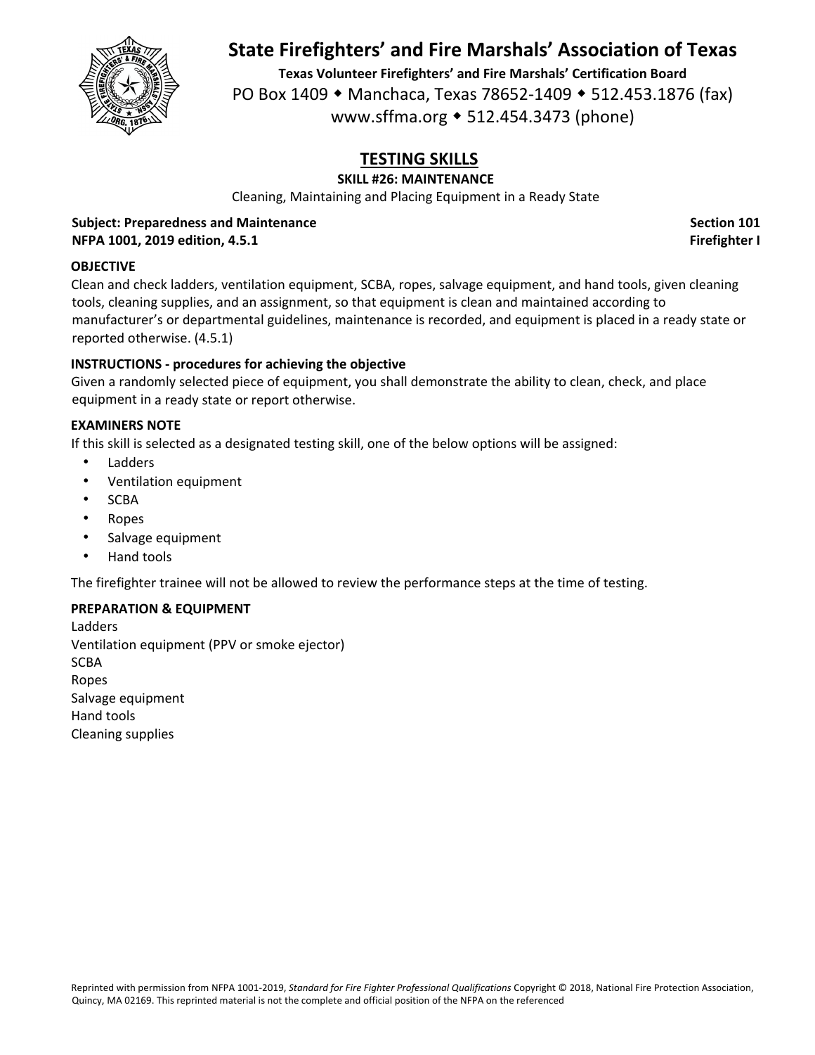# State Firefighters' and Fire Marshals' Association of Texas

**Texas Volunteer Firefighters' and Fire Marshals' Certification Board**

PO Box 1409 ◆ Manchaca, Texas 78652-1409 ◆ 512.453.1876 (fax)

www.sffma.org ◆ 512.454.3473 (phone)

## TESTING SKILLS

**SKILL #26: MAINTENANCE**

Cleaning, Maintaining and Placing Equipment in a Ready State

**Subject: Preparedness and Maintenance** — **Section 101**

**NFPA 1001, 2019 edition, 4.5.1** — **Firefighter I**

**OBJECTIVE**

Clean and check ladders, ventilation equipment, SCBA, ropes, salvage equipment, and hand tools, given cleaning tools, cleaning supplies, and an assignment, so that equipment is clean and maintained according to manufacturer's or departmental guidelines, maintenance is recorded, and equipment is placed in a ready state or reported otherwise. (4.5.1)

**INSTRUCTIONS - procedures for achieving the objective**

Given a randomly selected piece of equipment, you shall demonstrate the ability to clean, check, and place equipment in a ready state or report otherwise.

**EXAMINERS NOTE**

If this skill is selected as a designated testing skill, one of the below options will be assigned:

- Ladders
- Ventilation equipment
- SCBA
- Ropes
- Salvage equipment
- Hand tools

The firefighter trainee will not be allowed to review the performance steps at the time of testing.

**PREPARATION & EQUIPMENT**

Ladders
Ventilation equipment (PPV or smoke ejector)
SCBA
Ropes
Salvage equipment
Hand tools
Cleaning supplies

Reprinted with permission from NFPA 1001-2019, *Standard for Fire Fighter Professional Qualifications* Copyright © 2018, National Fire Protection Association, Quincy, MA 02169. This reprinted material is not the complete and official position of the NFPA on the referenced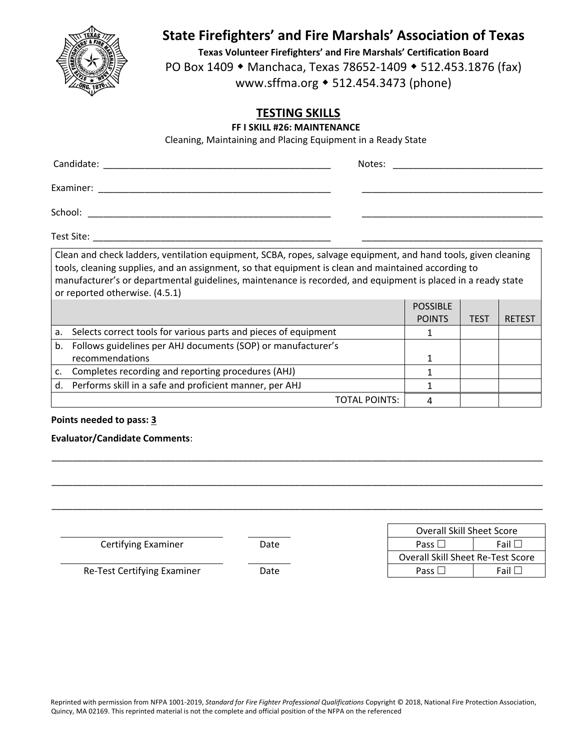# State Firefighters' and Fire Marshals' Association of Texas

**Texas Volunteer Firefighters' and Fire Marshals' Certification Board**

PO Box 1409 ◆ Manchaca, Texas 78652-1409 ◆ 512.453.1876 (fax)

www.sffma.org ◆ 512.454.3473 (phone)

## TESTING SKILLS

**FF I SKILL #26: MAINTENANCE**

Cleaning, Maintaining and Placing Equipment in a Ready State

Candidate: ______________________________ Notes: ______________________________

Examiner: ______________________________ ______________________________

School: ______________________________ ______________________________

Test Site: ______________________________ ______________________________

Clean and check ladders, ventilation equipment, SCBA, ropes, salvage equipment, and hand tools, given cleaning tools, cleaning supplies, and an assignment, so that equipment is clean and maintained according to manufacturer's or departmental guidelines, maintenance is recorded, and equipment is placed in a ready state or reported otherwise. (4.5.1)

| | POSSIBLE POINTS | TEST | RETEST |
|---|---|---|---|
| a. Selects correct tools for various parts and pieces of equipment | 1 | | |
| b. Follows guidelines per AHJ documents (SOP) or manufacturer's recommendations | 1 | | |
| c. Completes recording and reporting procedures (AHJ) | 1 | | |
| d. Performs skill in a safe and proficient manner, per AHJ | 1 | | |
| TOTAL POINTS: | 4 | | |

**Points needed to pass: 3**

**Evaluator/Candidate Comments**:

______________________________________________________________________

______________________________________________________________________

______________________________________________________________________

Certifying Examiner ______________________ Date __________

Re-Test Certifying Examiner ______________________ Date __________

| Overall Skill Sheet Score | |
|---|---|
| Pass ☐ | Fail ☐ |
| **Overall Skill Sheet Re-Test Score** | |
| Pass ☐ | Fail ☐ |

Reprinted with permission from NFPA 1001-2019, *Standard for Fire Fighter Professional Qualifications* Copyright © 2018, National Fire Protection Association, Quincy, MA 02169. This reprinted material is not the complete and official position of the NFPA on the referenced